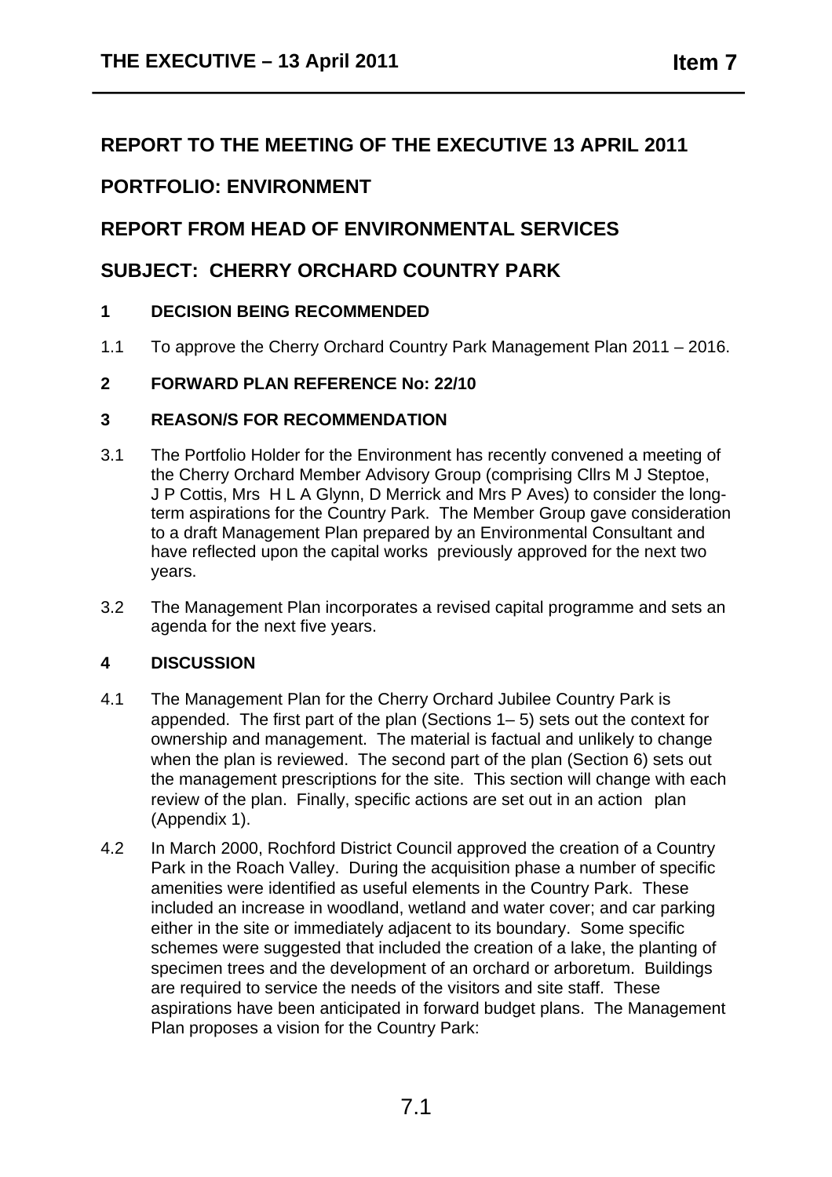# REPORT TO THE MEETING OF THE EXECUTIVE 13 APRIL 2011

## PORTFOLIO: ENVIRONMENT

## REPORT FROM HEAD OF ENVIRONMENTAL SERVICES

## SUBJECT: CHERRY ORCHARD COUNTRY PARK

### 1 DECISION BEING RECOMMENDED

1.1 To approve the Cherry Orchard Country Park Management Plan 2011 – 2016.

### 2 FORWARD PLAN REFERENCE No: 22/10

### 3 REASON/S FOR RECOMMENDATION

3.1 The Portfolio Holder for the Environment has recently convened a meeting of the Cherry Orchard Member Advisory Group (comprising Cllrs M J Steptoe, J P Cottis, Mrs H L A Glynn, D Merrick and Mrs P Aves) to consider the long-term aspirations for the Country Park. The Member Group gave consideration to a draft Management Plan prepared by an Environmental Consultant and have reflected upon the capital works previously approved for the next two years.

3.2 The Management Plan incorporates a revised capital programme and sets an agenda for the next five years.

### 4 DISCUSSION

4.1 The Management Plan for the Cherry Orchard Jubilee Country Park is appended. The first part of the plan (Sections 1– 5) sets out the context for ownership and management. The material is factual and unlikely to change when the plan is reviewed. The second part of the plan (Section 6) sets out the management prescriptions for the site. This section will change with each review of the plan. Finally, specific actions are set out in an action plan (Appendix 1).

4.2 In March 2000, Rochford District Council approved the creation of a Country Park in the Roach Valley. During the acquisition phase a number of specific amenities were identified as useful elements in the Country Park. These included an increase in woodland, wetland and water cover; and car parking either in the site or immediately adjacent to its boundary. Some specific schemes were suggested that included the creation of a lake, the planting of specimen trees and the development of an orchard or arboretum. Buildings are required to service the needs of the visitors and site staff. These aspirations have been anticipated in forward budget plans. The Management Plan proposes a vision for the Country Park: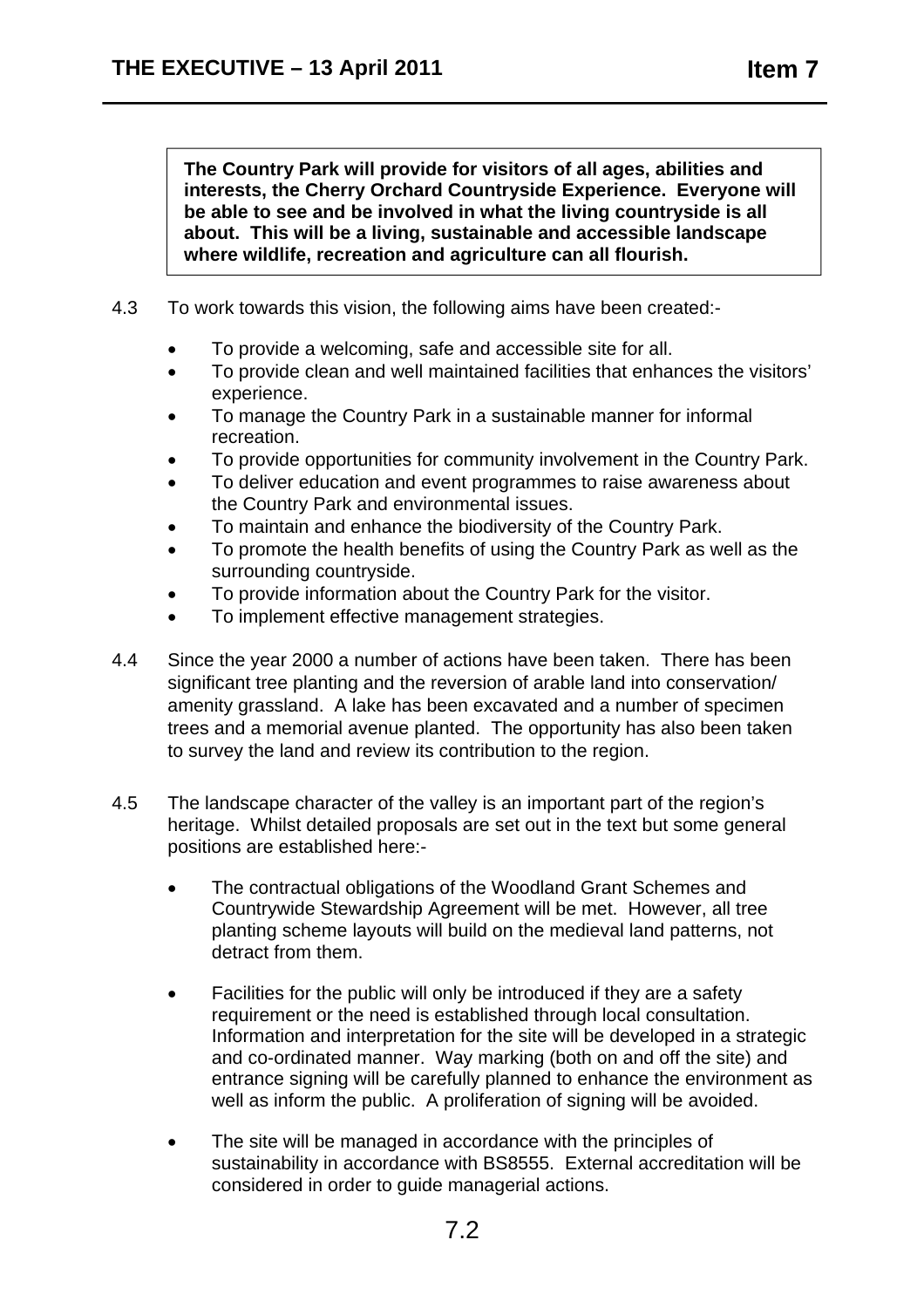**The Country Park will provide for visitors of all ages, abilities and interests, the Cherry Orchard Countryside Experience. Everyone will be able to see and be involved in what the living countryside is all about. This will be a living, sustainable and accessible landscape where wildlife, recreation and agriculture can all flourish.**

4.3 To work towards this vision, the following aims have been created:-

- To provide a welcoming, safe and accessible site for all.
- To provide clean and well maintained facilities that enhances the visitors' experience.
- To manage the Country Park in a sustainable manner for informal recreation.
- To provide opportunities for community involvement in the Country Park.
- To deliver education and event programmes to raise awareness about the Country Park and environmental issues.
- To maintain and enhance the biodiversity of the Country Park.
- To promote the health benefits of using the Country Park as well as the surrounding countryside.
- To provide information about the Country Park for the visitor.
- To implement effective management strategies.

4.4 Since the year 2000 a number of actions have been taken. There has been significant tree planting and the reversion of arable land into conservation/ amenity grassland. A lake has been excavated and a number of specimen trees and a memorial avenue planted. The opportunity has also been taken to survey the land and review its contribution to the region.

4.5 The landscape character of the valley is an important part of the region's heritage. Whilst detailed proposals are set out in the text but some general positions are established here:-

- The contractual obligations of the Woodland Grant Schemes and Countrywide Stewardship Agreement will be met. However, all tree planting scheme layouts will build on the medieval land patterns, not detract from them.

- Facilities for the public will only be introduced if they are a safety requirement or the need is established through local consultation. Information and interpretation for the site will be developed in a strategic and co-ordinated manner. Way marking (both on and off the site) and entrance signing will be carefully planned to enhance the environment as well as inform the public. A proliferation of signing will be avoided.

- The site will be managed in accordance with the principles of sustainability in accordance with BS8555. External accreditation will be considered in order to guide managerial actions.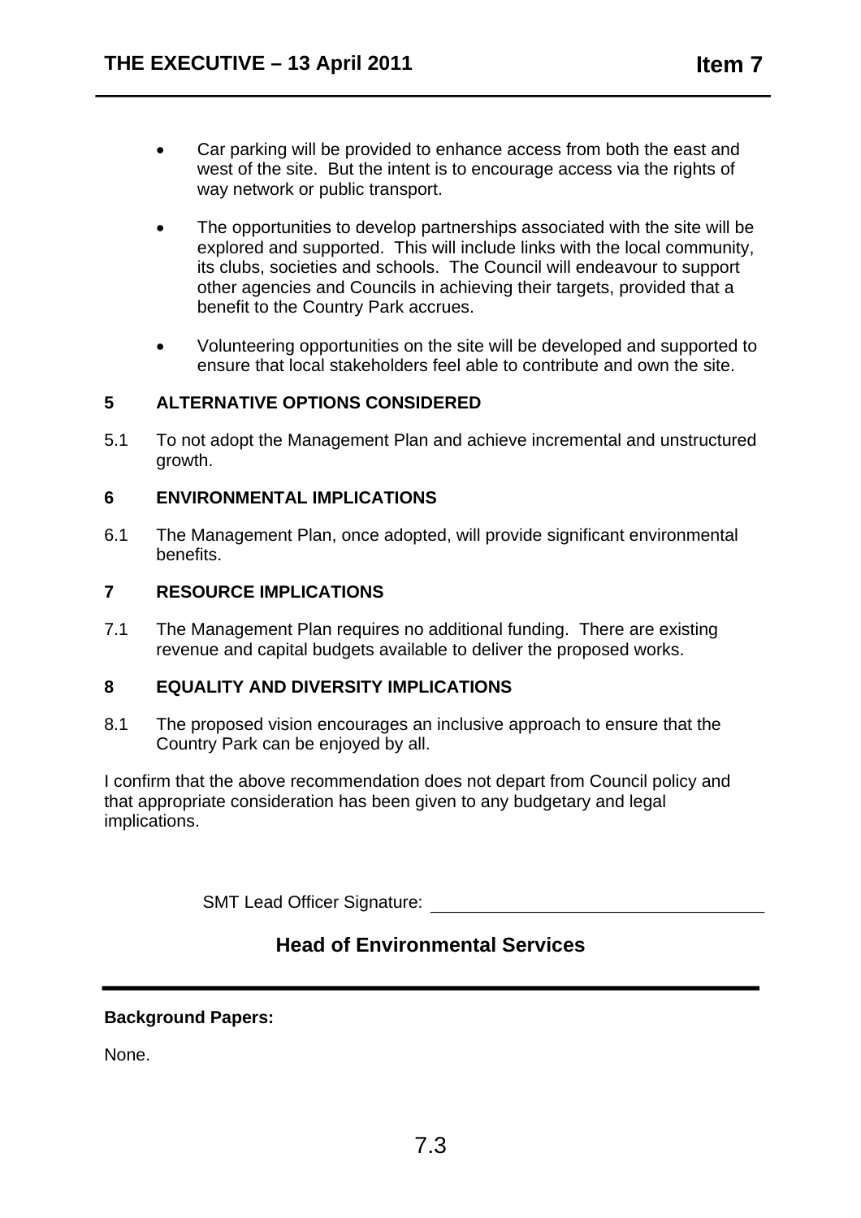- Car parking will be provided to enhance access from both the east and west of the site. But the intent is to encourage access via the rights of way network or public transport.

- The opportunities to develop partnerships associated with the site will be explored and supported. This will include links with the local community, its clubs, societies and schools. The Council will endeavour to support other agencies and Councils in achieving their targets, provided that a benefit to the Country Park accrues.

- Volunteering opportunities on the site will be developed and supported to ensure that local stakeholders feel able to contribute and own the site.

## 5 ALTERNATIVE OPTIONS CONSIDERED

5.1 To not adopt the Management Plan and achieve incremental and unstructured growth.

## 6 ENVIRONMENTAL IMPLICATIONS

6.1 The Management Plan, once adopted, will provide significant environmental benefits.

## 7 RESOURCE IMPLICATIONS

7.1 The Management Plan requires no additional funding. There are existing revenue and capital budgets available to deliver the proposed works.

## 8 EQUALITY AND DIVERSITY IMPLICATIONS

8.1 The proposed vision encourages an inclusive approach to ensure that the Country Park can be enjoyed by all.

I confirm that the above recommendation does not depart from Council policy and that appropriate consideration has been given to any budgetary and legal implications.

SMT Lead Officer Signature: ________________________________

## Head of Environmental Services

**Background Papers:**

None.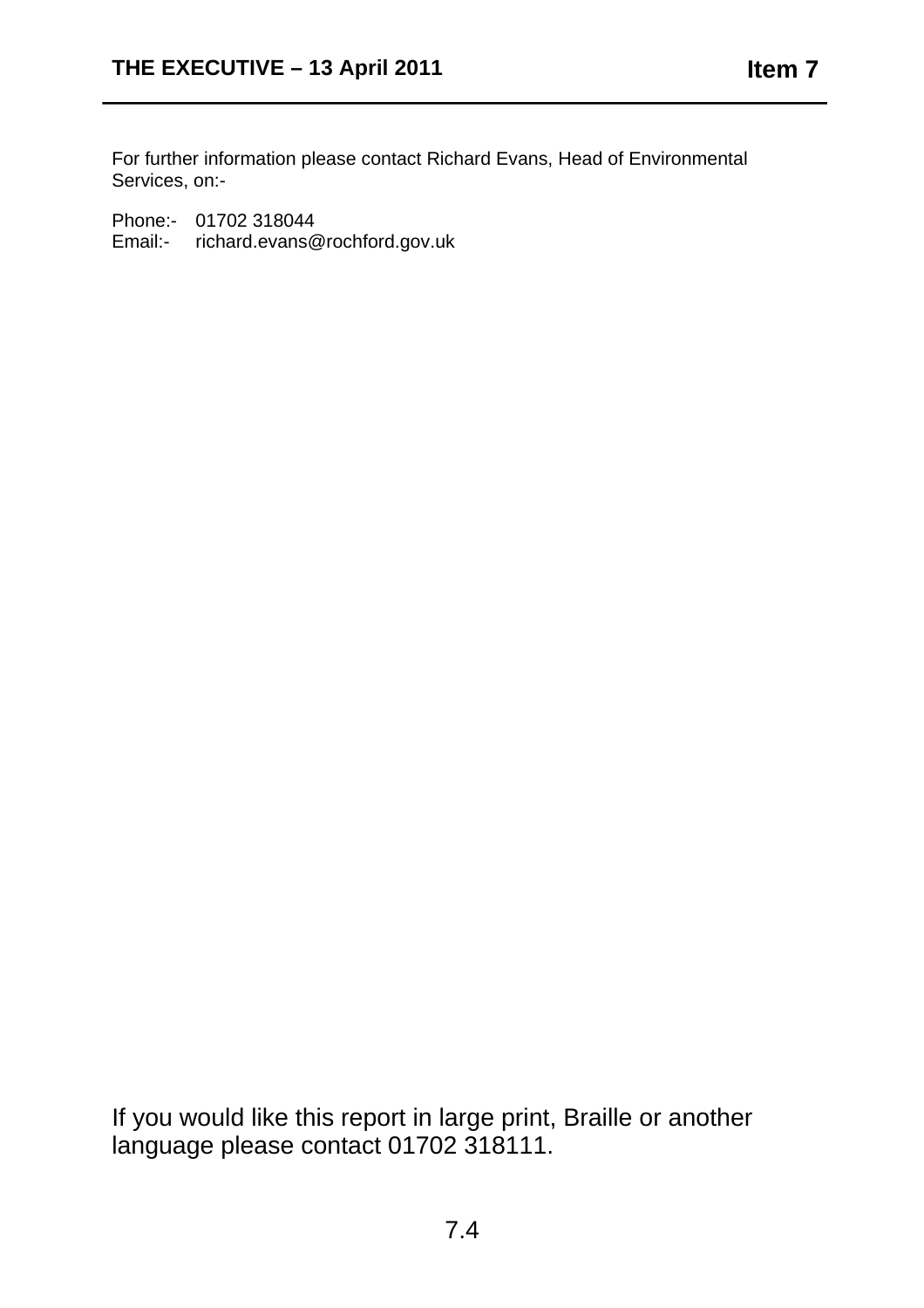For further information please contact Richard Evans, Head of Environmental Services, on:-

Phone:- 01702 318044
Email:- richard.evans@rochford.gov.uk

If you would like this report in large print, Braille or another language please contact 01702 318111.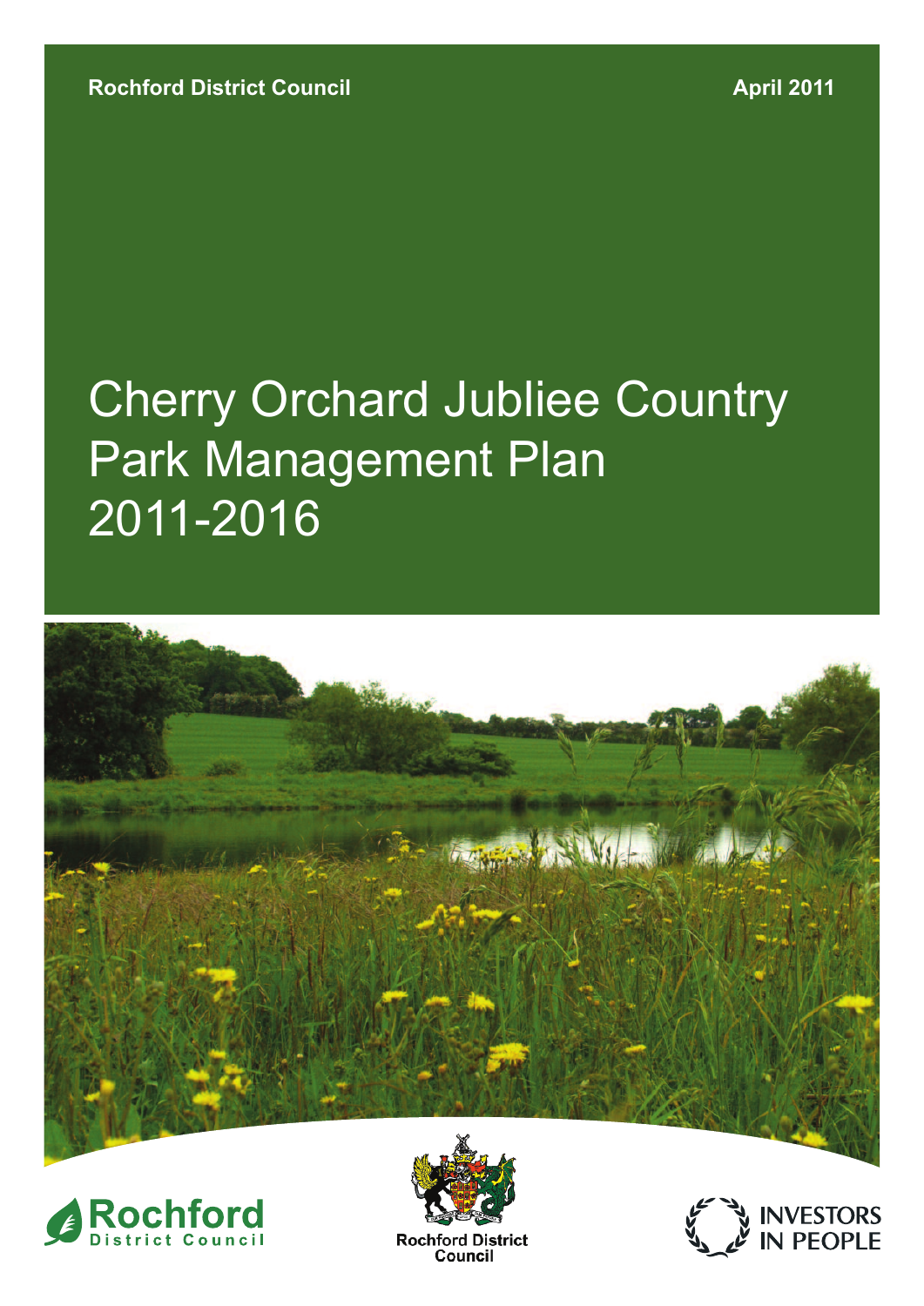Rochford District Council

April 2011

# Cherry Orchard Jubliee Country Park Management Plan 2011-2016

Rochford District Council

Rochford District Council

INVESTORS IN PEOPLE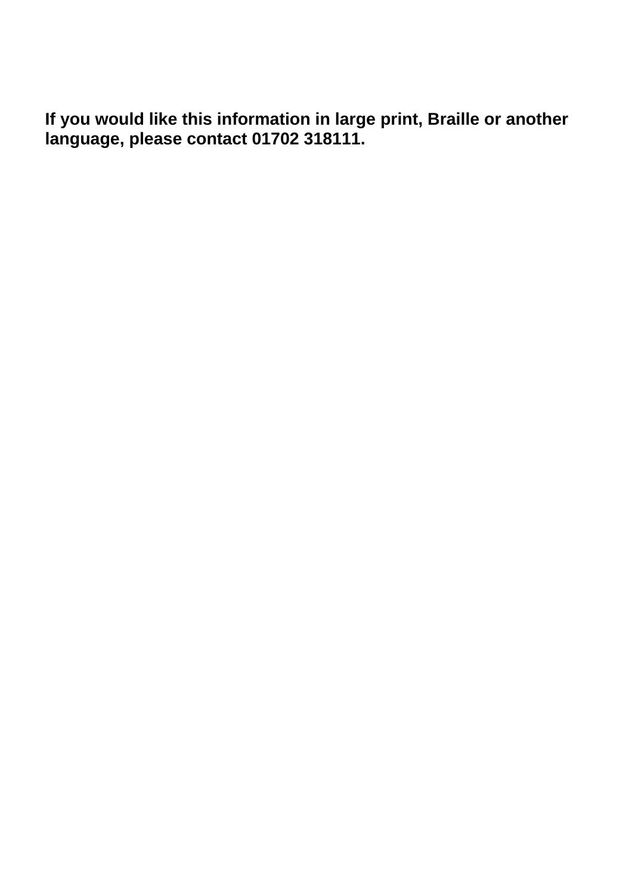**If you would like this information in large print, Braille or another language, please contact 01702 318111.**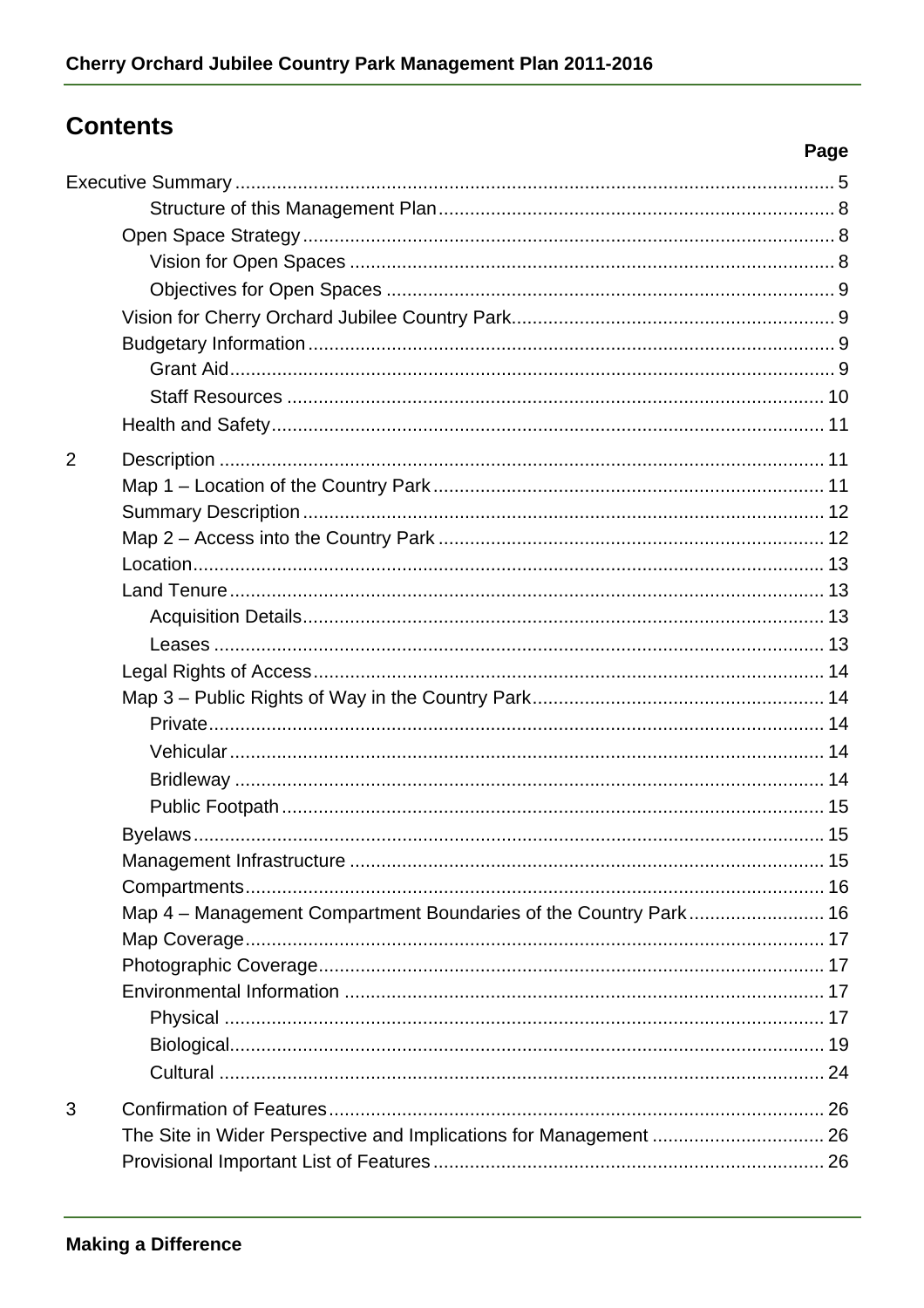## Contents

| | | Page |
|---|---|---|
| Executive Summary | | 5 |
| | Structure of this Management Plan | 8 |
| | Open Space Strategy | 8 |
| | Vision for Open Spaces | 8 |
| | Objectives for Open Spaces | 9 |
| | Vision for Cherry Orchard Jubilee Country Park | 9 |
| | Budgetary Information | 9 |
| | Grant Aid | 9 |
| | Staff Resources | 10 |
| | Health and Safety | 11 |
| 2 | Description | 11 |
| | Map 1 – Location of the Country Park | 11 |
| | Summary Description | 12 |
| | Map 2 – Access into the Country Park | 12 |
| | Location | 13 |
| | Land Tenure | 13 |
| | Acquisition Details | 13 |
| | Leases | 13 |
| | Legal Rights of Access | 14 |
| | Map 3 – Public Rights of Way in the Country Park | 14 |
| | Private | 14 |
| | Vehicular | 14 |
| | Bridleway | 14 |
| | Public Footpath | 15 |
| | Byelaws | 15 |
| | Management Infrastructure | 15 |
| | Compartments | 16 |
| | Map 4 – Management Compartment Boundaries of the Country Park | 16 |
| | Map Coverage | 17 |
| | Photographic Coverage | 17 |
| | Environmental Information | 17 |
| | Physical | 17 |
| | Biological | 19 |
| | Cultural | 24 |
| 3 | Confirmation of Features | 26 |
| | The Site in Wider Perspective and Implications for Management | 26 |
| | Provisional Important List of Features | 26 |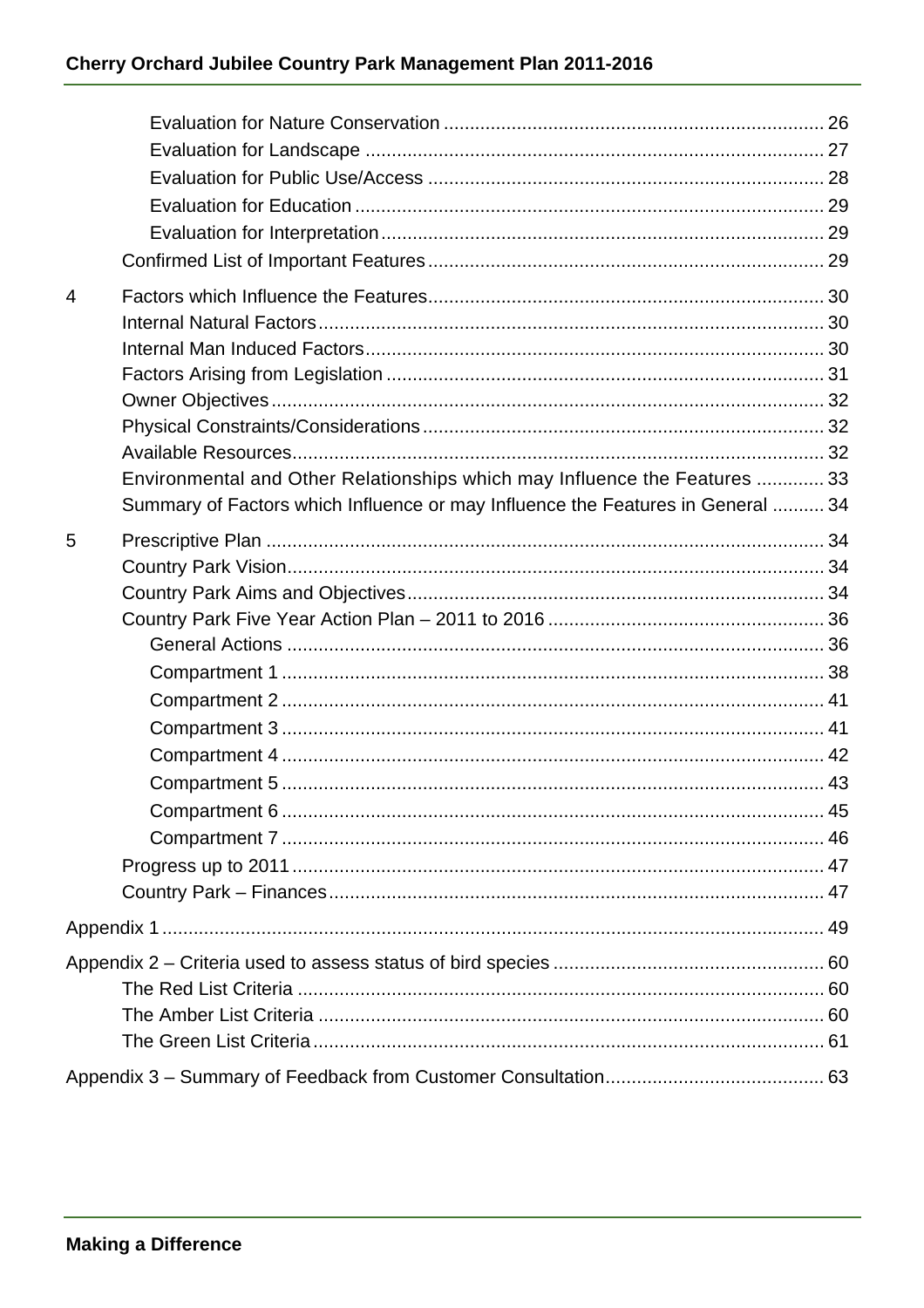Evaluation for Nature Conservation ........................................................................ 26
Evaluation for Landscape ....................................................................................... 27
Evaluation for Public Use/Access ........................................................................... 28
Evaluation for Education ......................................................................................... 29
Evaluation for Interpretation .................................................................................... 29
Confirmed List of Important Features ........................................................................... 29

4 Factors which Influence the Features ........................................................................... 30
Internal Natural Factors ................................................................................................ 30
Internal Man Induced Factors ........................................................................................ 30
Factors Arising from Legislation ................................................................................... 31
Owner Objectives ......................................................................................................... 32
Physical Constraints/Considerations ............................................................................. 32
Available Resources ..................................................................................................... 32
Environmental and Other Relationships which may Influence the Features ............. 33
Summary of Factors which Influence or may Influence the Features in General .......... 34

5 Prescriptive Plan ........................................................................................................... 34
Country Park Vision ...................................................................................................... 34
Country Park Aims and Objectives ............................................................................... 34
Country Park Five Year Action Plan – 2011 to 2016 .................................................... 36
General Actions ...................................................................................................... 36
Compartment 1 ....................................................................................................... 38
Compartment 2 ....................................................................................................... 41
Compartment 3 ....................................................................................................... 41
Compartment 4 ....................................................................................................... 42
Compartment 5 ....................................................................................................... 43
Compartment 6 ....................................................................................................... 45
Compartment 7 ....................................................................................................... 46
Progress up to 2011 ..................................................................................................... 47
Country Park – Finances .............................................................................................. 47

Appendix 1 ............................................................................................................................ 49

Appendix 2 – Criteria used to assess status of bird species ................................................... 60
The Red List Criteria .................................................................................................... 60
The Amber List Criteria ................................................................................................ 60
The Green List Criteria ................................................................................................. 61

Appendix 3 – Summary of Feedback from Customer Consultation ......................................... 63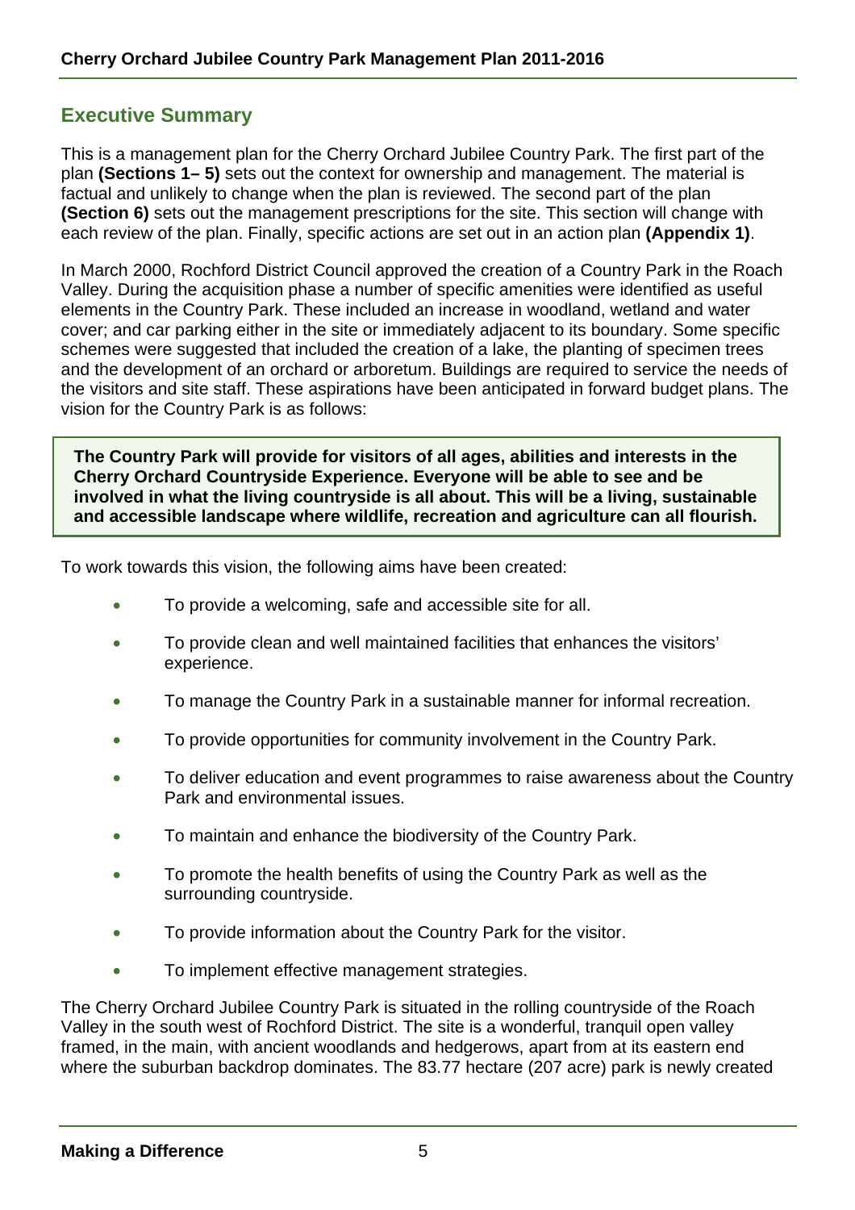## Executive Summary

This is a management plan for the Cherry Orchard Jubilee Country Park. The first part of the plan **(Sections 1– 5)** sets out the context for ownership and management. The material is factual and unlikely to change when the plan is reviewed. The second part of the plan **(Section 6)** sets out the management prescriptions for the site. This section will change with each review of the plan. Finally, specific actions are set out in an action plan **(Appendix 1)**.

In March 2000, Rochford District Council approved the creation of a Country Park in the Roach Valley. During the acquisition phase a number of specific amenities were identified as useful elements in the Country Park. These included an increase in woodland, wetland and water cover; and car parking either in the site or immediately adjacent to its boundary. Some specific schemes were suggested that included the creation of a lake, the planting of specimen trees and the development of an orchard or arboretum. Buildings are required to service the needs of the visitors and site staff. These aspirations have been anticipated in forward budget plans. The vision for the Country Park is as follows:

**The Country Park will provide for visitors of all ages, abilities and interests in the Cherry Orchard Countryside Experience. Everyone will be able to see and be involved in what the living countryside is all about. This will be a living, sustainable and accessible landscape where wildlife, recreation and agriculture can all flourish.**

To work towards this vision, the following aims have been created:

- To provide a welcoming, safe and accessible site for all.
- To provide clean and well maintained facilities that enhances the visitors' experience.
- To manage the Country Park in a sustainable manner for informal recreation.
- To provide opportunities for community involvement in the Country Park.
- To deliver education and event programmes to raise awareness about the Country Park and environmental issues.
- To maintain and enhance the biodiversity of the Country Park.
- To promote the health benefits of using the Country Park as well as the surrounding countryside.
- To provide information about the Country Park for the visitor.
- To implement effective management strategies.

The Cherry Orchard Jubilee Country Park is situated in the rolling countryside of the Roach Valley in the south west of Rochford District. The site is a wonderful, tranquil open valley framed, in the main, with ancient woodlands and hedgerows, apart from at its eastern end where the suburban backdrop dominates. The 83.77 hectare (207 acre) park is newly created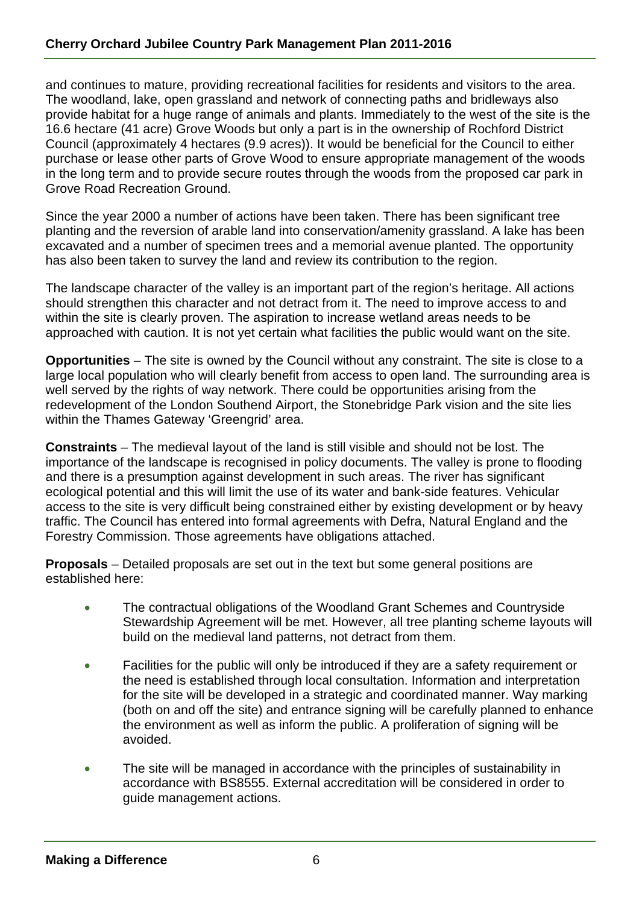and continues to mature, providing recreational facilities for residents and visitors to the area. The woodland, lake, open grassland and network of connecting paths and bridleways also provide habitat for a huge range of animals and plants. Immediately to the west of the site is the 16.6 hectare (41 acre) Grove Woods but only a part is in the ownership of Rochford District Council (approximately 4 hectares (9.9 acres)). It would be beneficial for the Council to either purchase or lease other parts of Grove Wood to ensure appropriate management of the woods in the long term and to provide secure routes through the woods from the proposed car park in Grove Road Recreation Ground.

Since the year 2000 a number of actions have been taken. There has been significant tree planting and the reversion of arable land into conservation/amenity grassland. A lake has been excavated and a number of specimen trees and a memorial avenue planted. The opportunity has also been taken to survey the land and review its contribution to the region.

The landscape character of the valley is an important part of the region's heritage. All actions should strengthen this character and not detract from it. The need to improve access to and within the site is clearly proven. The aspiration to increase wetland areas needs to be approached with caution. It is not yet certain what facilities the public would want on the site.

**Opportunities** – The site is owned by the Council without any constraint. The site is close to a large local population who will clearly benefit from access to open land. The surrounding area is well served by the rights of way network. There could be opportunities arising from the redevelopment of the London Southend Airport, the Stonebridge Park vision and the site lies within the Thames Gateway 'Greengrid' area.

**Constraints** – The medieval layout of the land is still visible and should not be lost. The importance of the landscape is recognised in policy documents. The valley is prone to flooding and there is a presumption against development in such areas. The river has significant ecological potential and this will limit the use of its water and bank-side features. Vehicular access to the site is very difficult being constrained either by existing development or by heavy traffic. The Council has entered into formal agreements with Defra, Natural England and the Forestry Commission. Those agreements have obligations attached.

**Proposals** – Detailed proposals are set out in the text but some general positions are established here:

- The contractual obligations of the Woodland Grant Schemes and Countryside Stewardship Agreement will be met. However, all tree planting scheme layouts will build on the medieval land patterns, not detract from them.
- Facilities for the public will only be introduced if they are a safety requirement or the need is established through local consultation. Information and interpretation for the site will be developed in a strategic and coordinated manner. Way marking (both on and off the site) and entrance signing will be carefully planned to enhance the environment as well as inform the public. A proliferation of signing will be avoided.
- The site will be managed in accordance with the principles of sustainability in accordance with BS8555. External accreditation will be considered in order to guide management actions.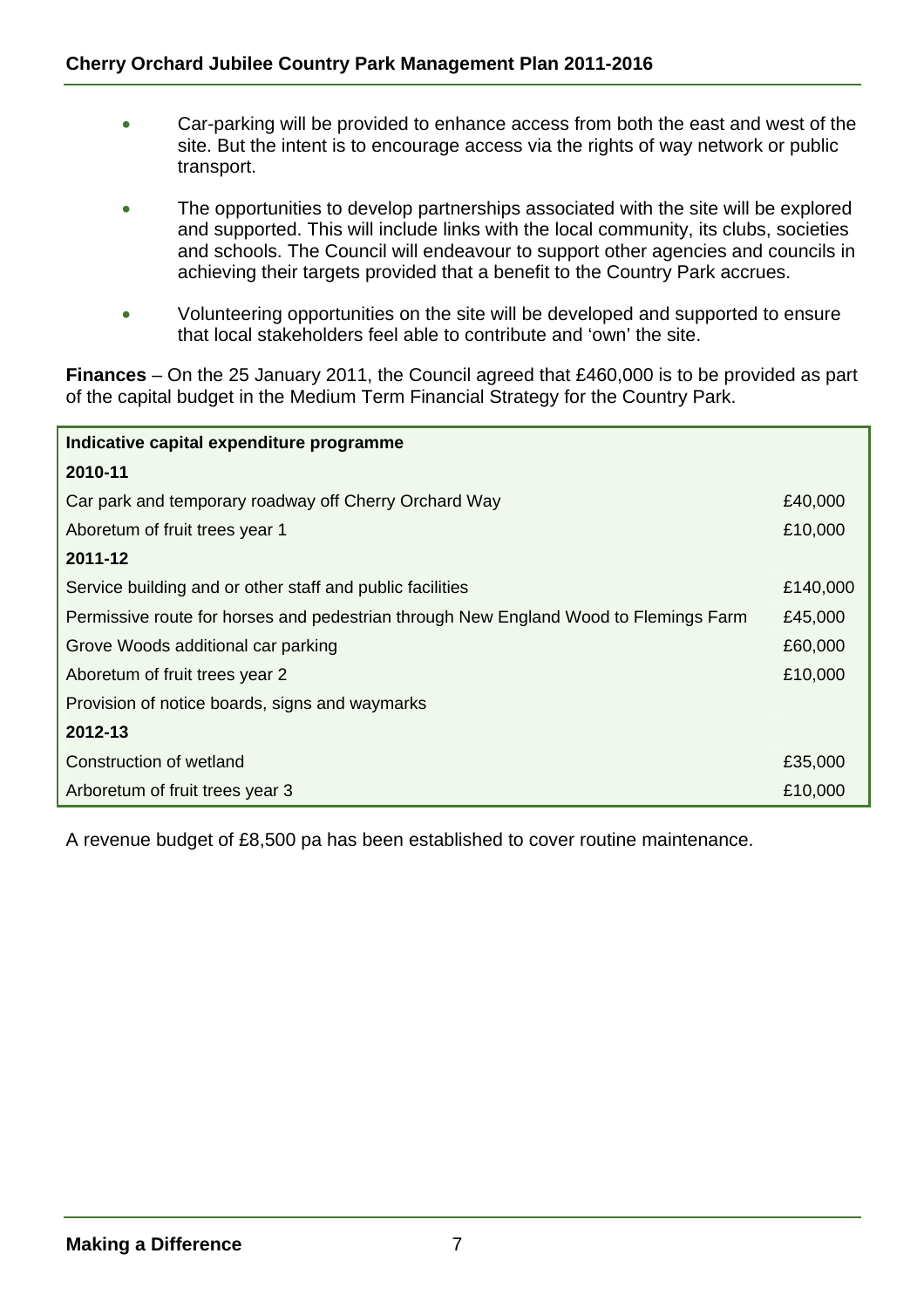- Car-parking will be provided to enhance access from both the east and west of the site. But the intent is to encourage access via the rights of way network or public transport.

- The opportunities to develop partnerships associated with the site will be explored and supported. This will include links with the local community, its clubs, societies and schools. The Council will endeavour to support other agencies and councils in achieving their targets provided that a benefit to the Country Park accrues.

- Volunteering opportunities on the site will be developed and supported to ensure that local stakeholders feel able to contribute and 'own' the site.

**Finances** – On the 25 January 2011, the Council agreed that £460,000 is to be provided as part of the capital budget in the Medium Term Financial Strategy for the Country Park.

| **Indicative capital expenditure programme** | |
|---|---|
| **2010-11** | |
| Car park and temporary roadway off Cherry Orchard Way | £40,000 |
| Aboretum of fruit trees year 1 | £10,000 |
| **2011-12** | |
| Service building and or other staff and public facilities | £140,000 |
| Permissive route for horses and pedestrian through New England Wood to Flemings Farm | £45,000 |
| Grove Woods additional car parking | £60,000 |
| Aboretum of fruit trees year 2 | £10,000 |
| Provision of notice boards, signs and waymarks | |
| **2012-13** | |
| Construction of wetland | £35,000 |
| Arboretum of fruit trees year 3 | £10,000 |

A revenue budget of £8,500 pa has been established to cover routine maintenance.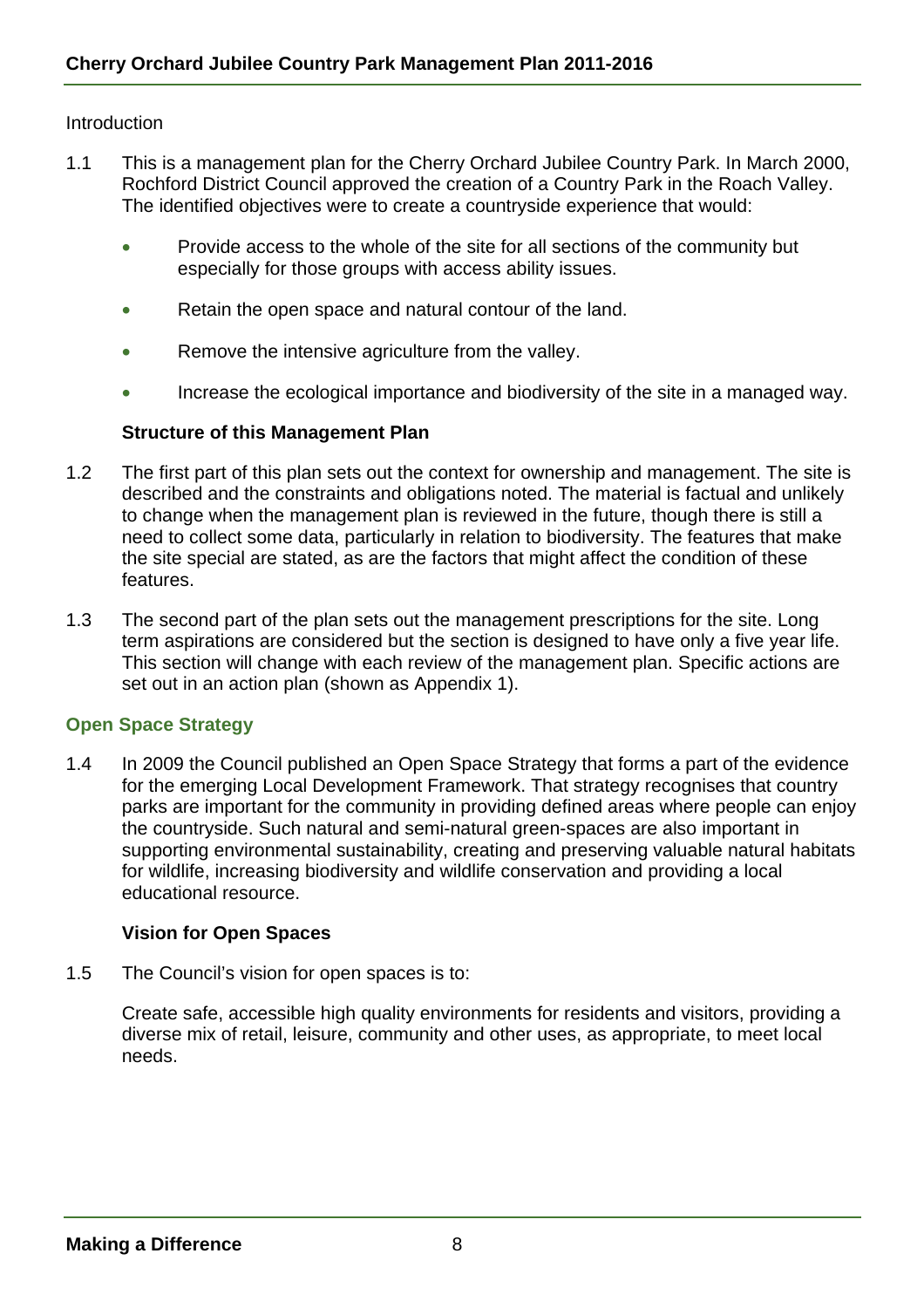Introduction

1.1 This is a management plan for the Cherry Orchard Jubilee Country Park. In March 2000, Rochford District Council approved the creation of a Country Park in the Roach Valley. The identified objectives were to create a countryside experience that would:

- Provide access to the whole of the site for all sections of the community but especially for those groups with access ability issues.
- Retain the open space and natural contour of the land.
- Remove the intensive agriculture from the valley.
- Increase the ecological importance and biodiversity of the site in a managed way.

**Structure of this Management Plan**

1.2 The first part of this plan sets out the context for ownership and management. The site is described and the constraints and obligations noted. The material is factual and unlikely to change when the management plan is reviewed in the future, though there is still a need to collect some data, particularly in relation to biodiversity. The features that make the site special are stated, as are the factors that might affect the condition of these features.

1.3 The second part of the plan sets out the management prescriptions for the site. Long term aspirations are considered but the section is designed to have only a five year life. This section will change with each review of the management plan. Specific actions are set out in an action plan (shown as Appendix 1).

## Open Space Strategy

1.4 In 2009 the Council published an Open Space Strategy that forms a part of the evidence for the emerging Local Development Framework. That strategy recognises that country parks are important for the community in providing defined areas where people can enjoy the countryside. Such natural and semi-natural green-spaces are also important in supporting environmental sustainability, creating and preserving valuable natural habitats for wildlife, increasing biodiversity and wildlife conservation and providing a local educational resource.

**Vision for Open Spaces**

1.5 The Council's vision for open spaces is to:

Create safe, accessible high quality environments for residents and visitors, providing a diverse mix of retail, leisure, community and other uses, as appropriate, to meet local needs.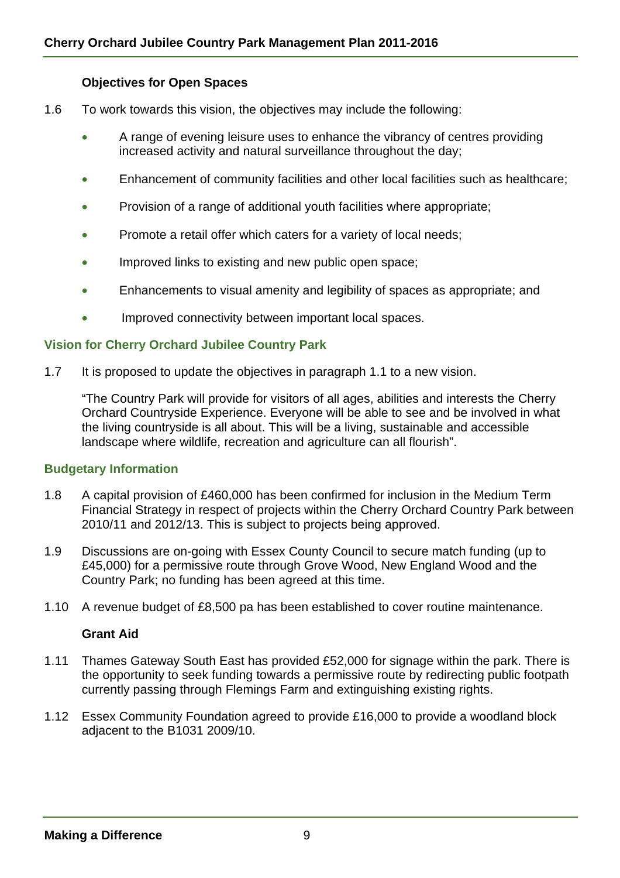### Objectives for Open Spaces

1.6 To work towards this vision, the objectives may include the following:

- A range of evening leisure uses to enhance the vibrancy of centres providing increased activity and natural surveillance throughout the day;
- Enhancement of community facilities and other local facilities such as healthcare;
- Provision of a range of additional youth facilities where appropriate;
- Promote a retail offer which caters for a variety of local needs;
- Improved links to existing and new public open space;
- Enhancements to visual amenity and legibility of spaces as appropriate; and
- Improved connectivity between important local spaces.

## Vision for Cherry Orchard Jubilee Country Park

1.7 It is proposed to update the objectives in paragraph 1.1 to a new vision.

"The Country Park will provide for visitors of all ages, abilities and interests the Cherry Orchard Countryside Experience. Everyone will be able to see and be involved in what the living countryside is all about. This will be a living, sustainable and accessible landscape where wildlife, recreation and agriculture can all flourish".

## Budgetary Information

1.8 A capital provision of £460,000 has been confirmed for inclusion in the Medium Term Financial Strategy in respect of projects within the Cherry Orchard Country Park between 2010/11 and 2012/13. This is subject to projects being approved.

1.9 Discussions are on-going with Essex County Council to secure match funding (up to £45,000) for a permissive route through Grove Wood, New England Wood and the Country Park; no funding has been agreed at this time.

1.10 A revenue budget of £8,500 pa has been established to cover routine maintenance.

### Grant Aid

1.11 Thames Gateway South East has provided £52,000 for signage within the park. There is the opportunity to seek funding towards a permissive route by redirecting public footpath currently passing through Flemings Farm and extinguishing existing rights.

1.12 Essex Community Foundation agreed to provide £16,000 to provide a woodland block adjacent to the B1031 2009/10.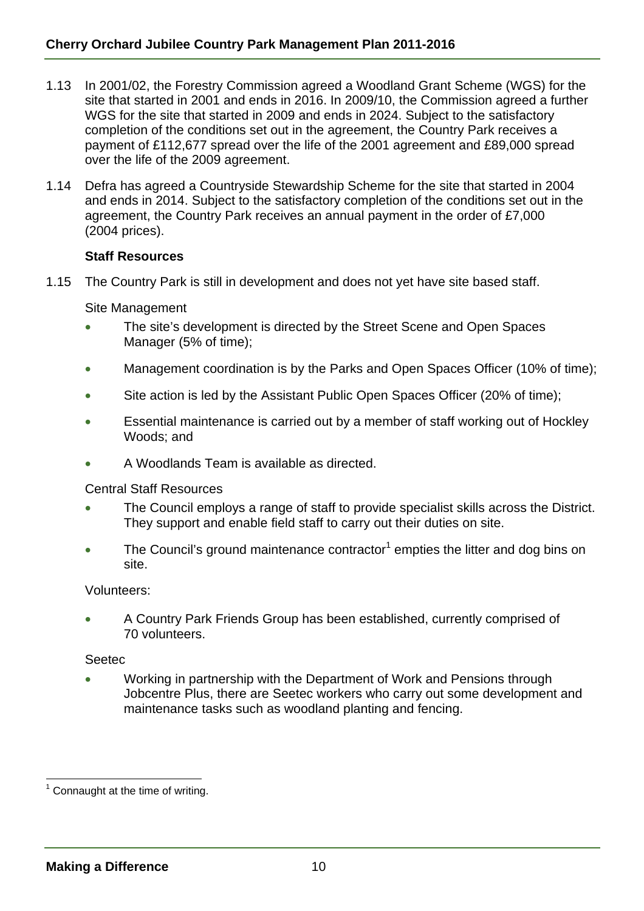1.13 In 2001/02, the Forestry Commission agreed a Woodland Grant Scheme (WGS) for the site that started in 2001 and ends in 2016. In 2009/10, the Commission agreed a further WGS for the site that started in 2009 and ends in 2024. Subject to the satisfactory completion of the conditions set out in the agreement, the Country Park receives a payment of £112,677 spread over the life of the 2001 agreement and £89,000 spread over the life of the 2009 agreement.

1.14 Defra has agreed a Countryside Stewardship Scheme for the site that started in 2004 and ends in 2014. Subject to the satisfactory completion of the conditions set out in the agreement, the Country Park receives an annual payment in the order of £7,000 (2004 prices).

**Staff Resources**

1.15 The Country Park is still in development and does not yet have site based staff.

Site Management

- The site's development is directed by the Street Scene and Open Spaces Manager (5% of time);
- Management coordination is by the Parks and Open Spaces Officer (10% of time);
- Site action is led by the Assistant Public Open Spaces Officer (20% of time);
- Essential maintenance is carried out by a member of staff working out of Hockley Woods; and
- A Woodlands Team is available as directed.

Central Staff Resources

- The Council employs a range of staff to provide specialist skills across the District. They support and enable field staff to carry out their duties on site.
- The Council's ground maintenance contractor[1] empties the litter and dog bins on site.

Volunteers:

- A Country Park Friends Group has been established, currently comprised of 70 volunteers.

Seetec

- Working in partnership with the Department of Work and Pensions through Jobcentre Plus, there are Seetec workers who carry out some development and maintenance tasks such as woodland planting and fencing.

[1] Connaught at the time of writing.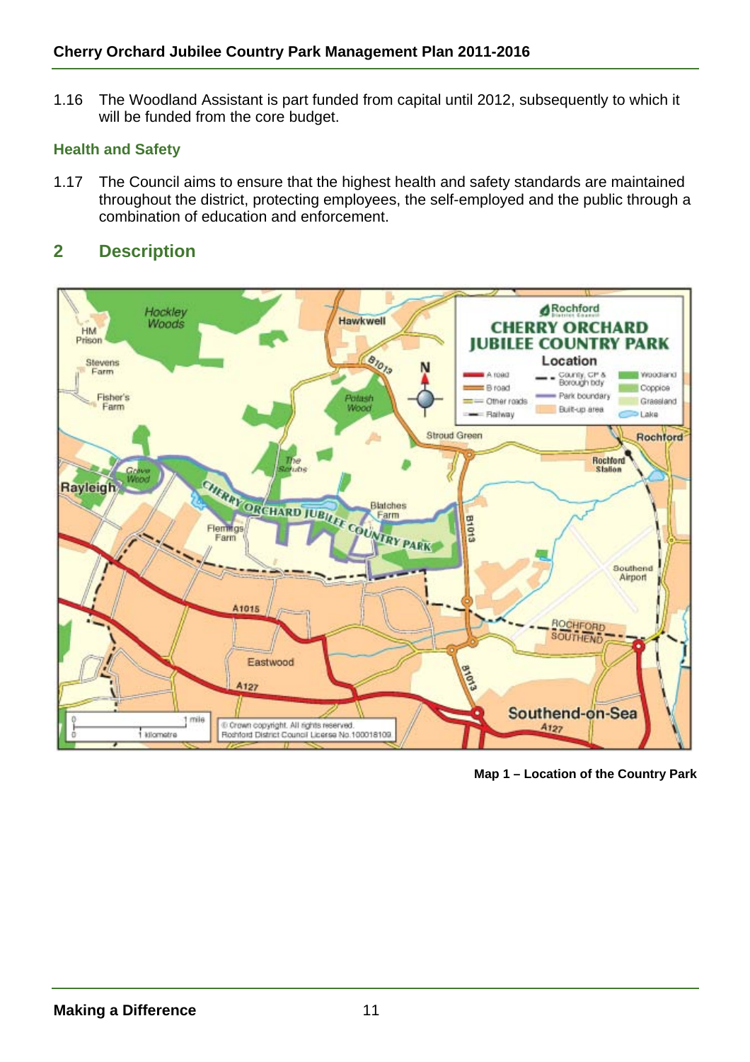1.16 The Woodland Assistant is part funded from capital until 2012, subsequently to which it will be funded from the core budget.

### Health and Safety

1.17 The Council aims to ensure that the highest health and safety standards are maintained throughout the district, protecting employees, the self-employed and the public through a combination of education and enforcement.

## 2 Description

**Map 1 – Location of the Country Park**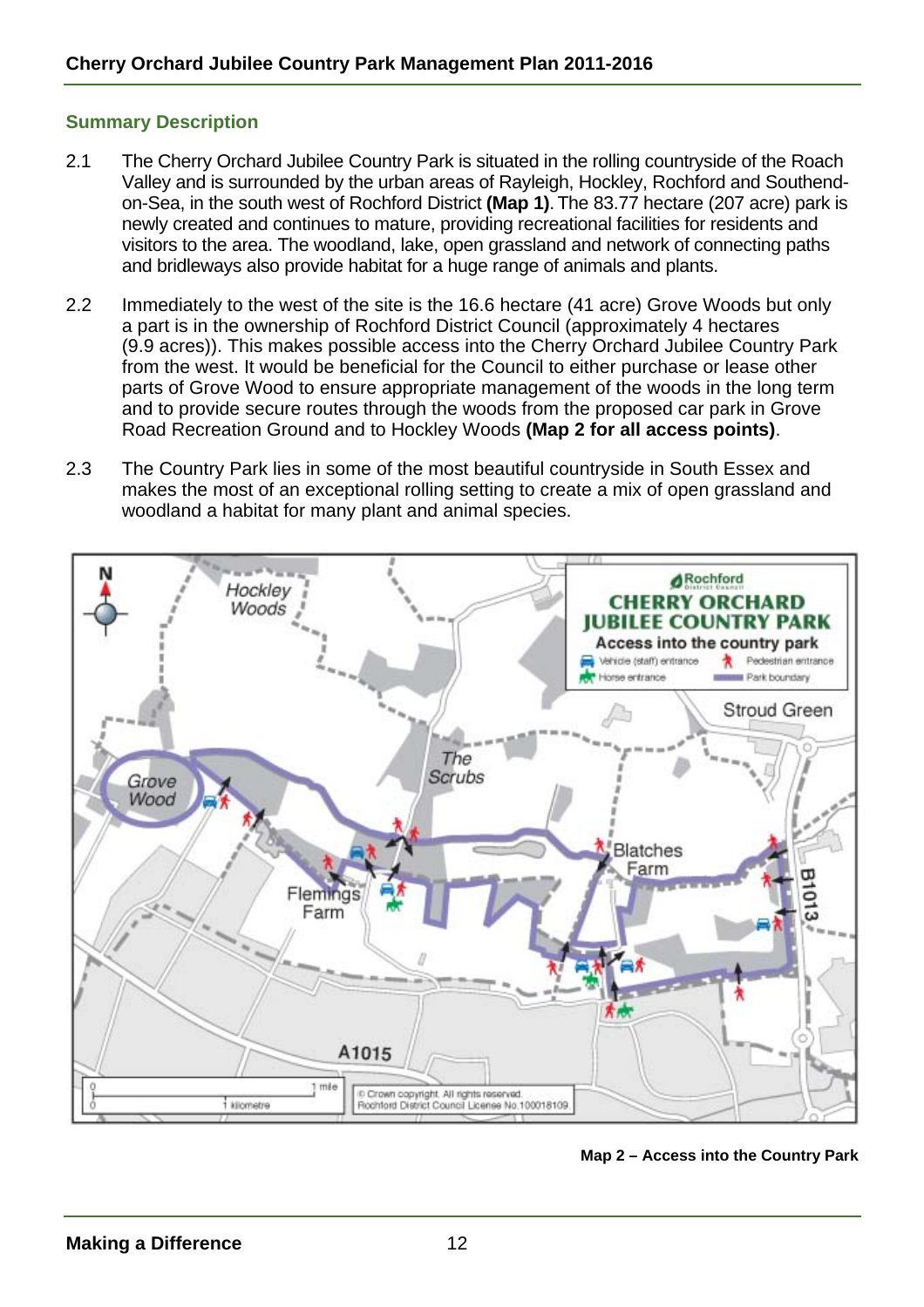## Summary Description

2.1 The Cherry Orchard Jubilee Country Park is situated in the rolling countryside of the Roach Valley and is surrounded by the urban areas of Rayleigh, Hockley, Rochford and Southend-on-Sea, in the south west of Rochford District **(Map 1)**. The 83.77 hectare (207 acre) park is newly created and continues to mature, providing recreational facilities for residents and visitors to the area. The woodland, lake, open grassland and network of connecting paths and bridleways also provide habitat for a huge range of animals and plants.

2.2 Immediately to the west of the site is the 16.6 hectare (41 acre) Grove Woods but only a part is in the ownership of Rochford District Council (approximately 4 hectares (9.9 acres)). This makes possible access into the Cherry Orchard Jubilee Country Park from the west. It would be beneficial for the Council to either purchase or lease other parts of Grove Wood to ensure appropriate management of the woods in the long term and to provide secure routes through the woods from the proposed car park in Grove Road Recreation Ground and to Hockley Woods **(Map 2 for all access points)**.

2.3 The Country Park lies in some of the most beautiful countryside in South Essex and makes the most of an exceptional rolling setting to create a mix of open grassland and woodland a habitat for many plant and animal species.

**Map 2 – Access into the Country Park**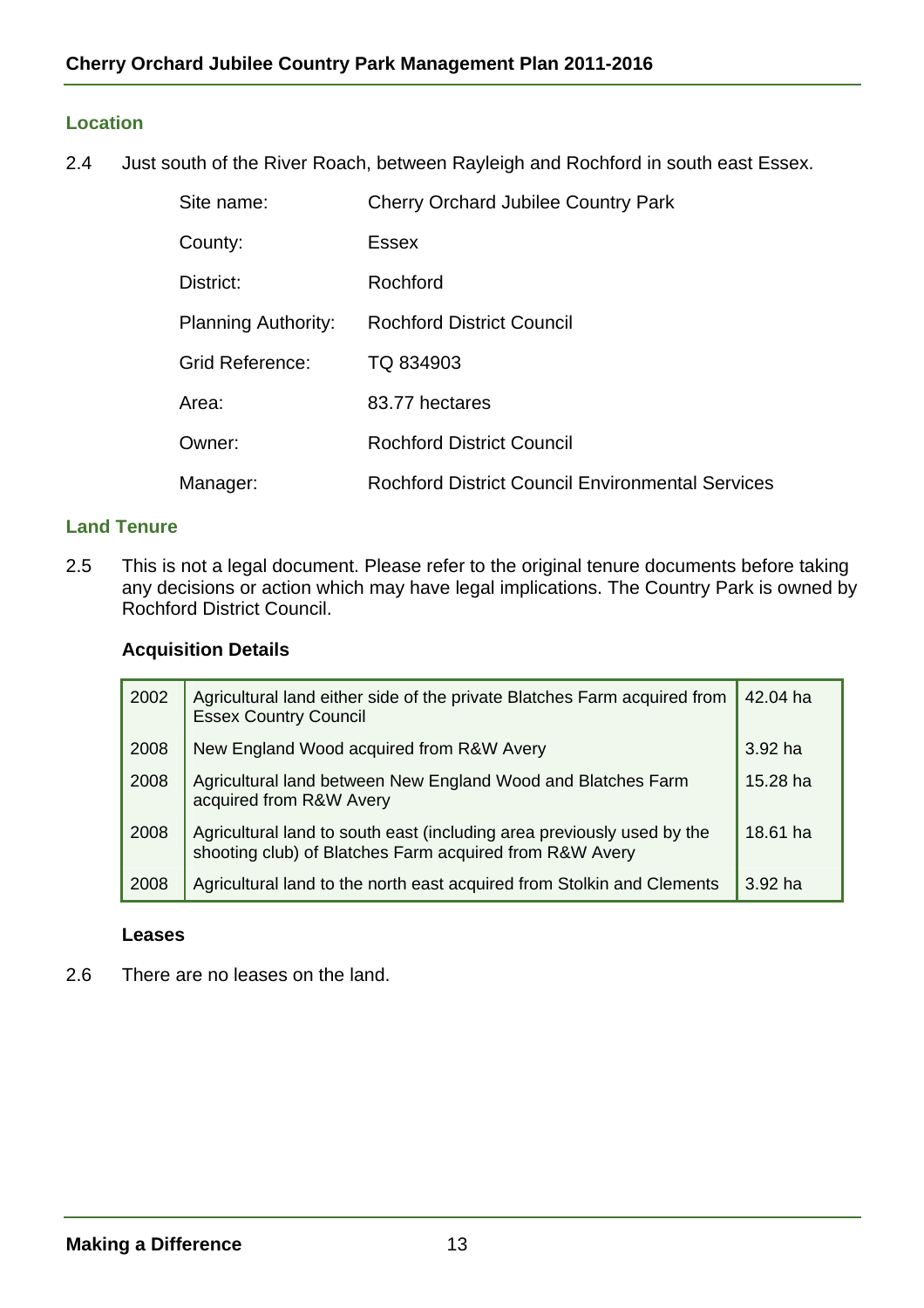### Location

2.4 Just south of the River Roach, between Rayleigh and Rochford in south east Essex.

| | |
|---|---|
| Site name: | Cherry Orchard Jubilee Country Park |
| County: | Essex |
| District: | Rochford |
| Planning Authority: | Rochford District Council |
| Grid Reference: | TQ 834903 |
| Area: | 83.77 hectares |
| Owner: | Rochford District Council |
| Manager: | Rochford District Council Environmental Services |

### Land Tenure

2.5 This is not a legal document. Please refer to the original tenure documents before taking any decisions or action which may have legal implications. The Country Park is owned by Rochford District Council.

**Acquisition Details**

| | | |
|---|---|---|
| 2002 | Agricultural land either side of the private Blatches Farm acquired from Essex Country Council | 42.04 ha |
| 2008 | New England Wood acquired from R&W Avery | 3.92 ha |
| 2008 | Agricultural land between New England Wood and Blatches Farm acquired from R&W Avery | 15.28 ha |
| 2008 | Agricultural land to south east (including area previously used by the shooting club) of Blatches Farm acquired from R&W Avery | 18.61 ha |
| 2008 | Agricultural land to the north east acquired from Stolkin and Clements | 3.92 ha |

**Leases**

2.6 There are no leases on the land.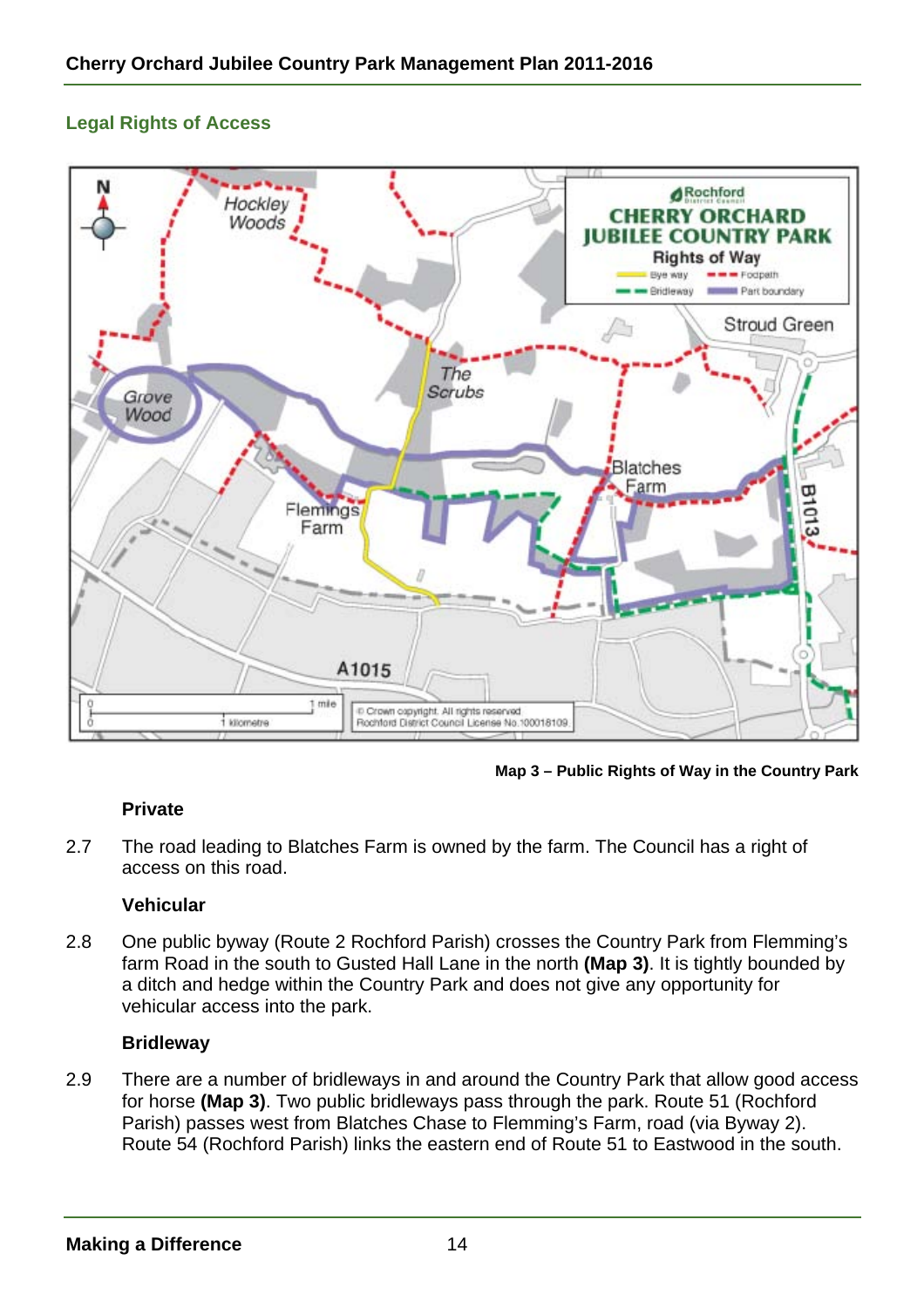## Legal Rights of Access

Map 3 – Public Rights of Way in the Country Park

### Private

2.7 The road leading to Blatches Farm is owned by the farm. The Council has a right of access on this road.

### Vehicular

2.8 One public byway (Route 2 Rochford Parish) crosses the Country Park from Flemming's farm Road in the south to Gusted Hall Lane in the north **(Map 3)**. It is tightly bounded by a ditch and hedge within the Country Park and does not give any opportunity for vehicular access into the park.

### Bridleway

2.9 There are a number of bridleways in and around the Country Park that allow good access for horse **(Map 3)**. Two public bridleways pass through the park. Route 51 (Rochford Parish) passes west from Blatches Chase to Flemming's Farm, road (via Byway 2). Route 54 (Rochford Parish) links the eastern end of Route 51 to Eastwood in the south.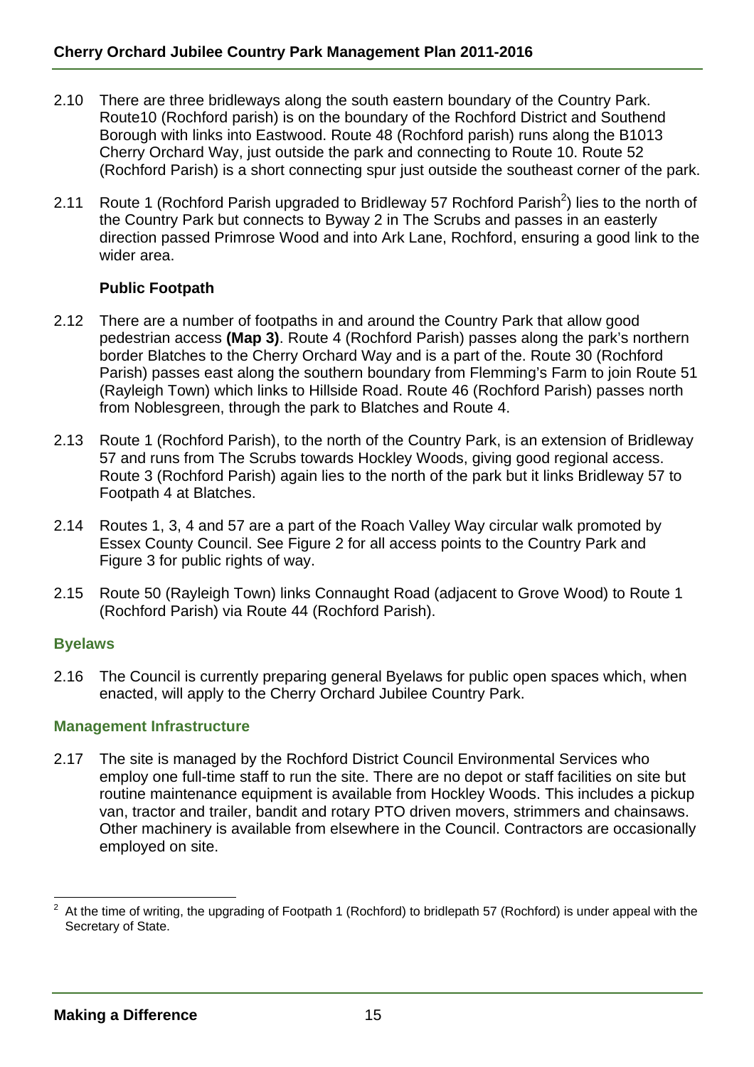2.10 There are three bridleways along the south eastern boundary of the Country Park. Route10 (Rochford parish) is on the boundary of the Rochford District and Southend Borough with links into Eastwood. Route 48 (Rochford parish) runs along the B1013 Cherry Orchard Way, just outside the park and connecting to Route 10. Route 52 (Rochford Parish) is a short connecting spur just outside the southeast corner of the park.

2.11 Route 1 (Rochford Parish upgraded to Bridleway 57 Rochford Parish[2]) lies to the north of the Country Park but connects to Byway 2 in The Scrubs and passes in an easterly direction passed Primrose Wood and into Ark Lane, Rochford, ensuring a good link to the wider area.

**Public Footpath**

2.12 There are a number of footpaths in and around the Country Park that allow good pedestrian access **(Map 3)**. Route 4 (Rochford Parish) passes along the park's northern border Blatches to the Cherry Orchard Way and is a part of the. Route 30 (Rochford Parish) passes east along the southern boundary from Flemming's Farm to join Route 51 (Rayleigh Town) which links to Hillside Road. Route 46 (Rochford Parish) passes north from Noblesgreen, through the park to Blatches and Route 4.

2.13 Route 1 (Rochford Parish), to the north of the Country Park, is an extension of Bridleway 57 and runs from The Scrubs towards Hockley Woods, giving good regional access. Route 3 (Rochford Parish) again lies to the north of the park but it links Bridleway 57 to Footpath 4 at Blatches.

2.14 Routes 1, 3, 4 and 57 are a part of the Roach Valley Way circular walk promoted by Essex County Council. See Figure 2 for all access points to the Country Park and Figure 3 for public rights of way.

2.15 Route 50 (Rayleigh Town) links Connaught Road (adjacent to Grove Wood) to Route 1 (Rochford Parish) via Route 44 (Rochford Parish).

## Byelaws

2.16 The Council is currently preparing general Byelaws for public open spaces which, when enacted, will apply to the Cherry Orchard Jubilee Country Park.

## Management Infrastructure

2.17 The site is managed by the Rochford District Council Environmental Services who employ one full-time staff to run the site. There are no depot or staff facilities on site but routine maintenance equipment is available from Hockley Woods. This includes a pickup van, tractor and trailer, bandit and rotary PTO driven movers, strimmers and chainsaws. Other machinery is available from elsewhere in the Council. Contractors are occasionally employed on site.

[2] At the time of writing, the upgrading of Footpath 1 (Rochford) to bridlepath 57 (Rochford) is under appeal with the Secretary of State.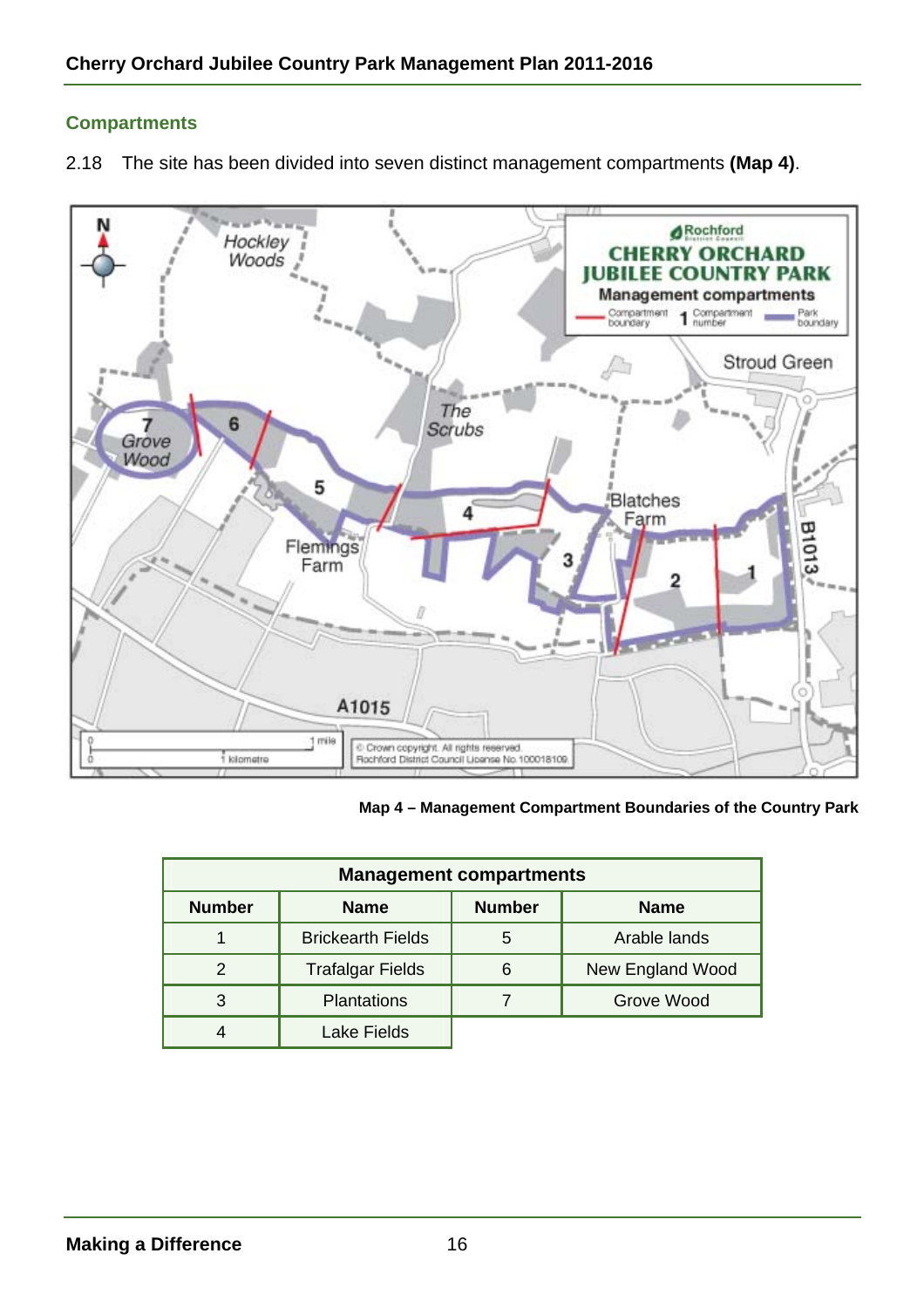## Compartments

2.18 The site has been divided into seven distinct management compartments **(Map 4)**.

**Map 4 – Management Compartment Boundaries of the Country Park**

| Management compartments | | | |
|---|---|---|---|
| **Number** | **Name** | **Number** | **Name** |
| 1 | Brickearth Fields | 5 | Arable lands |
| 2 | Trafalgar Fields | 6 | New England Wood |
| 3 | Plantations | 7 | Grove Wood |
| 4 | Lake Fields | | |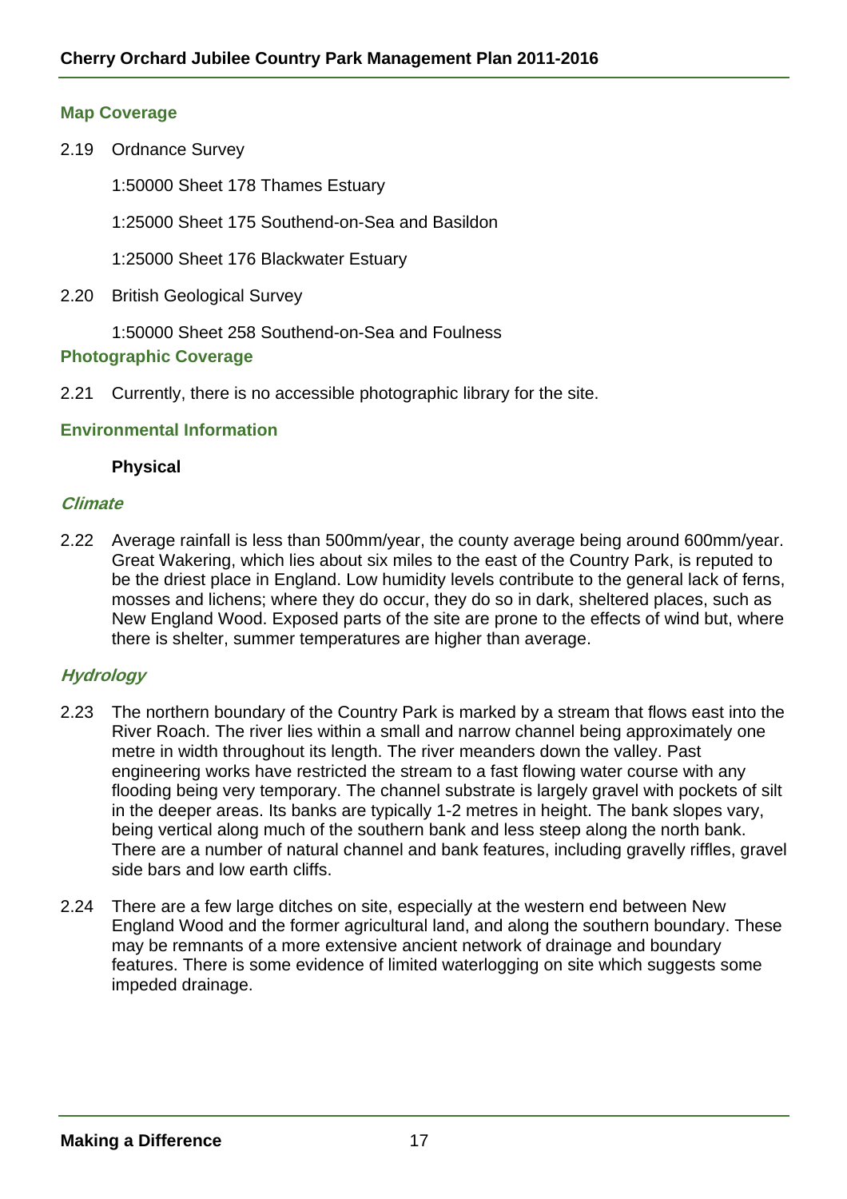### Map Coverage

2.19 Ordnance Survey

1:50000 Sheet 178 Thames Estuary

1:25000 Sheet 175 Southend-on-Sea and Basildon

1:25000 Sheet 176 Blackwater Estuary

2.20 British Geological Survey

1:50000 Sheet 258 Southend-on-Sea and Foulness

### Photographic Coverage

2.21 Currently, there is no accessible photographic library for the site.

### Environmental Information

**Physical**

#### *Climate*

2.22 Average rainfall is less than 500mm/year, the county average being around 600mm/year. Great Wakering, which lies about six miles to the east of the Country Park, is reputed to be the driest place in England. Low humidity levels contribute to the general lack of ferns, mosses and lichens; where they do occur, they do so in dark, sheltered places, such as New England Wood. Exposed parts of the site are prone to the effects of wind but, where there is shelter, summer temperatures are higher than average.

#### *Hydrology*

2.23 The northern boundary of the Country Park is marked by a stream that flows east into the River Roach. The river lies within a small and narrow channel being approximately one metre in width throughout its length. The river meanders down the valley. Past engineering works have restricted the stream to a fast flowing water course with any flooding being very temporary. The channel substrate is largely gravel with pockets of silt in the deeper areas. Its banks are typically 1-2 metres in height. The bank slopes vary, being vertical along much of the southern bank and less steep along the north bank. There are a number of natural channel and bank features, including gravelly riffles, gravel side bars and low earth cliffs.

2.24 There are a few large ditches on site, especially at the western end between New England Wood and the former agricultural land, and along the southern boundary. These may be remnants of a more extensive ancient network of drainage and boundary features. There is some evidence of limited waterlogging on site which suggests some impeded drainage.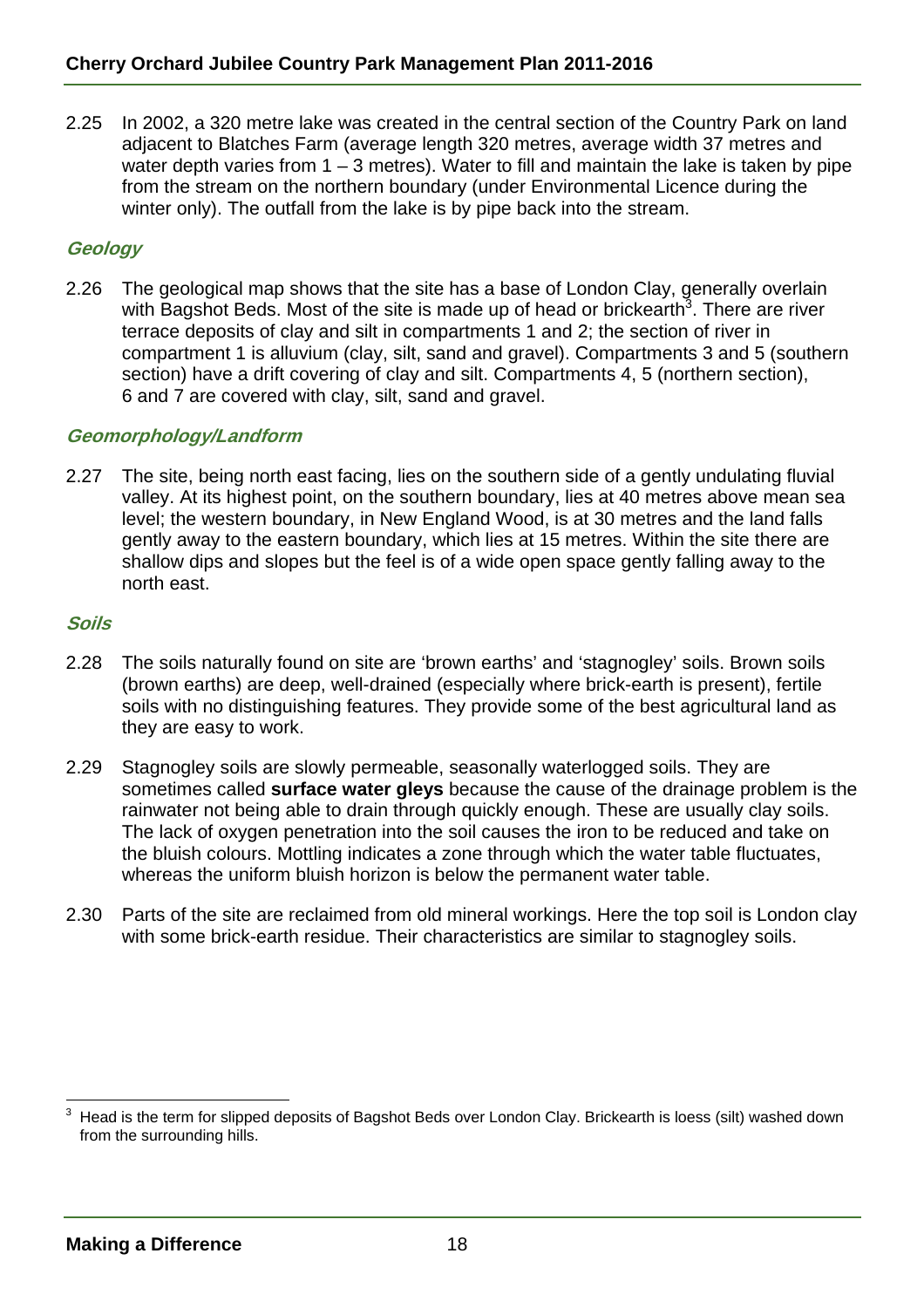2.25 In 2002, a 320 metre lake was created in the central section of the Country Park on land adjacent to Blatches Farm (average length 320 metres, average width 37 metres and water depth varies from 1 – 3 metres). Water to fill and maintain the lake is taken by pipe from the stream on the northern boundary (under Environmental Licence during the winter only). The outfall from the lake is by pipe back into the stream.

### *Geology*

2.26 The geological map shows that the site has a base of London Clay, generally overlain with Bagshot Beds. Most of the site is made up of head or brickearth[3]. There are river terrace deposits of clay and silt in compartments 1 and 2; the section of river in compartment 1 is alluvium (clay, silt, sand and gravel). Compartments 3 and 5 (southern section) have a drift covering of clay and silt. Compartments 4, 5 (northern section), 6 and 7 are covered with clay, silt, sand and gravel.

### *Geomorphology/Landform*

2.27 The site, being north east facing, lies on the southern side of a gently undulating fluvial valley. At its highest point, on the southern boundary, lies at 40 metres above mean sea level; the western boundary, in New England Wood, is at 30 metres and the land falls gently away to the eastern boundary, which lies at 15 metres. Within the site there are shallow dips and slopes but the feel is of a wide open space gently falling away to the north east.

### *Soils*

2.28 The soils naturally found on site are 'brown earths' and 'stagnogley' soils. Brown soils (brown earths) are deep, well-drained (especially where brick-earth is present), fertile soils with no distinguishing features. They provide some of the best agricultural land as they are easy to work.

2.29 Stagnogley soils are slowly permeable, seasonally waterlogged soils. They are sometimes called **surface water gleys** because the cause of the drainage problem is the rainwater not being able to drain through quickly enough. These are usually clay soils. The lack of oxygen penetration into the soil causes the iron to be reduced and take on the bluish colours. Mottling indicates a zone through which the water table fluctuates, whereas the uniform bluish horizon is below the permanent water table.

2.30 Parts of the site are reclaimed from old mineral workings. Here the top soil is London clay with some brick-earth residue. Their characteristics are similar to stagnogley soils.

---

[3] Head is the term for slipped deposits of Bagshot Beds over London Clay. Brickearth is loess (silt) washed down from the surrounding hills.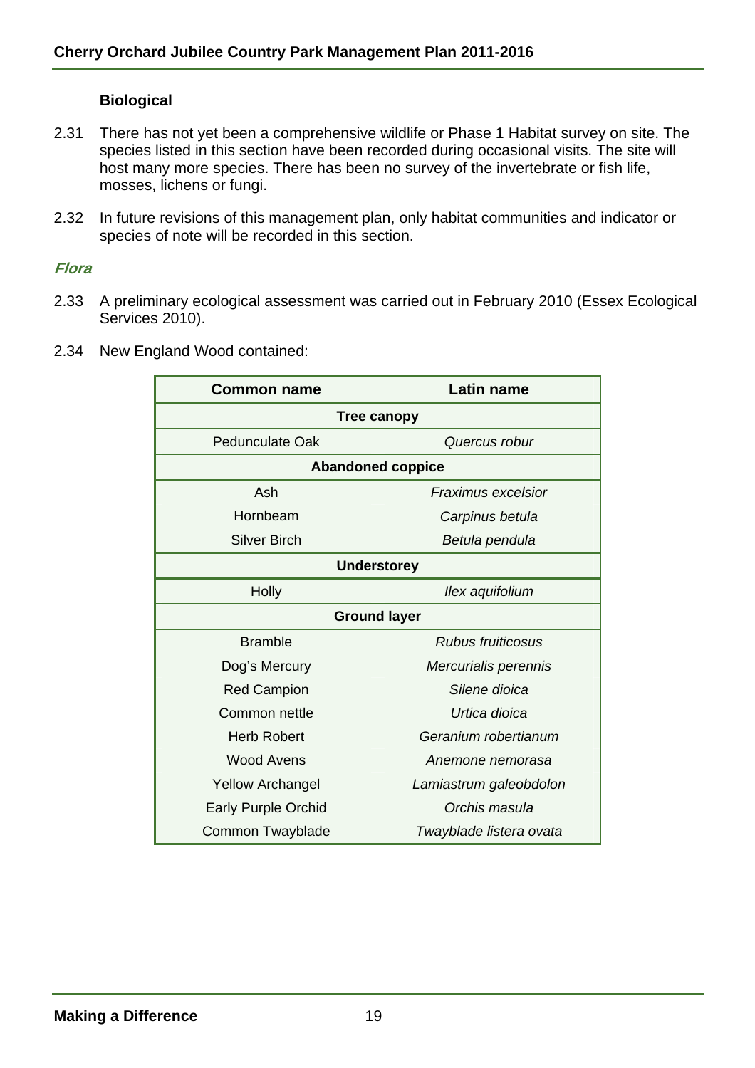### Biological

2.31 There has not yet been a comprehensive wildlife or Phase 1 Habitat survey on site. The species listed in this section have been recorded during occasional visits. The site will host many more species. There has been no survey of the invertebrate or fish life, mosses, lichens or fungi.

2.32 In future revisions of this management plan, only habitat communities and indicator or species of note will be recorded in this section.

#### *Flora*

2.33 A preliminary ecological assessment was carried out in February 2010 (Essex Ecological Services 2010).

2.34 New England Wood contained:

| Common name | Latin name |
|---|---|
| **Tree canopy** | |
| Pedunculate Oak | *Quercus robur* |
| **Abandoned coppice** | |
| Ash | *Fraximus excelsior* |
| Hornbeam | *Carpinus betula* |
| Silver Birch | *Betula pendula* |
| **Understorey** | |
| Holly | *Ilex aquifolium* |
| **Ground layer** | |
| Bramble | *Rubus fruiticosus* |
| Dog's Mercury | *Mercurialis perennis* |
| Red Campion | *Silene dioica* |
| Common nettle | *Urtica dioica* |
| Herb Robert | *Geranium robertianum* |
| Wood Avens | *Anemone nemorasa* |
| Yellow Archangel | *Lamiastrum galeobdolon* |
| Early Purple Orchid | *Orchis masula* |
| Common Twayblade | *Twayblade listera ovata* |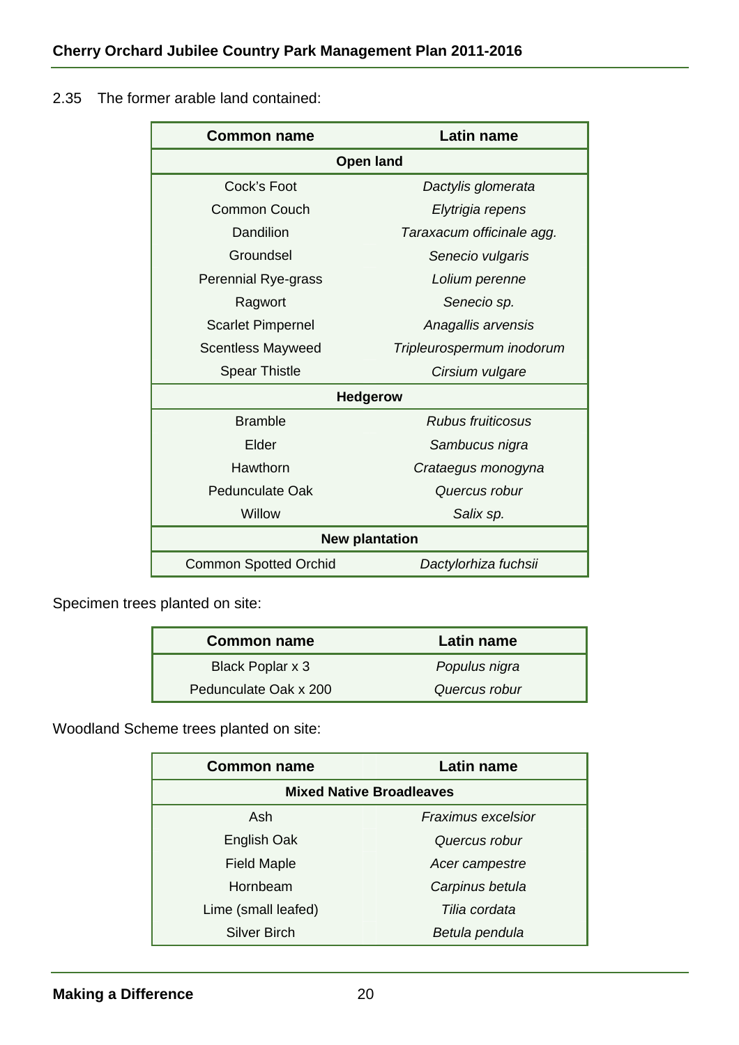2.35 The former arable land contained:

| Common name | Latin name |
|---|---|
| **Open land** | |
| Cock's Foot | *Dactylis glomerata* |
| Common Couch | *Elytrigia repens* |
| Dandilion | *Taraxacum officinale agg.* |
| Groundsel | *Senecio vulgaris* |
| Perennial Rye-grass | *Lolium perenne* |
| Ragwort | *Senecio sp.* |
| Scarlet Pimpernel | *Anagallis arvensis* |
| Scentless Mayweed | *Tripleurospermum inodorum* |
| Spear Thistle | *Cirsium vulgare* |
| **Hedgerow** | |
| Bramble | *Rubus fruiticosus* |
| Elder | *Sambucus nigra* |
| Hawthorn | *Crataegus monogyna* |
| Pedunculate Oak | *Quercus robur* |
| Willow | *Salix sp.* |
| **New plantation** | |
| Common Spotted Orchid | *Dactylorhiza fuchsii* |

Specimen trees planted on site:

| Common name | Latin name |
|---|---|
| Black Poplar x 3 | *Populus nigra* |
| Pedunculate Oak x 200 | *Quercus robur* |

Woodland Scheme trees planted on site:

| Common name | Latin name |
|---|---|
| **Mixed Native Broadleaves** | |
| Ash | *Fraximus excelsior* |
| English Oak | *Quercus robur* |
| Field Maple | *Acer campestre* |
| Hornbeam | *Carpinus betula* |
| Lime (small leafed) | *Tilia cordata* |
| Silver Birch | *Betula pendula* |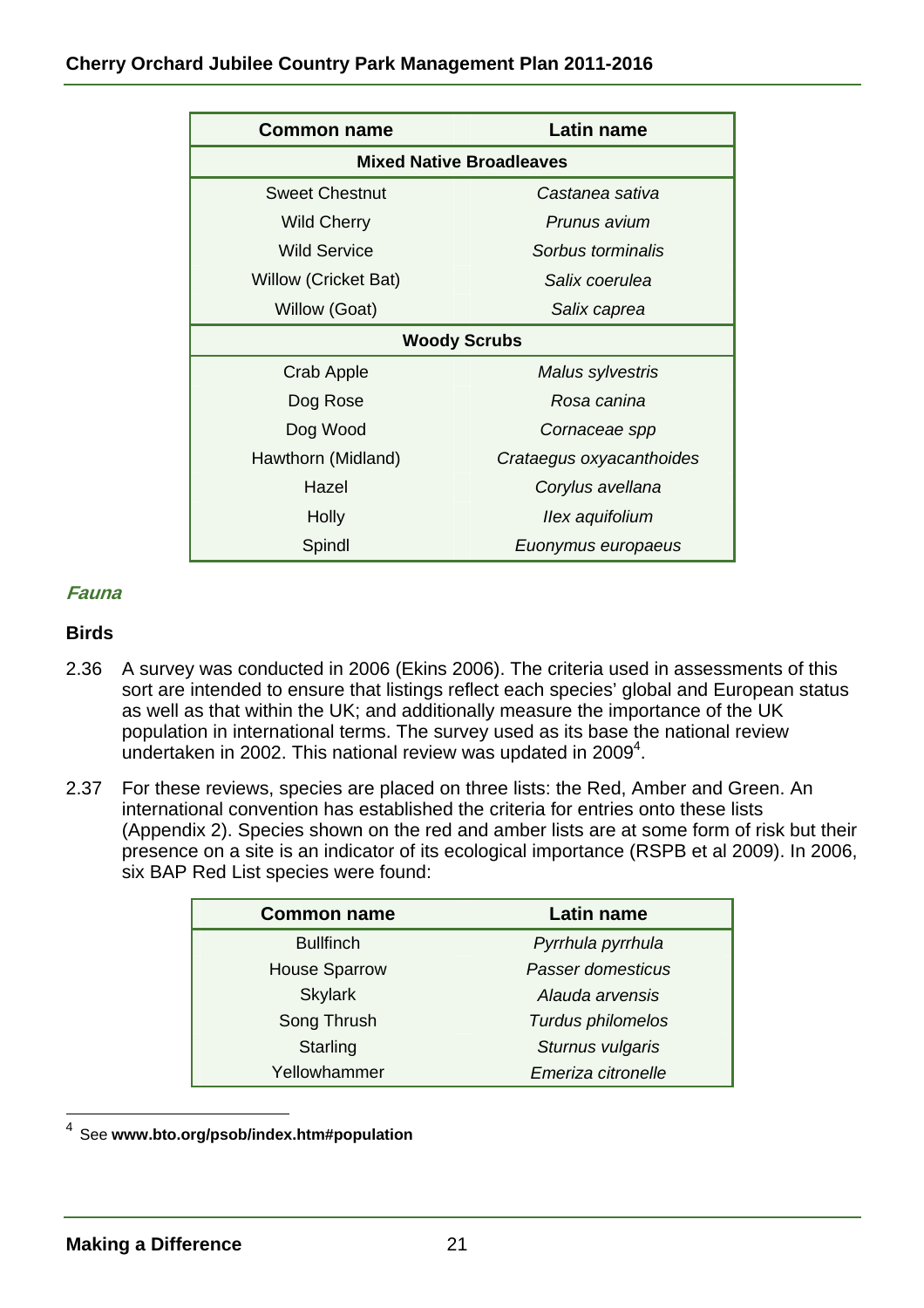| Common name | Latin name |
| --- | --- |
| **Mixed Native Broadleaves** | |
| Sweet Chestnut | *Castanea sativa* |
| Wild Cherry | *Prunus avium* |
| Wild Service | *Sorbus torminalis* |
| Willow (Cricket Bat) | *Salix coerulea* |
| Willow (Goat) | *Salix caprea* |
| **Woody Scrubs** | |
| Crab Apple | *Malus sylvestris* |
| Dog Rose | *Rosa canina* |
| Dog Wood | *Cornaceae spp* |
| Hawthorn (Midland) | *Crataegus oxyacanthoides* |
| Hazel | *Corylus avellana* |
| Holly | *Ilex aquifolium* |
| Spindl | *Euonymus europaeus* |

### *Fauna*

**Birds**

2.36 A survey was conducted in 2006 (Ekins 2006). The criteria used in assessments of this sort are intended to ensure that listings reflect each species' global and European status as well as that within the UK; and additionally measure the importance of the UK population in international terms. The survey used as its base the national review undertaken in 2002. This national review was updated in 2009[4].

2.37 For these reviews, species are placed on three lists: the Red, Amber and Green. An international convention has established the criteria for entries onto these lists (Appendix 2). Species shown on the red and amber lists are at some form of risk but their presence on a site is an indicator of its ecological importance (RSPB et al 2009). In 2006, six BAP Red List species were found:

| Common name | Latin name |
| --- | --- |
| Bullfinch | *Pyrrhula pyrrhula* |
| House Sparrow | *Passer domesticus* |
| Skylark | *Alauda arvensis* |
| Song Thrush | *Turdus philomelos* |
| Starling | *Sturnus vulgaris* |
| Yellowhammer | *Emeriza citronelle* |

[4] See **www.bto.org/psob/index.htm#population**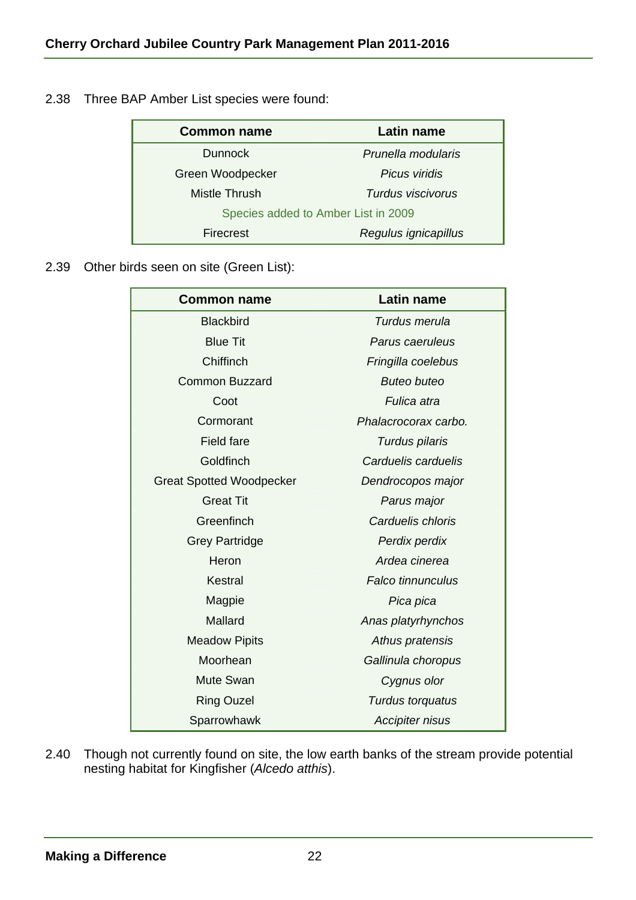2.38 Three BAP Amber List species were found:

| Common name | Latin name |
|---|---|
| Dunnock | *Prunella modularis* |
| Green Woodpecker | *Picus viridis* |
| Mistle Thrush | *Turdus viscivorus* |
| Species added to Amber List in 2009 | |
| Firecrest | *Regulus ignicapillus* |

2.39 Other birds seen on site (Green List):

| Common name | Latin name |
|---|---|
| Blackbird | *Turdus merula* |
| Blue Tit | *Parus caeruleus* |
| Chiffinch | *Fringilla coelebus* |
| Common Buzzard | *Buteo buteo* |
| Coot | *Fulica atra* |
| Cormorant | *Phalacrocorax carbo.* |
| Field fare | *Turdus pilaris* |
| Goldfinch | *Carduelis carduelis* |
| Great Spotted Woodpecker | *Dendrocopos major* |
| Great Tit | *Parus major* |
| Greenfinch | *Carduelis chloris* |
| Grey Partridge | *Perdix perdix* |
| Heron | *Ardea cinerea* |
| Kestral | *Falco tinnunculus* |
| Magpie | *Pica pica* |
| Mallard | *Anas platyrhynchos* |
| Meadow Pipits | *Athus pratensis* |
| Moorhean | *Gallinula choropus* |
| Mute Swan | *Cygnus olor* |
| Ring Ouzel | *Turdus torquatus* |
| Sparrowhawk | *Accipiter nisus* |

2.40 Though not currently found on site, the low earth banks of the stream provide potential nesting habitat for Kingfisher (*Alcedo atthis*).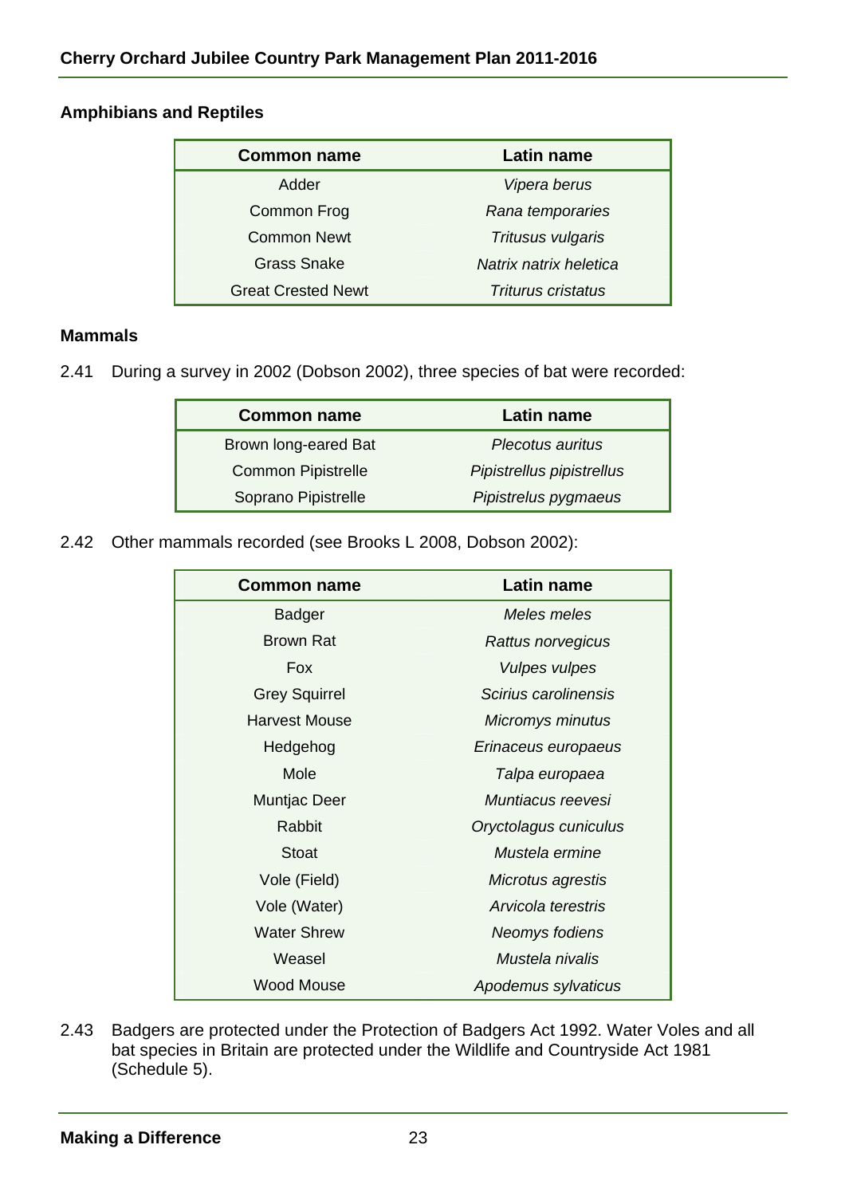### Amphibians and Reptiles

| Common name | Latin name |
|---|---|
| Adder | *Vipera berus* |
| Common Frog | *Rana temporaries* |
| Common Newt | *Tritusus vulgaris* |
| Grass Snake | *Natrix natrix heletica* |
| Great Crested Newt | *Triturus cristatus* |

### Mammals

2.41 During a survey in 2002 (Dobson 2002), three species of bat were recorded:

| Common name | Latin name |
|---|---|
| Brown long-eared Bat | *Plecotus auritus* |
| Common Pipistrelle | *Pipistrellus pipistrellus* |
| Soprano Pipistrelle | *Pipistrelus pygmaeus* |

2.42 Other mammals recorded (see Brooks L 2008, Dobson 2002):

| Common name | Latin name |
|---|---|
| Badger | *Meles meles* |
| Brown Rat | *Rattus norvegicus* |
| Fox | *Vulpes vulpes* |
| Grey Squirrel | *Scirius carolinensis* |
| Harvest Mouse | *Micromys minutus* |
| Hedgehog | *Erinaceus europaeus* |
| Mole | *Talpa europaea* |
| Muntjac Deer | *Muntiacus reevesi* |
| Rabbit | *Oryctolagus cuniculus* |
| Stoat | *Mustela ermine* |
| Vole (Field) | *Microtus agrestis* |
| Vole (Water) | *Arvicola terestris* |
| Water Shrew | *Neomys fodiens* |
| Weasel | *Mustela nivalis* |
| Wood Mouse | *Apodemus sylvaticus* |

2.43 Badgers are protected under the Protection of Badgers Act 1992. Water Voles and all bat species in Britain are protected under the Wildlife and Countryside Act 1981 (Schedule 5).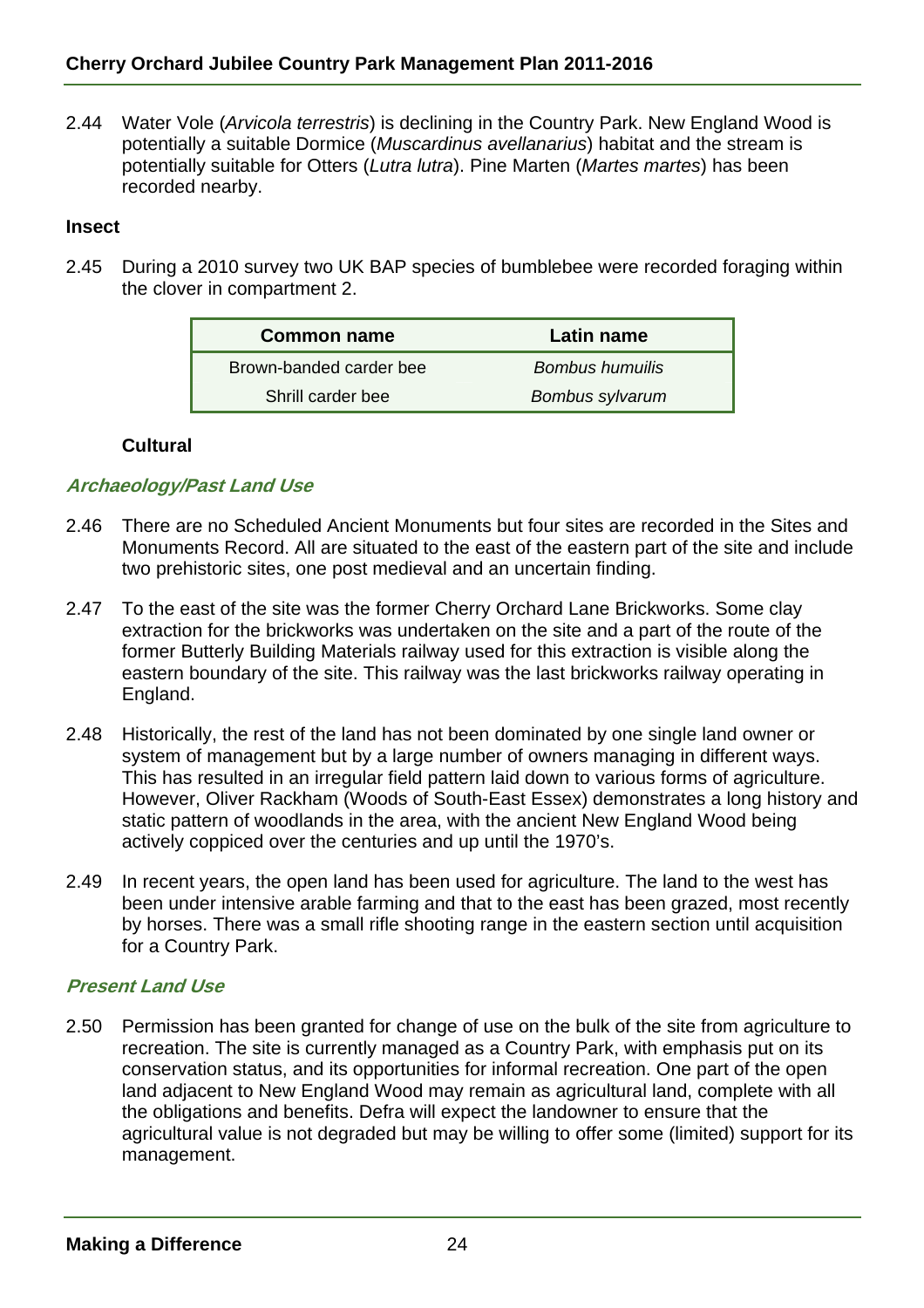2.44 Water Vole (*Arvicola terrestris*) is declining in the Country Park. New England Wood is potentially a suitable Dormice (*Muscardinus avellanarius*) habitat and the stream is potentially suitable for Otters (*Lutra lutra*). Pine Marten (*Martes martes*) has been recorded nearby.

**Insect**

2.45 During a 2010 survey two UK BAP species of bumblebee were recorded foraging within the clover in compartment 2.

| Common name | Latin name |
|---|---|
| Brown-banded carder bee | *Bombus humuilis* |
| Shrill carder bee | *Bombus sylvarum* |

### Cultural

#### *Archaeology/Past Land Use*

2.46 There are no Scheduled Ancient Monuments but four sites are recorded in the Sites and Monuments Record. All are situated to the east of the eastern part of the site and include two prehistoric sites, one post medieval and an uncertain finding.

2.47 To the east of the site was the former Cherry Orchard Lane Brickworks. Some clay extraction for the brickworks was undertaken on the site and a part of the route of the former Butterly Building Materials railway used for this extraction is visible along the eastern boundary of the site. This railway was the last brickworks railway operating in England.

2.48 Historically, the rest of the land has not been dominated by one single land owner or system of management but by a large number of owners managing in different ways. This has resulted in an irregular field pattern laid down to various forms of agriculture. However, Oliver Rackham (Woods of South-East Essex) demonstrates a long history and static pattern of woodlands in the area, with the ancient New England Wood being actively coppiced over the centuries and up until the 1970's.

2.49 In recent years, the open land has been used for agriculture. The land to the west has been under intensive arable farming and that to the east has been grazed, most recently by horses. There was a small rifle shooting range in the eastern section until acquisition for a Country Park.

#### *Present Land Use*

2.50 Permission has been granted for change of use on the bulk of the site from agriculture to recreation. The site is currently managed as a Country Park, with emphasis put on its conservation status, and its opportunities for informal recreation. One part of the open land adjacent to New England Wood may remain as agricultural land, complete with all the obligations and benefits. Defra will expect the landowner to ensure that the agricultural value is not degraded but may be willing to offer some (limited) support for its management.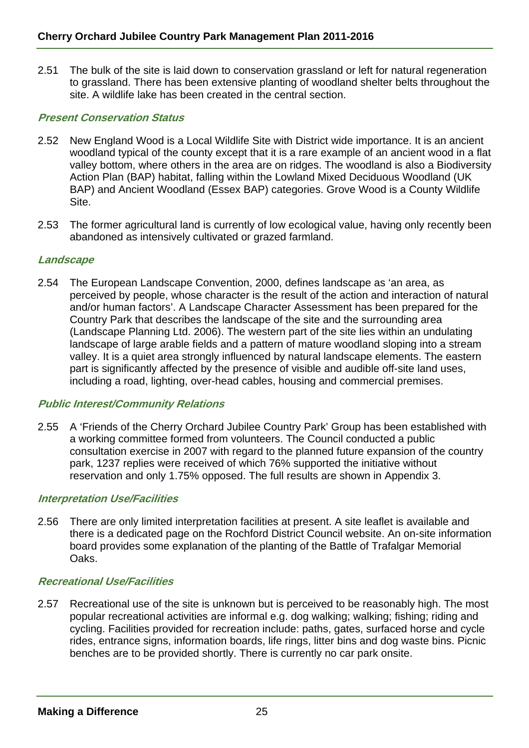2.51 The bulk of the site is laid down to conservation grassland or left for natural regeneration to grassland. There has been extensive planting of woodland shelter belts throughout the site. A wildlife lake has been created in the central section.

### *Present Conservation Status*

2.52 New England Wood is a Local Wildlife Site with District wide importance. It is an ancient woodland typical of the county except that it is a rare example of an ancient wood in a flat valley bottom, where others in the area are on ridges. The woodland is also a Biodiversity Action Plan (BAP) habitat, falling within the Lowland Mixed Deciduous Woodland (UK BAP) and Ancient Woodland (Essex BAP) categories. Grove Wood is a County Wildlife Site.

2.53 The former agricultural land is currently of low ecological value, having only recently been abandoned as intensively cultivated or grazed farmland.

### *Landscape*

2.54 The European Landscape Convention, 2000, defines landscape as 'an area, as perceived by people, whose character is the result of the action and interaction of natural and/or human factors'. A Landscape Character Assessment has been prepared for the Country Park that describes the landscape of the site and the surrounding area (Landscape Planning Ltd. 2006). The western part of the site lies within an undulating landscape of large arable fields and a pattern of mature woodland sloping into a stream valley. It is a quiet area strongly influenced by natural landscape elements. The eastern part is significantly affected by the presence of visible and audible off-site land uses, including a road, lighting, over-head cables, housing and commercial premises.

### *Public Interest/Community Relations*

2.55 A 'Friends of the Cherry Orchard Jubilee Country Park' Group has been established with a working committee formed from volunteers. The Council conducted a public consultation exercise in 2007 with regard to the planned future expansion of the country park, 1237 replies were received of which 76% supported the initiative without reservation and only 1.75% opposed. The full results are shown in Appendix 3.

### *Interpretation Use/Facilities*

2.56 There are only limited interpretation facilities at present. A site leaflet is available and there is a dedicated page on the Rochford District Council website. An on-site information board provides some explanation of the planting of the Battle of Trafalgar Memorial Oaks.

### *Recreational Use/Facilities*

2.57 Recreational use of the site is unknown but is perceived to be reasonably high. The most popular recreational activities are informal e.g. dog walking; walking; fishing; riding and cycling. Facilities provided for recreation include: paths, gates, surfaced horse and cycle rides, entrance signs, information boards, life rings, litter bins and dog waste bins. Picnic benches are to be provided shortly. There is currently no car park onsite.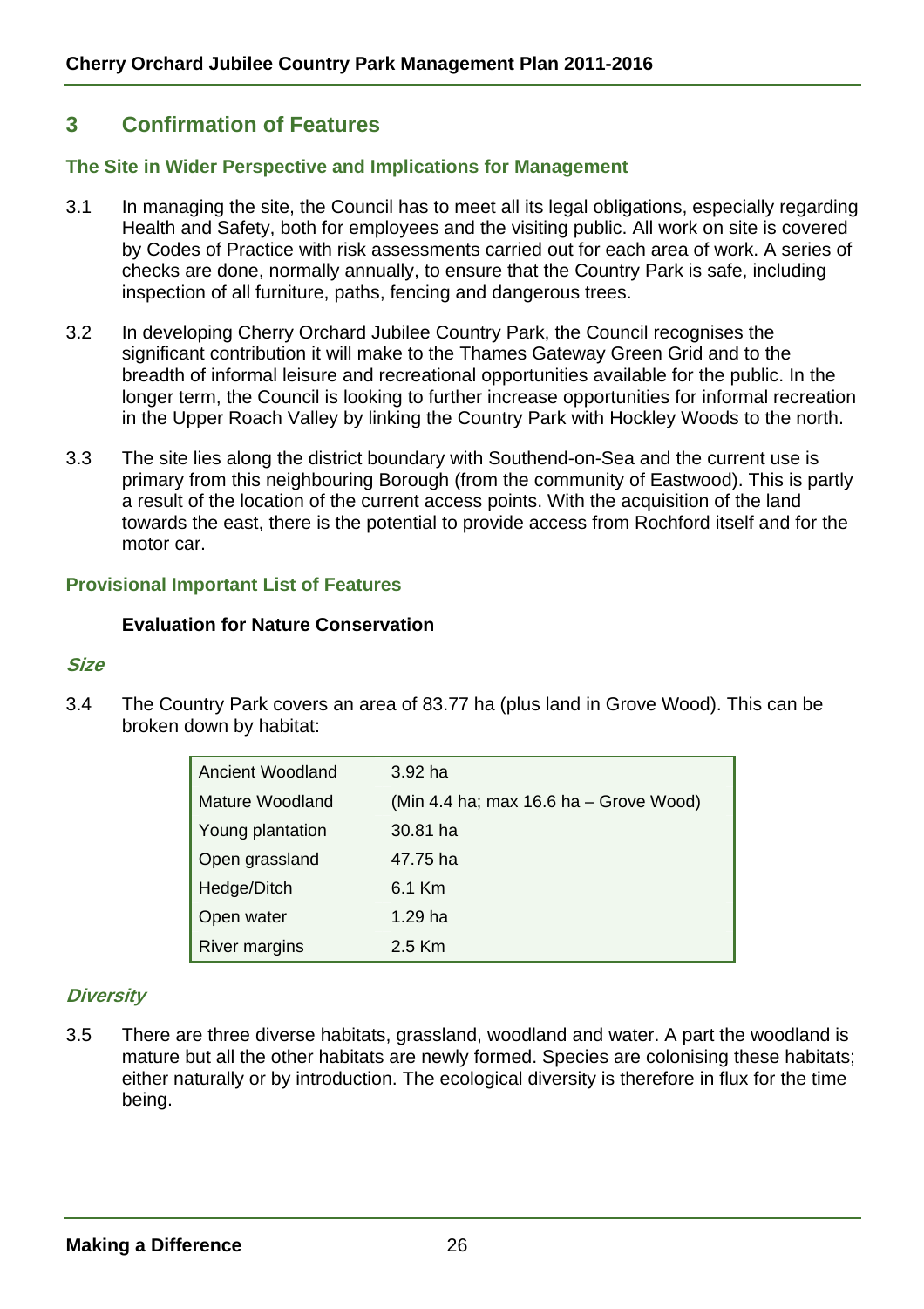## 3 Confirmation of Features

### The Site in Wider Perspective and Implications for Management

3.1 In managing the site, the Council has to meet all its legal obligations, especially regarding Health and Safety, both for employees and the visiting public. All work on site is covered by Codes of Practice with risk assessments carried out for each area of work. A series of checks are done, normally annually, to ensure that the Country Park is safe, including inspection of all furniture, paths, fencing and dangerous trees.

3.2 In developing Cherry Orchard Jubilee Country Park, the Council recognises the significant contribution it will make to the Thames Gateway Green Grid and to the breadth of informal leisure and recreational opportunities available for the public. In the longer term, the Council is looking to further increase opportunities for informal recreation in the Upper Roach Valley by linking the Country Park with Hockley Woods to the north.

3.3 The site lies along the district boundary with Southend-on-Sea and the current use is primary from this neighbouring Borough (from the community of Eastwood). This is partly a result of the location of the current access points. With the acquisition of the land towards the east, there is the potential to provide access from Rochford itself and for the motor car.

### Provisional Important List of Features

**Evaluation for Nature Conservation**

***Size***

3.4 The Country Park covers an area of 83.77 ha (plus land in Grove Wood). This can be broken down by habitat:

| | |
|---|---|
| Ancient Woodland | 3.92 ha |
| Mature Woodland | (Min 4.4 ha; max 16.6 ha – Grove Wood) |
| Young plantation | 30.81 ha |
| Open grassland | 47.75 ha |
| Hedge/Ditch | 6.1 Km |
| Open water | 1.29 ha |
| River margins | 2.5 Km |

***Diversity***

3.5 There are three diverse habitats, grassland, woodland and water. A part the woodland is mature but all the other habitats are newly formed. Species are colonising these habitats; either naturally or by introduction. The ecological diversity is therefore in flux for the time being.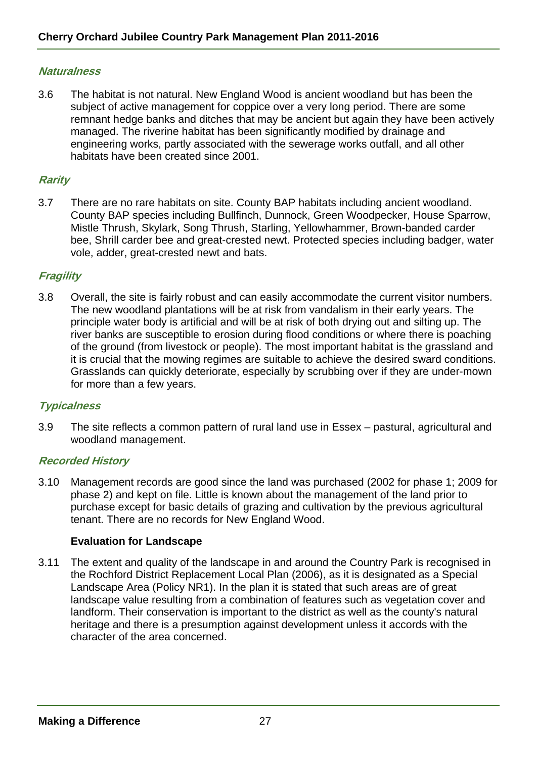### *Naturalness*

3.6 The habitat is not natural. New England Wood is ancient woodland but has been the subject of active management for coppice over a very long period. There are some remnant hedge banks and ditches that may be ancient but again they have been actively managed. The riverine habitat has been significantly modified by drainage and engineering works, partly associated with the sewerage works outfall, and all other habitats have been created since 2001.

### *Rarity*

3.7 There are no rare habitats on site. County BAP habitats including ancient woodland. County BAP species including Bullfinch, Dunnock, Green Woodpecker, House Sparrow, Mistle Thrush, Skylark, Song Thrush, Starling, Yellowhammer, Brown-banded carder bee, Shrill carder bee and great-crested newt. Protected species including badger, water vole, adder, great-crested newt and bats.

### *Fragility*

3.8 Overall, the site is fairly robust and can easily accommodate the current visitor numbers. The new woodland plantations will be at risk from vandalism in their early years. The principle water body is artificial and will be at risk of both drying out and silting up. The river banks are susceptible to erosion during flood conditions or where there is poaching of the ground (from livestock or people). The most important habitat is the grassland and it is crucial that the mowing regimes are suitable to achieve the desired sward conditions. Grasslands can quickly deteriorate, especially by scrubbing over if they are under-mown for more than a few years.

### *Typicalness*

3.9 The site reflects a common pattern of rural land use in Essex – pastural, agricultural and woodland management.

### *Recorded History*

3.10 Management records are good since the land was purchased (2002 for phase 1; 2009 for phase 2) and kept on file. Little is known about the management of the land prior to purchase except for basic details of grazing and cultivation by the previous agricultural tenant. There are no records for New England Wood.

**Evaluation for Landscape**

3.11 The extent and quality of the landscape in and around the Country Park is recognised in the Rochford District Replacement Local Plan (2006), as it is designated as a Special Landscape Area (Policy NR1). In the plan it is stated that such areas are of great landscape value resulting from a combination of features such as vegetation cover and landform. Their conservation is important to the district as well as the county's natural heritage and there is a presumption against development unless it accords with the character of the area concerned.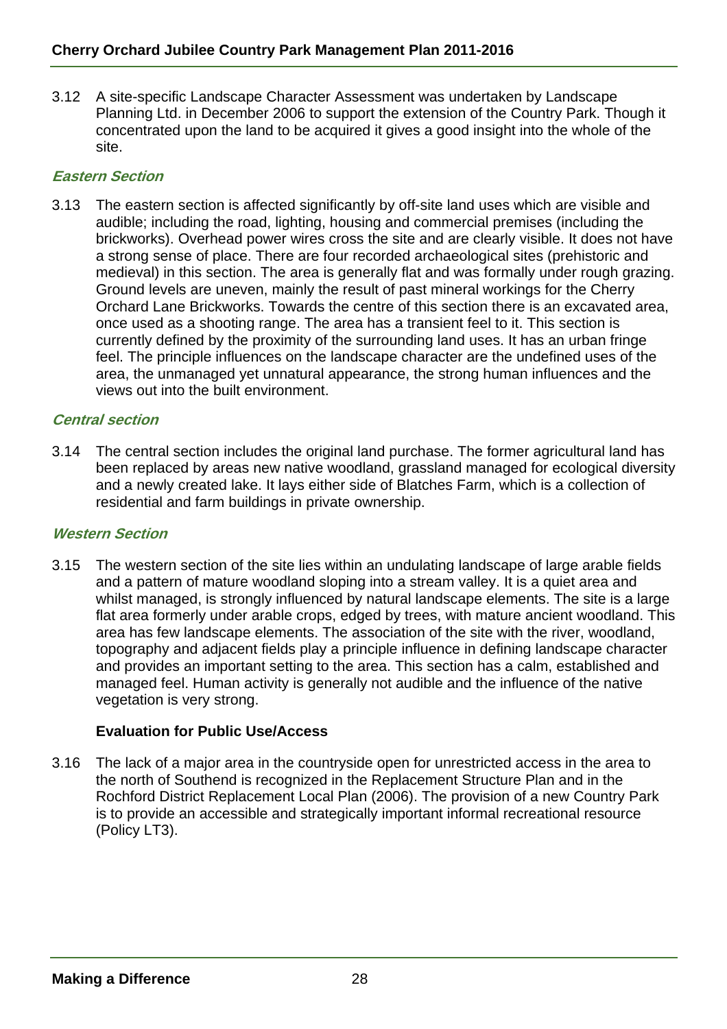3.12 A site-specific Landscape Character Assessment was undertaken by Landscape Planning Ltd. in December 2006 to support the extension of the Country Park. Though it concentrated upon the land to be acquired it gives a good insight into the whole of the site.

***Eastern Section***

3.13 The eastern section is affected significantly by off-site land uses which are visible and audible; including the road, lighting, housing and commercial premises (including the brickworks). Overhead power wires cross the site and are clearly visible. It does not have a strong sense of place. There are four recorded archaeological sites (prehistoric and medieval) in this section. The area is generally flat and was formally under rough grazing. Ground levels are uneven, mainly the result of past mineral workings for the Cherry Orchard Lane Brickworks. Towards the centre of this section there is an excavated area, once used as a shooting range. The area has a transient feel to it. This section is currently defined by the proximity of the surrounding land uses. It has an urban fringe feel. The principle influences on the landscape character are the undefined uses of the area, the unmanaged yet unnatural appearance, the strong human influences and the views out into the built environment.

***Central section***

3.14 The central section includes the original land purchase. The former agricultural land has been replaced by areas new native woodland, grassland managed for ecological diversity and a newly created lake. It lays either side of Blatches Farm, which is a collection of residential and farm buildings in private ownership.

***Western Section***

3.15 The western section of the site lies within an undulating landscape of large arable fields and a pattern of mature woodland sloping into a stream valley. It is a quiet area and whilst managed, is strongly influenced by natural landscape elements. The site is a large flat area formerly under arable crops, edged by trees, with mature ancient woodland. This area has few landscape elements. The association of the site with the river, woodland, topography and adjacent fields play a principle influence in defining landscape character and provides an important setting to the area. This section has a calm, established and managed feel. Human activity is generally not audible and the influence of the native vegetation is very strong.

**Evaluation for Public Use/Access**

3.16 The lack of a major area in the countryside open for unrestricted access in the area to the north of Southend is recognized in the Replacement Structure Plan and in the Rochford District Replacement Local Plan (2006). The provision of a new Country Park is to provide an accessible and strategically important informal recreational resource (Policy LT3).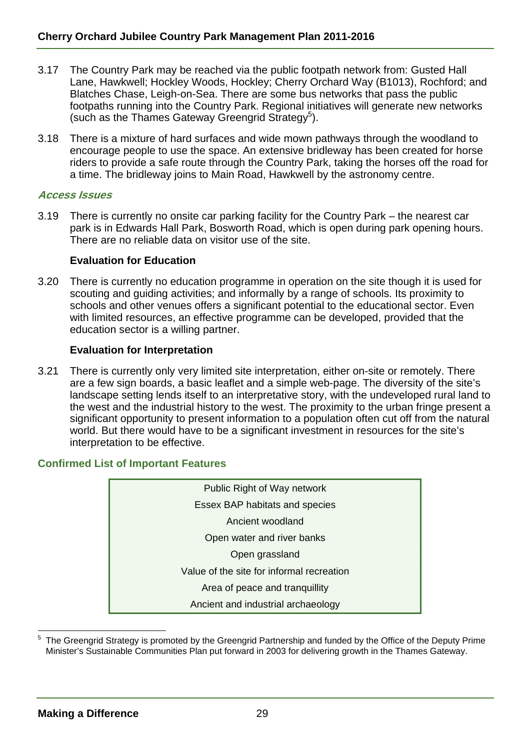3.17 The Country Park may be reached via the public footpath network from: Gusted Hall Lane, Hawkwell; Hockley Woods, Hockley; Cherry Orchard Way (B1013), Rochford; and Blatches Chase, Leigh-on-Sea. There are some bus networks that pass the public footpaths running into the Country Park. Regional initiatives will generate new networks (such as the Thames Gateway Greengrid Strategy[5]).

3.18 There is a mixture of hard surfaces and wide mown pathways through the woodland to encourage people to use the space. An extensive bridleway has been created for horse riders to provide a safe route through the Country Park, taking the horses off the road for a time. The bridleway joins to Main Road, Hawkwell by the astronomy centre.

### *Access Issues*

3.19 There is currently no onsite car parking facility for the Country Park – the nearest car park is in Edwards Hall Park, Bosworth Road, which is open during park opening hours. There are no reliable data on visitor use of the site.

**Evaluation for Education**

3.20 There is currently no education programme in operation on the site though it is used for scouting and guiding activities; and informally by a range of schools. Its proximity to schools and other venues offers a significant potential to the educational sector. Even with limited resources, an effective programme can be developed, provided that the education sector is a willing partner.

**Evaluation for Interpretation**

3.21 There is currently only very limited site interpretation, either on-site or remotely. There are a few sign boards, a basic leaflet and a simple web-page. The diversity of the site's landscape setting lends itself to an interpretative story, with the undeveloped rural land to the west and the industrial history to the west. The proximity to the urban fringe present a significant opportunity to present information to a population often cut off from the natural world. But there would have to be a significant investment in resources for the site's interpretation to be effective.

### Confirmed List of Important Features

| Important Features |
|---|
| Public Right of Way network |
| Essex BAP habitats and species |
| Ancient woodland |
| Open water and river banks |
| Open grassland |
| Value of the site for informal recreation |
| Area of peace and tranquillity |
| Ancient and industrial archaeology |

[5] The Greengrid Strategy is promoted by the Greengrid Partnership and funded by the Office of the Deputy Prime Minister's Sustainable Communities Plan put forward in 2003 for delivering growth in the Thames Gateway.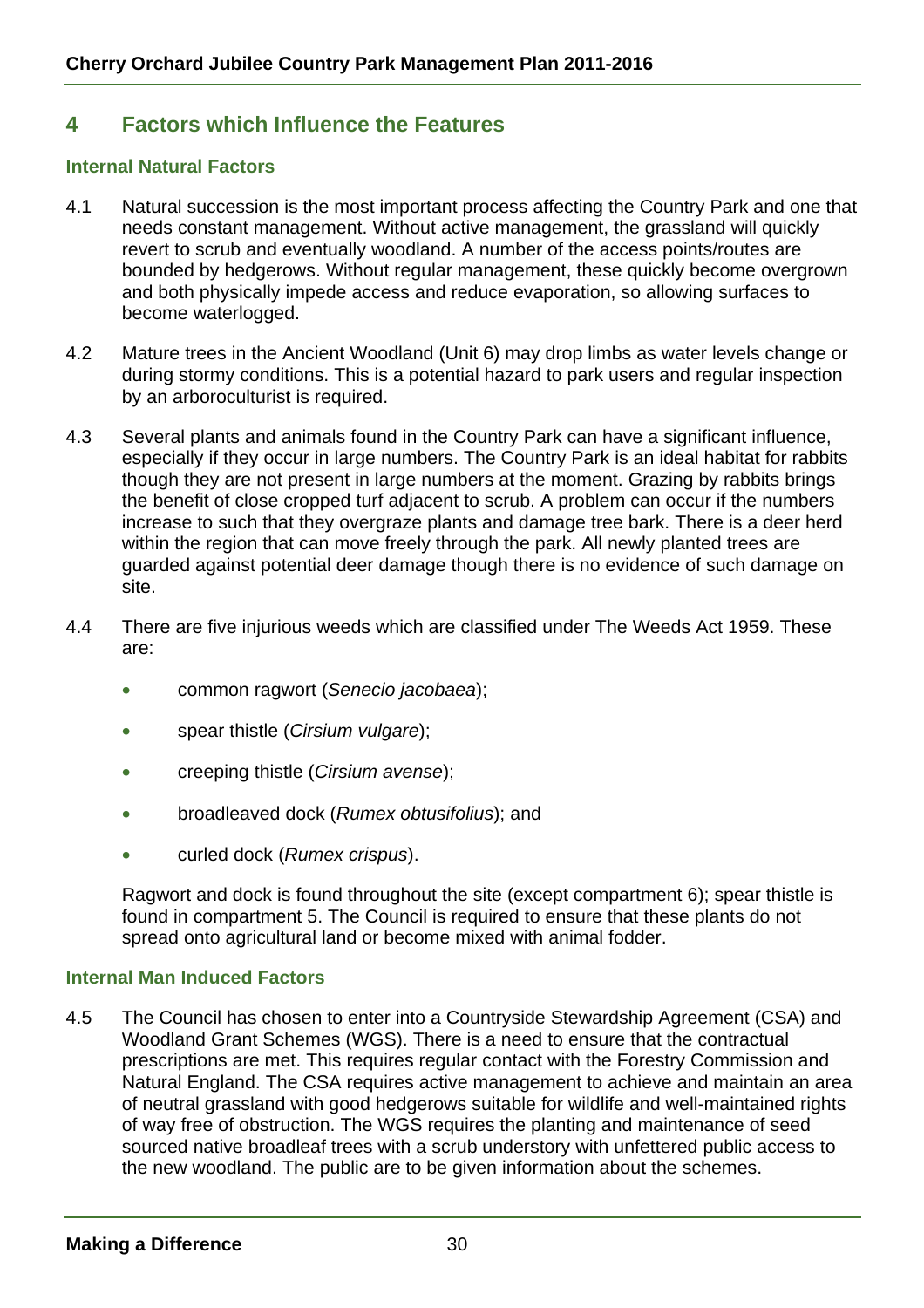## 4 Factors which Influence the Features

### Internal Natural Factors

4.1 Natural succession is the most important process affecting the Country Park and one that needs constant management. Without active management, the grassland will quickly revert to scrub and eventually woodland. A number of the access points/routes are bounded by hedgerows. Without regular management, these quickly become overgrown and both physically impede access and reduce evaporation, so allowing surfaces to become waterlogged.

4.2 Mature trees in the Ancient Woodland (Unit 6) may drop limbs as water levels change or during stormy conditions. This is a potential hazard to park users and regular inspection by an arboroculturist is required.

4.3 Several plants and animals found in the Country Park can have a significant influence, especially if they occur in large numbers. The Country Park is an ideal habitat for rabbits though they are not present in large numbers at the moment. Grazing by rabbits brings the benefit of close cropped turf adjacent to scrub. A problem can occur if the numbers increase to such that they overgraze plants and damage tree bark. There is a deer herd within the region that can move freely through the park. All newly planted trees are guarded against potential deer damage though there is no evidence of such damage on site.

4.4 There are five injurious weeds which are classified under The Weeds Act 1959. These are:

- common ragwort (*Senecio jacobaea*);
- spear thistle (*Cirsium vulgare*);
- creeping thistle (*Cirsium avense*);
- broadleaved dock (*Rumex obtusifolius*); and
- curled dock (*Rumex crispus*).

Ragwort and dock is found throughout the site (except compartment 6); spear thistle is found in compartment 5. The Council is required to ensure that these plants do not spread onto agricultural land or become mixed with animal fodder.

### Internal Man Induced Factors

4.5 The Council has chosen to enter into a Countryside Stewardship Agreement (CSA) and Woodland Grant Schemes (WGS). There is a need to ensure that the contractual prescriptions are met. This requires regular contact with the Forestry Commission and Natural England. The CSA requires active management to achieve and maintain an area of neutral grassland with good hedgerows suitable for wildlife and well-maintained rights of way free of obstruction. The WGS requires the planting and maintenance of seed sourced native broadleaf trees with a scrub understory with unfettered public access to the new woodland. The public are to be given information about the schemes.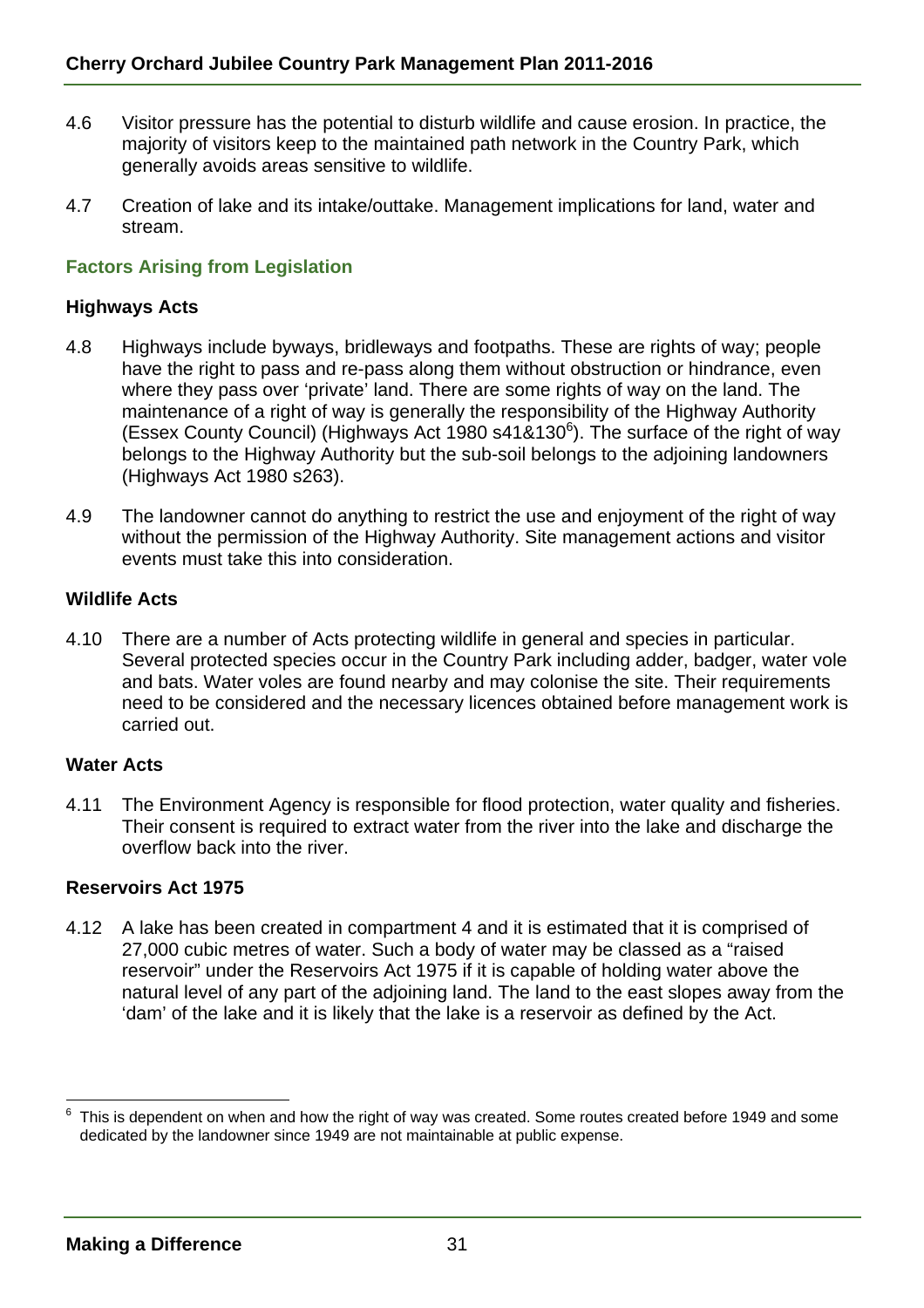4.6 Visitor pressure has the potential to disturb wildlife and cause erosion. In practice, the majority of visitors keep to the maintained path network in the Country Park, which generally avoids areas sensitive to wildlife.

4.7 Creation of lake and its intake/outtake. Management implications for land, water and stream.

## Factors Arising from Legislation

### Highways Acts

4.8 Highways include byways, bridleways and footpaths. These are rights of way; people have the right to pass and re-pass along them without obstruction or hindrance, even where they pass over 'private' land. There are some rights of way on the land. The maintenance of a right of way is generally the responsibility of the Highway Authority (Essex County Council) (Highways Act 1980 s41&130[6]). The surface of the right of way belongs to the Highway Authority but the sub-soil belongs to the adjoining landowners (Highways Act 1980 s263).

4.9 The landowner cannot do anything to restrict the use and enjoyment of the right of way without the permission of the Highway Authority. Site management actions and visitor events must take this into consideration.

### Wildlife Acts

4.10 There are a number of Acts protecting wildlife in general and species in particular. Several protected species occur in the Country Park including adder, badger, water vole and bats. Water voles are found nearby and may colonise the site. Their requirements need to be considered and the necessary licences obtained before management work is carried out.

### Water Acts

4.11 The Environment Agency is responsible for flood protection, water quality and fisheries. Their consent is required to extract water from the river into the lake and discharge the overflow back into the river.

### Reservoirs Act 1975

4.12 A lake has been created in compartment 4 and it is estimated that it is comprised of 27,000 cubic metres of water. Such a body of water may be classed as a "raised reservoir" under the Reservoirs Act 1975 if it is capable of holding water above the natural level of any part of the adjoining land. The land to the east slopes away from the 'dam' of the lake and it is likely that the lake is a reservoir as defined by the Act.

---

[6] This is dependent on when and how the right of way was created. Some routes created before 1949 and some dedicated by the landowner since 1949 are not maintainable at public expense.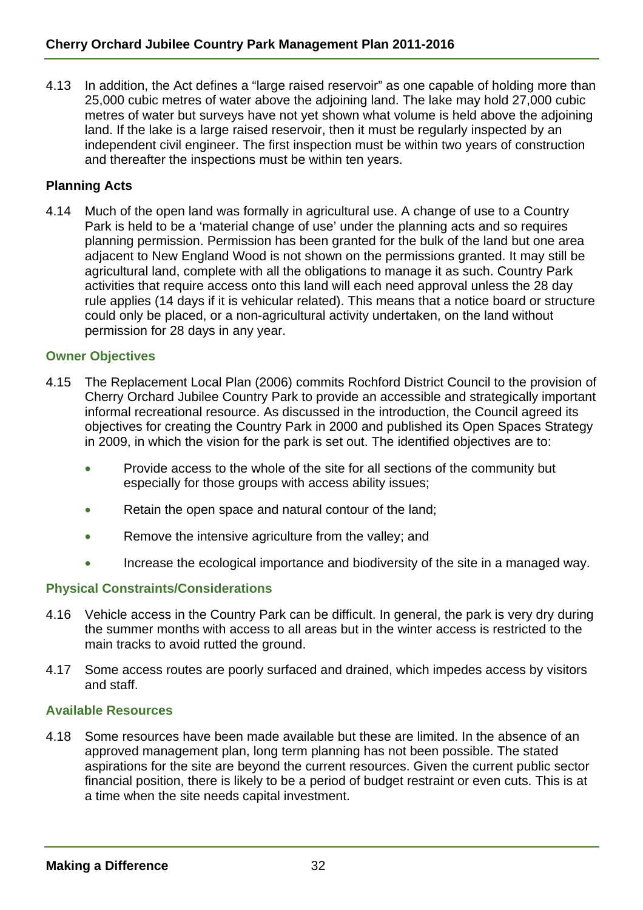4.13 In addition, the Act defines a "large raised reservoir" as one capable of holding more than 25,000 cubic metres of water above the adjoining land. The lake may hold 27,000 cubic metres of water but surveys have not yet shown what volume is held above the adjoining land. If the lake is a large raised reservoir, then it must be regularly inspected by an independent civil engineer. The first inspection must be within two years of construction and thereafter the inspections must be within ten years.

### Planning Acts

4.14 Much of the open land was formally in agricultural use. A change of use to a Country Park is held to be a 'material change of use' under the planning acts and so requires planning permission. Permission has been granted for the bulk of the land but one area adjacent to New England Wood is not shown on the permissions granted. It may still be agricultural land, complete with all the obligations to manage it as such. Country Park activities that require access onto this land will each need approval unless the 28 day rule applies (14 days if it is vehicular related). This means that a notice board or structure could only be placed, or a non-agricultural activity undertaken, on the land without permission for 28 days in any year.

### Owner Objectives

4.15 The Replacement Local Plan (2006) commits Rochford District Council to the provision of Cherry Orchard Jubilee Country Park to provide an accessible and strategically important informal recreational resource. As discussed in the introduction, the Council agreed its objectives for creating the Country Park in 2000 and published its Open Spaces Strategy in 2009, in which the vision for the park is set out. The identified objectives are to:

- Provide access to the whole of the site for all sections of the community but especially for those groups with access ability issues;
- Retain the open space and natural contour of the land;
- Remove the intensive agriculture from the valley; and
- Increase the ecological importance and biodiversity of the site in a managed way.

### Physical Constraints/Considerations

4.16 Vehicle access in the Country Park can be difficult. In general, the park is very dry during the summer months with access to all areas but in the winter access is restricted to the main tracks to avoid rutted the ground.

4.17 Some access routes are poorly surfaced and drained, which impedes access by visitors and staff.

### Available Resources

4.18 Some resources have been made available but these are limited. In the absence of an approved management plan, long term planning has not been possible. The stated aspirations for the site are beyond the current resources. Given the current public sector financial position, there is likely to be a period of budget restraint or even cuts. This is at a time when the site needs capital investment.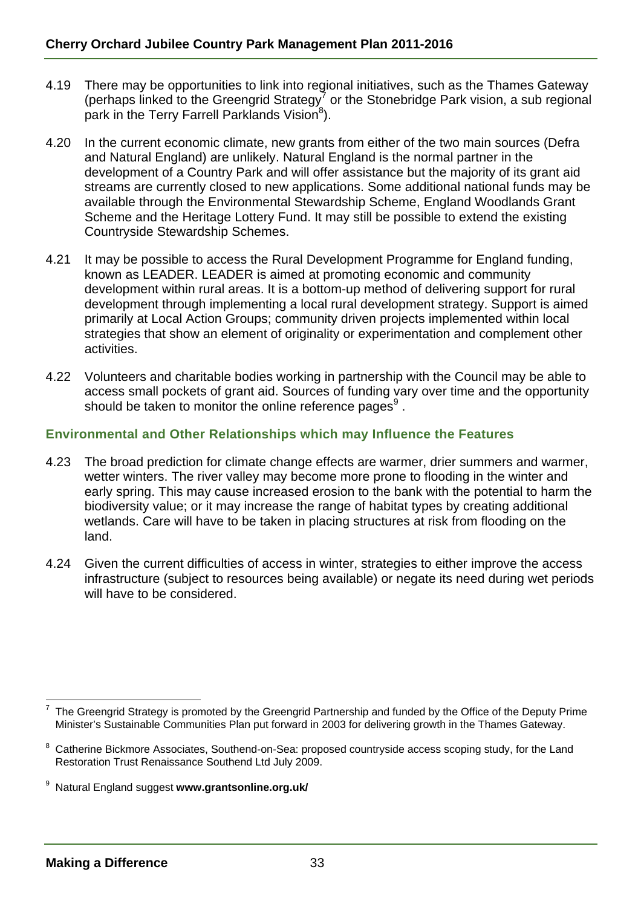4.19 There may be opportunities to link into regional initiatives, such as the Thames Gateway (perhaps linked to the Greengrid Strategy[7] or the Stonebridge Park vision, a sub regional park in the Terry Farrell Parklands Vision[8]).

4.20 In the current economic climate, new grants from either of the two main sources (Defra and Natural England) are unlikely. Natural England is the normal partner in the development of a Country Park and will offer assistance but the majority of its grant aid streams are currently closed to new applications. Some additional national funds may be available through the Environmental Stewardship Scheme, England Woodlands Grant Scheme and the Heritage Lottery Fund. It may still be possible to extend the existing Countryside Stewardship Schemes.

4.21 It may be possible to access the Rural Development Programme for England funding, known as LEADER. LEADER is aimed at promoting economic and community development within rural areas. It is a bottom-up method of delivering support for rural development through implementing a local rural development strategy. Support is aimed primarily at Local Action Groups; community driven projects implemented within local strategies that show an element of originality or experimentation and complement other activities.

4.22 Volunteers and charitable bodies working in partnership with the Council may be able to access small pockets of grant aid. Sources of funding vary over time and the opportunity should be taken to monitor the online reference pages[9] .

### Environmental and Other Relationships which may Influence the Features

4.23 The broad prediction for climate change effects are warmer, drier summers and warmer, wetter winters. The river valley may become more prone to flooding in the winter and early spring. This may cause increased erosion to the bank with the potential to harm the biodiversity value; or it may increase the range of habitat types by creating additional wetlands. Care will have to be taken in placing structures at risk from flooding on the land.

4.24 Given the current difficulties of access in winter, strategies to either improve the access infrastructure (subject to resources being available) or negate its need during wet periods will have to be considered.

---

[7] The Greengrid Strategy is promoted by the Greengrid Partnership and funded by the Office of the Deputy Prime Minister's Sustainable Communities Plan put forward in 2003 for delivering growth in the Thames Gateway.

[8] Catherine Bickmore Associates, Southend-on-Sea: proposed countryside access scoping study, for the Land Restoration Trust Renaissance Southend Ltd July 2009.

[9] Natural England suggest **www.grantsonline.org.uk/**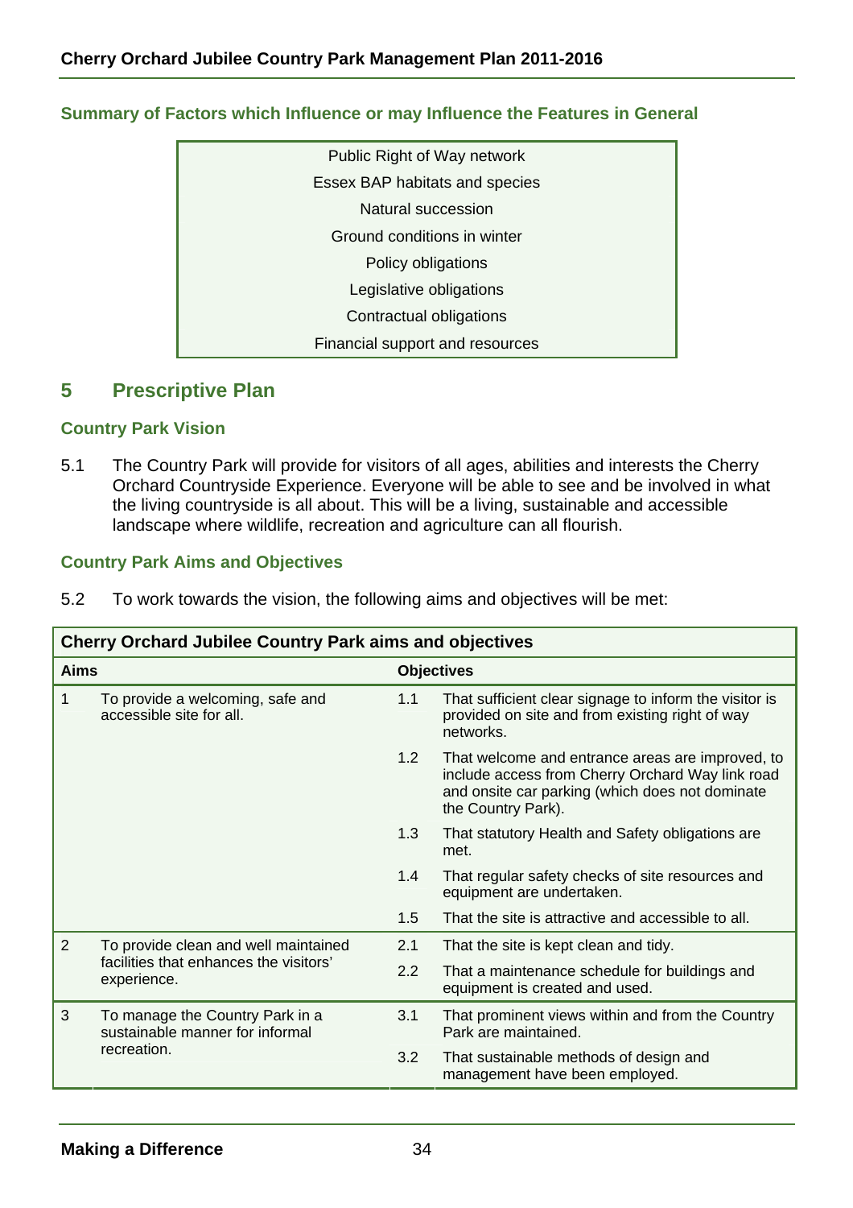### Summary of Factors which Influence or may Influence the Features in General

| Public Right of Way network |
|---|
| Essex BAP habitats and species |
| Natural succession |
| Ground conditions in winter |
| Policy obligations |
| Legislative obligations |
| Contractual obligations |
| Financial support and resources |

## 5 Prescriptive Plan

### Country Park Vision

5.1 The Country Park will provide for visitors of all ages, abilities and interests the Cherry Orchard Countryside Experience. Everyone will be able to see and be involved in what the living countryside is all about. This will be a living, sustainable and accessible landscape where wildlife, recreation and agriculture can all flourish.

### Country Park Aims and Objectives

5.2 To work towards the vision, the following aims and objectives will be met:

| **Cherry Orchard Jubilee Country Park aims and objectives** | | | |
|---|---|---|---|
| **Aims** | | **Objectives** | |
| 1 | To provide a welcoming, safe and accessible site for all. | 1.1 | That sufficient clear signage to inform the visitor is provided on site and from existing right of way networks. |
| | | 1.2 | That welcome and entrance areas are improved, to include access from Cherry Orchard Way link road and onsite car parking (which does not dominate the Country Park). |
| | | 1.3 | That statutory Health and Safety obligations are met. |
| | | 1.4 | That regular safety checks of site resources and equipment are undertaken. |
| | | 1.5 | That the site is attractive and accessible to all. |
| 2 | To provide clean and well maintained facilities that enhances the visitors' experience. | 2.1 | That the site is kept clean and tidy. |
| | | 2.2 | That a maintenance schedule for buildings and equipment is created and used. |
| 3 | To manage the Country Park in a sustainable manner for informal recreation. | 3.1 | That prominent views within and from the Country Park are maintained. |
| | | 3.2 | That sustainable methods of design and management have been employed. |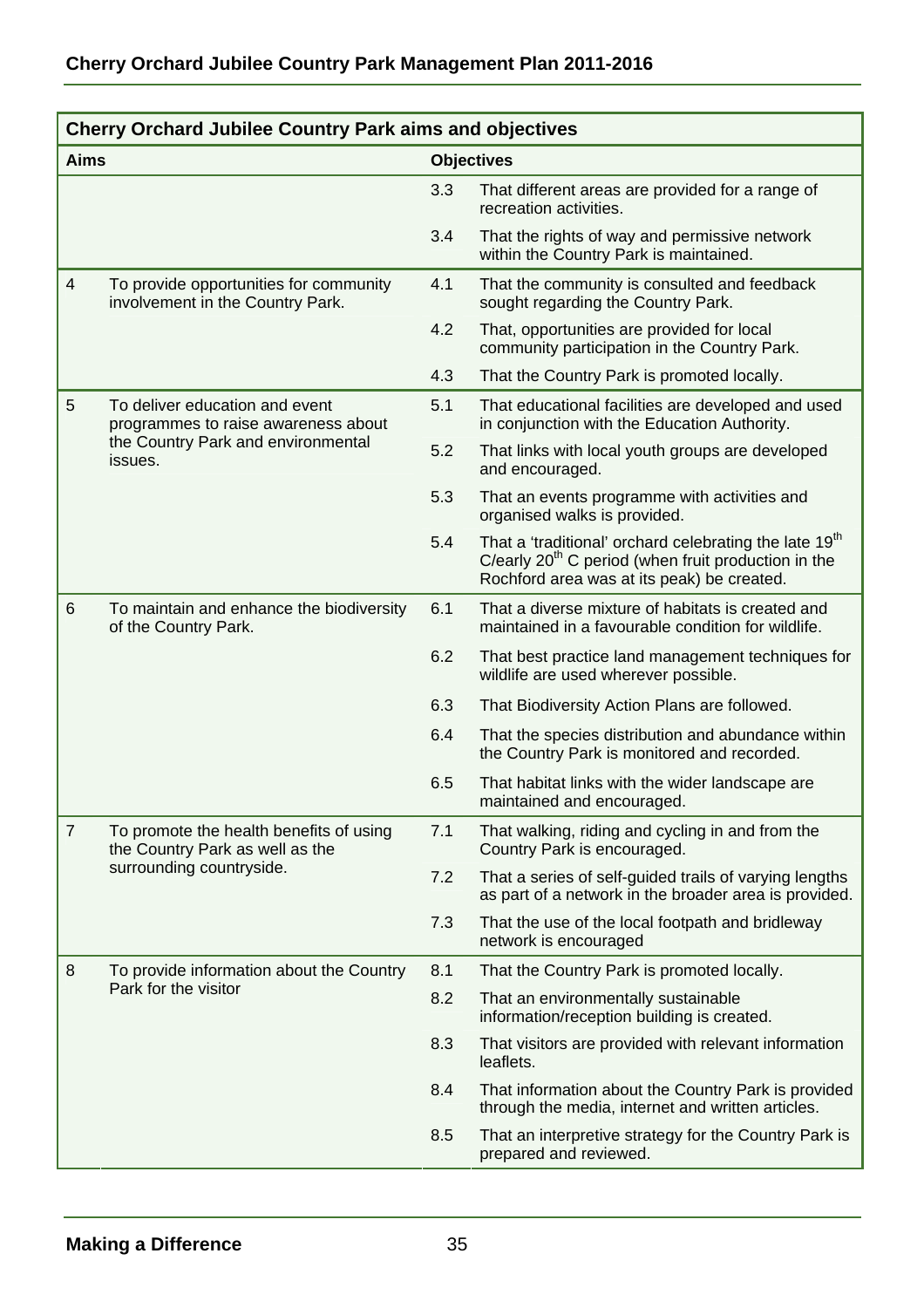| Cherry Orchard Jubilee Country Park aims and objectives | | | |
|---|---|---|---|
| **Aims** | | **Objectives** | |
| | | 3.3 | That different areas are provided for a range of recreation activities. |
| | | 3.4 | That the rights of way and permissive network within the Country Park is maintained. |
| 4 | To provide opportunities for community involvement in the Country Park. | 4.1 | That the community is consulted and feedback sought regarding the Country Park. |
| | | 4.2 | That, opportunities are provided for local community participation in the Country Park. |
| | | 4.3 | That the Country Park is promoted locally. |
| 5 | To deliver education and event programmes to raise awareness about the Country Park and environmental issues. | 5.1 | That educational facilities are developed and used in conjunction with the Education Authority. |
| | | 5.2 | That links with local youth groups are developed and encouraged. |
| | | 5.3 | That an events programme with activities and organised walks is provided. |
| | | 5.4 | That a 'traditional' orchard celebrating the late 19th C/early 20th C period (when fruit production in the Rochford area was at its peak) be created. |
| 6 | To maintain and enhance the biodiversity of the Country Park. | 6.1 | That a diverse mixture of habitats is created and maintained in a favourable condition for wildlife. |
| | | 6.2 | That best practice land management techniques for wildlife are used wherever possible. |
| | | 6.3 | That Biodiversity Action Plans are followed. |
| | | 6.4 | That the species distribution and abundance within the Country Park is monitored and recorded. |
| | | 6.5 | That habitat links with the wider landscape are maintained and encouraged. |
| 7 | To promote the health benefits of using the Country Park as well as the surrounding countryside. | 7.1 | That walking, riding and cycling in and from the Country Park is encouraged. |
| | | 7.2 | That a series of self-guided trails of varying lengths as part of a network in the broader area is provided. |
| | | 7.3 | That the use of the local footpath and bridleway network is encouraged |
| 8 | To provide information about the Country Park for the visitor | 8.1 | That the Country Park is promoted locally. |
| | | 8.2 | That an environmentally sustainable information/reception building is created. |
| | | 8.3 | That visitors are provided with relevant information leaflets. |
| | | 8.4 | That information about the Country Park is provided through the media, internet and written articles. |
| | | 8.5 | That an interpretive strategy for the Country Park is prepared and reviewed. |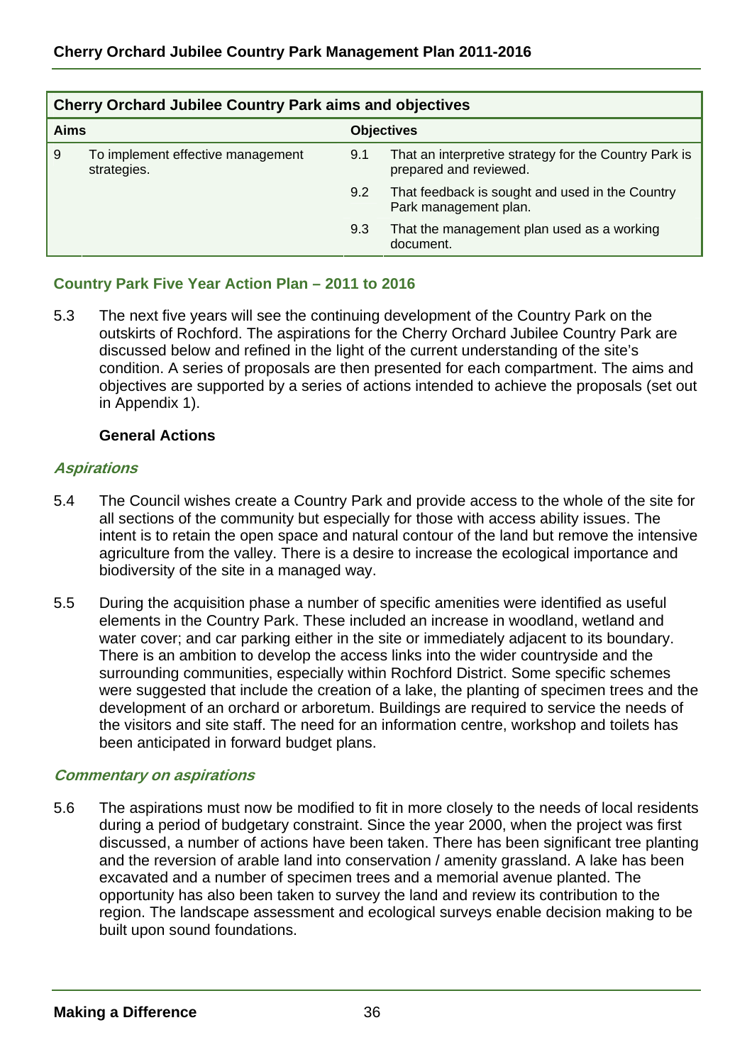| Cherry Orchard Jubilee Country Park aims and objectives | | | |
|---|---|---|---|
| **Aims** | | **Objectives** | |
| 9 | To implement effective management strategies. | 9.1 | That an interpretive strategy for the Country Park is prepared and reviewed. |
| | | 9.2 | That feedback is sought and used in the Country Park management plan. |
| | | 9.3 | That the management plan used as a working document. |

## Country Park Five Year Action Plan – 2011 to 2016

5.3 The next five years will see the continuing development of the Country Park on the outskirts of Rochford. The aspirations for the Cherry Orchard Jubilee Country Park are discussed below and refined in the light of the current understanding of the site's condition. A series of proposals are then presented for each compartment. The aims and objectives are supported by a series of actions intended to achieve the proposals (set out in Appendix 1).

**General Actions**

### *Aspirations*

5.4 The Council wishes create a Country Park and provide access to the whole of the site for all sections of the community but especially for those with access ability issues. The intent is to retain the open space and natural contour of the land but remove the intensive agriculture from the valley. There is a desire to increase the ecological importance and biodiversity of the site in a managed way.

5.5 During the acquisition phase a number of specific amenities were identified as useful elements in the Country Park. These included an increase in woodland, wetland and water cover; and car parking either in the site or immediately adjacent to its boundary. There is an ambition to develop the access links into the wider countryside and the surrounding communities, especially within Rochford District. Some specific schemes were suggested that include the creation of a lake, the planting of specimen trees and the development of an orchard or arboretum. Buildings are required to service the needs of the visitors and site staff. The need for an information centre, workshop and toilets has been anticipated in forward budget plans.

### *Commentary on aspirations*

5.6 The aspirations must now be modified to fit in more closely to the needs of local residents during a period of budgetary constraint. Since the year 2000, when the project was first discussed, a number of actions have been taken. There has been significant tree planting and the reversion of arable land into conservation / amenity grassland. A lake has been excavated and a number of specimen trees and a memorial avenue planted. The opportunity has also been taken to survey the land and review its contribution to the region. The landscape assessment and ecological surveys enable decision making to be built upon sound foundations.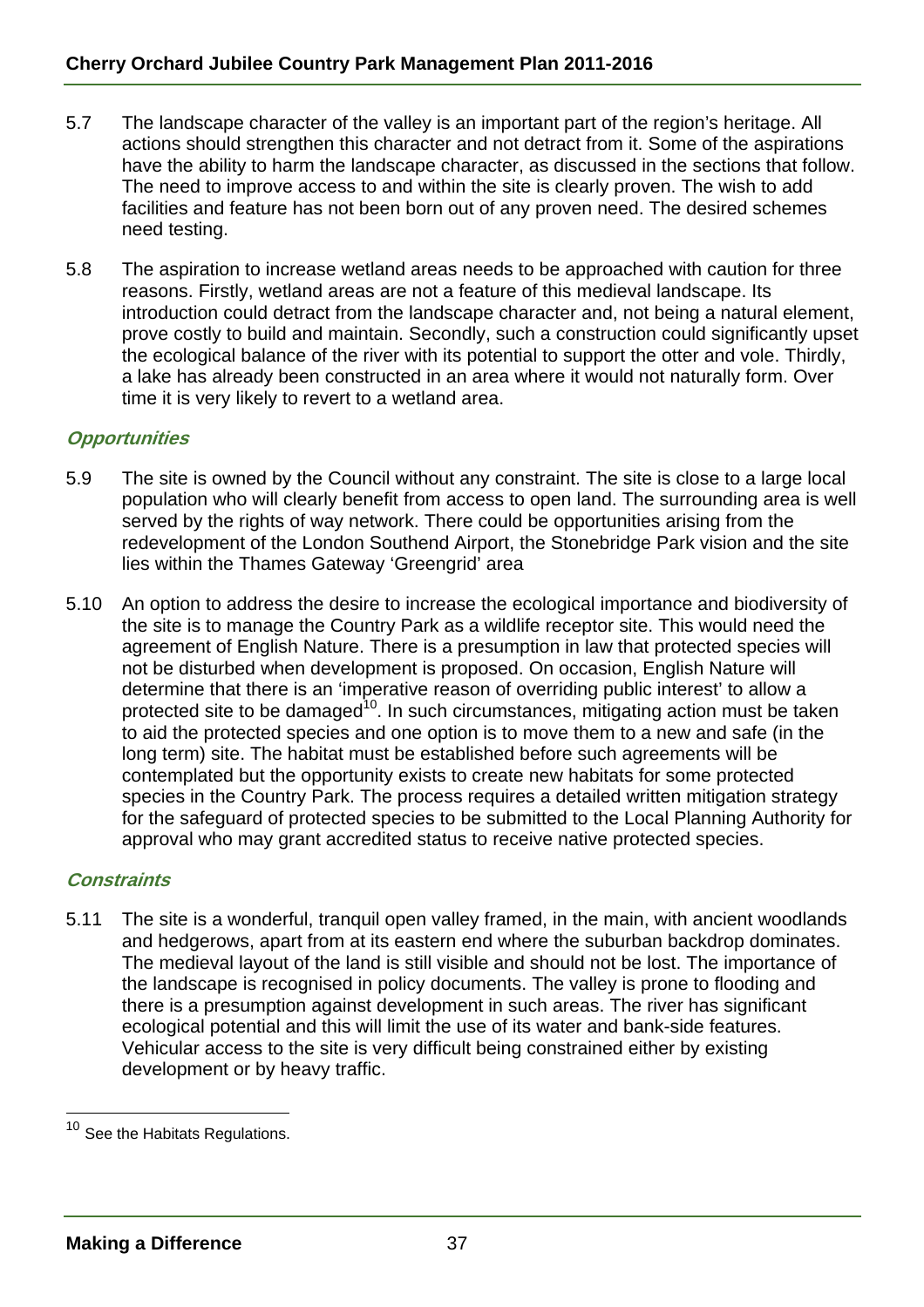5.7 The landscape character of the valley is an important part of the region's heritage. All actions should strengthen this character and not detract from it. Some of the aspirations have the ability to harm the landscape character, as discussed in the sections that follow. The need to improve access to and within the site is clearly proven. The wish to add facilities and feature has not been born out of any proven need. The desired schemes need testing.

5.8 The aspiration to increase wetland areas needs to be approached with caution for three reasons. Firstly, wetland areas are not a feature of this medieval landscape. Its introduction could detract from the landscape character and, not being a natural element, prove costly to build and maintain. Secondly, such a construction could significantly upset the ecological balance of the river with its potential to support the otter and vole. Thirdly, a lake has already been constructed in an area where it would not naturally form. Over time it is very likely to revert to a wetland area.

### *Opportunities*

5.9 The site is owned by the Council without any constraint. The site is close to a large local population who will clearly benefit from access to open land. The surrounding area is well served by the rights of way network. There could be opportunities arising from the redevelopment of the London Southend Airport, the Stonebridge Park vision and the site lies within the Thames Gateway 'Greengrid' area

5.10 An option to address the desire to increase the ecological importance and biodiversity of the site is to manage the Country Park as a wildlife receptor site. This would need the agreement of English Nature. There is a presumption in law that protected species will not be disturbed when development is proposed. On occasion, English Nature will determine that there is an 'imperative reason of overriding public interest' to allow a protected site to be damaged[10]. In such circumstances, mitigating action must be taken to aid the protected species and one option is to move them to a new and safe (in the long term) site. The habitat must be established before such agreements will be contemplated but the opportunity exists to create new habitats for some protected species in the Country Park. The process requires a detailed written mitigation strategy for the safeguard of protected species to be submitted to the Local Planning Authority for approval who may grant accredited status to receive native protected species.

### *Constraints*

5.11 The site is a wonderful, tranquil open valley framed, in the main, with ancient woodlands and hedgerows, apart from at its eastern end where the suburban backdrop dominates. The medieval layout of the land is still visible and should not be lost. The importance of the landscape is recognised in policy documents. The valley is prone to flooding and there is a presumption against development in such areas. The river has significant ecological potential and this will limit the use of its water and bank-side features. Vehicular access to the site is very difficult being constrained either by existing development or by heavy traffic.

---

[10] See the Habitats Regulations.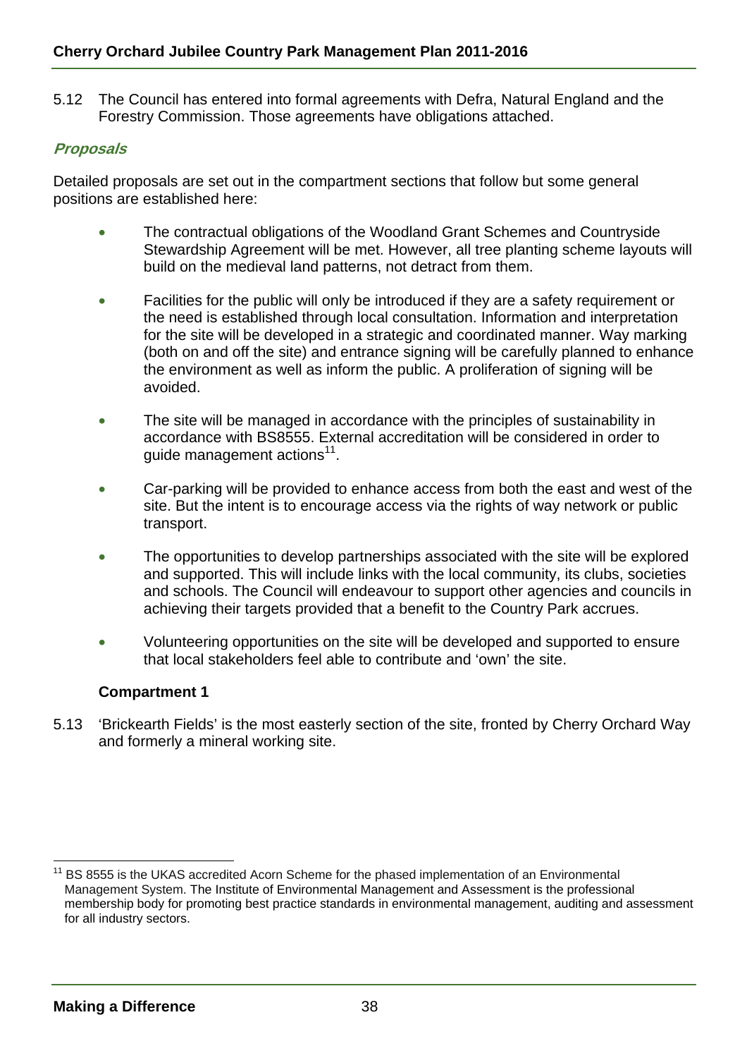5.12 The Council has entered into formal agreements with Defra, Natural England and the Forestry Commission. Those agreements have obligations attached.

### *Proposals*

Detailed proposals are set out in the compartment sections that follow but some general positions are established here:

- The contractual obligations of the Woodland Grant Schemes and Countryside Stewardship Agreement will be met. However, all tree planting scheme layouts will build on the medieval land patterns, not detract from them.
- Facilities for the public will only be introduced if they are a safety requirement or the need is established through local consultation. Information and interpretation for the site will be developed in a strategic and coordinated manner. Way marking (both on and off the site) and entrance signing will be carefully planned to enhance the environment as well as inform the public. A proliferation of signing will be avoided.
- The site will be managed in accordance with the principles of sustainability in accordance with BS8555. External accreditation will be considered in order to guide management actions[11].
- Car-parking will be provided to enhance access from both the east and west of the site. But the intent is to encourage access via the rights of way network or public transport.
- The opportunities to develop partnerships associated with the site will be explored and supported. This will include links with the local community, its clubs, societies and schools. The Council will endeavour to support other agencies and councils in achieving their targets provided that a benefit to the Country Park accrues.
- Volunteering opportunities on the site will be developed and supported to ensure that local stakeholders feel able to contribute and 'own' the site.

**Compartment 1**

5.13 'Brickearth Fields' is the most easterly section of the site, fronted by Cherry Orchard Way and formerly a mineral working site.

---

[11] BS 8555 is the UKAS accredited Acorn Scheme for the phased implementation of an Environmental Management System. The Institute of Environmental Management and Assessment is the professional membership body for promoting best practice standards in environmental management, auditing and assessment for all industry sectors.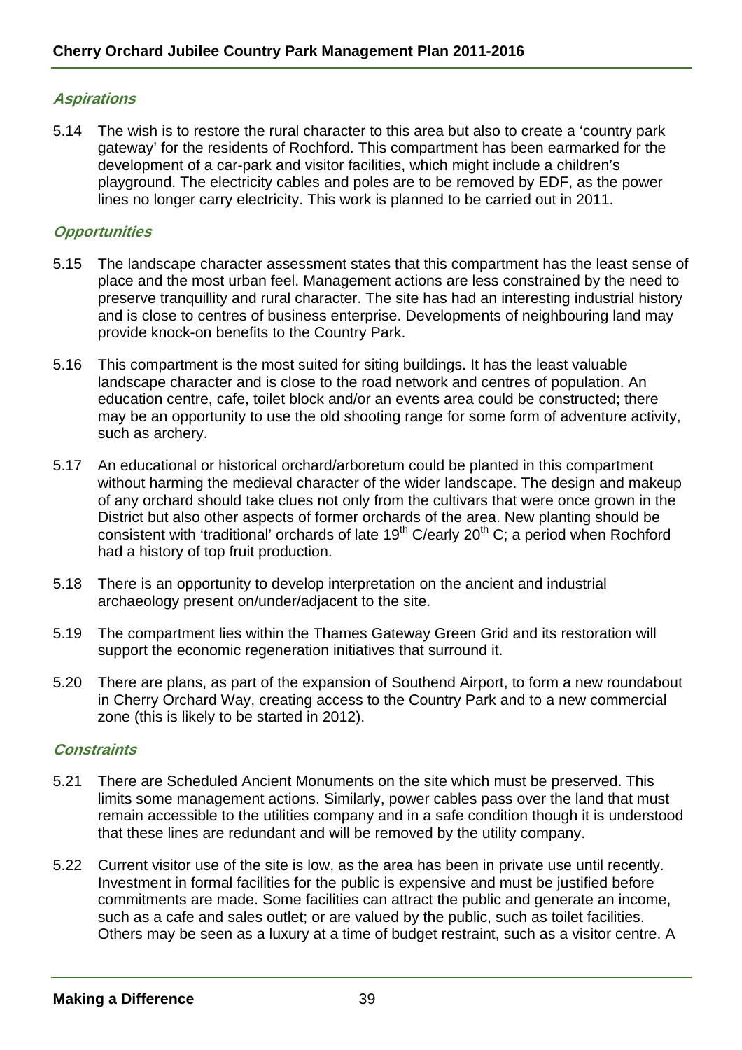### *Aspirations*

5.14 The wish is to restore the rural character to this area but also to create a 'country park gateway' for the residents of Rochford. This compartment has been earmarked for the development of a car-park and visitor facilities, which might include a children's playground. The electricity cables and poles are to be removed by EDF, as the power lines no longer carry electricity. This work is planned to be carried out in 2011.

### *Opportunities*

5.15 The landscape character assessment states that this compartment has the least sense of place and the most urban feel. Management actions are less constrained by the need to preserve tranquillity and rural character. The site has had an interesting industrial history and is close to centres of business enterprise. Developments of neighbouring land may provide knock-on benefits to the Country Park.

5.16 This compartment is the most suited for siting buildings. It has the least valuable landscape character and is close to the road network and centres of population. An education centre, cafe, toilet block and/or an events area could be constructed; there may be an opportunity to use the old shooting range for some form of adventure activity, such as archery.

5.17 An educational or historical orchard/arboretum could be planted in this compartment without harming the medieval character of the wider landscape. The design and makeup of any orchard should take clues not only from the cultivars that were once grown in the District but also other aspects of former orchards of the area. New planting should be consistent with 'traditional' orchards of late 19th C/early 20th C; a period when Rochford had a history of top fruit production.

5.18 There is an opportunity to develop interpretation on the ancient and industrial archaeology present on/under/adjacent to the site.

5.19 The compartment lies within the Thames Gateway Green Grid and its restoration will support the economic regeneration initiatives that surround it.

5.20 There are plans, as part of the expansion of Southend Airport, to form a new roundabout in Cherry Orchard Way, creating access to the Country Park and to a new commercial zone (this is likely to be started in 2012).

### *Constraints*

5.21 There are Scheduled Ancient Monuments on the site which must be preserved. This limits some management actions. Similarly, power cables pass over the land that must remain accessible to the utilities company and in a safe condition though it is understood that these lines are redundant and will be removed by the utility company.

5.22 Current visitor use of the site is low, as the area has been in private use until recently. Investment in formal facilities for the public is expensive and must be justified before commitments are made. Some facilities can attract the public and generate an income, such as a cafe and sales outlet; or are valued by the public, such as toilet facilities. Others may be seen as a luxury at a time of budget restraint, such as a visitor centre. A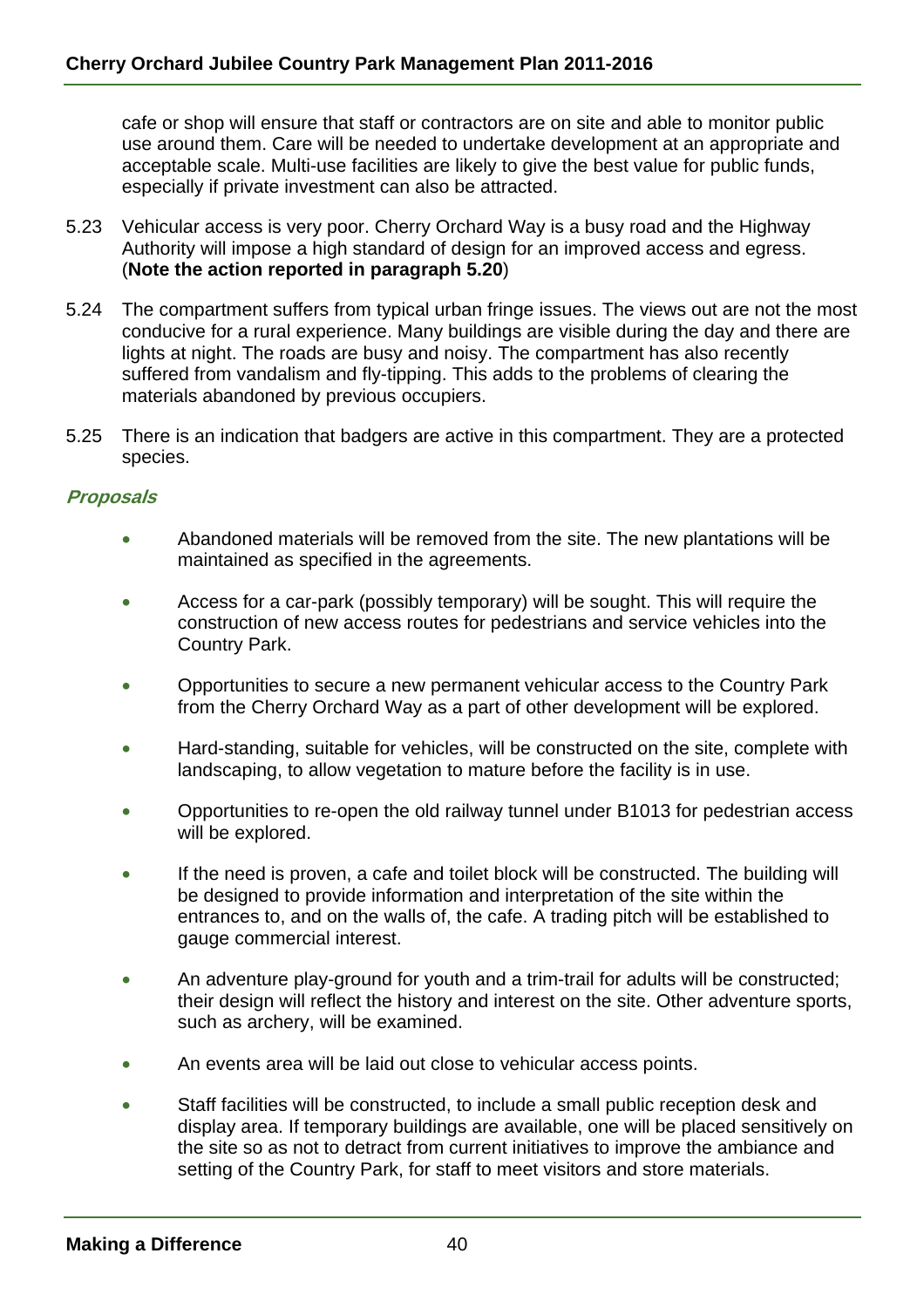cafe or shop will ensure that staff or contractors are on site and able to monitor public use around them. Care will be needed to undertake development at an appropriate and acceptable scale. Multi-use facilities are likely to give the best value for public funds, especially if private investment can also be attracted.

5.23 Vehicular access is very poor. Cherry Orchard Way is a busy road and the Highway Authority will impose a high standard of design for an improved access and egress. (**Note the action reported in paragraph 5.20**)

5.24 The compartment suffers from typical urban fringe issues. The views out are not the most conducive for a rural experience. Many buildings are visible during the day and there are lights at night. The roads are busy and noisy. The compartment has also recently suffered from vandalism and fly-tipping. This adds to the problems of clearing the materials abandoned by previous occupiers.

5.25 There is an indication that badgers are active in this compartment. They are a protected species.

***Proposals***

- Abandoned materials will be removed from the site. The new plantations will be maintained as specified in the agreements.
- Access for a car-park (possibly temporary) will be sought. This will require the construction of new access routes for pedestrians and service vehicles into the Country Park.
- Opportunities to secure a new permanent vehicular access to the Country Park from the Cherry Orchard Way as a part of other development will be explored.
- Hard-standing, suitable for vehicles, will be constructed on the site, complete with landscaping, to allow vegetation to mature before the facility is in use.
- Opportunities to re-open the old railway tunnel under B1013 for pedestrian access will be explored.
- If the need is proven, a cafe and toilet block will be constructed. The building will be designed to provide information and interpretation of the site within the entrances to, and on the walls of, the cafe. A trading pitch will be established to gauge commercial interest.
- An adventure play-ground for youth and a trim-trail for adults will be constructed; their design will reflect the history and interest on the site. Other adventure sports, such as archery, will be examined.
- An events area will be laid out close to vehicular access points.
- Staff facilities will be constructed, to include a small public reception desk and display area. If temporary buildings are available, one will be placed sensitively on the site so as not to detract from current initiatives to improve the ambiance and setting of the Country Park, for staff to meet visitors and store materials.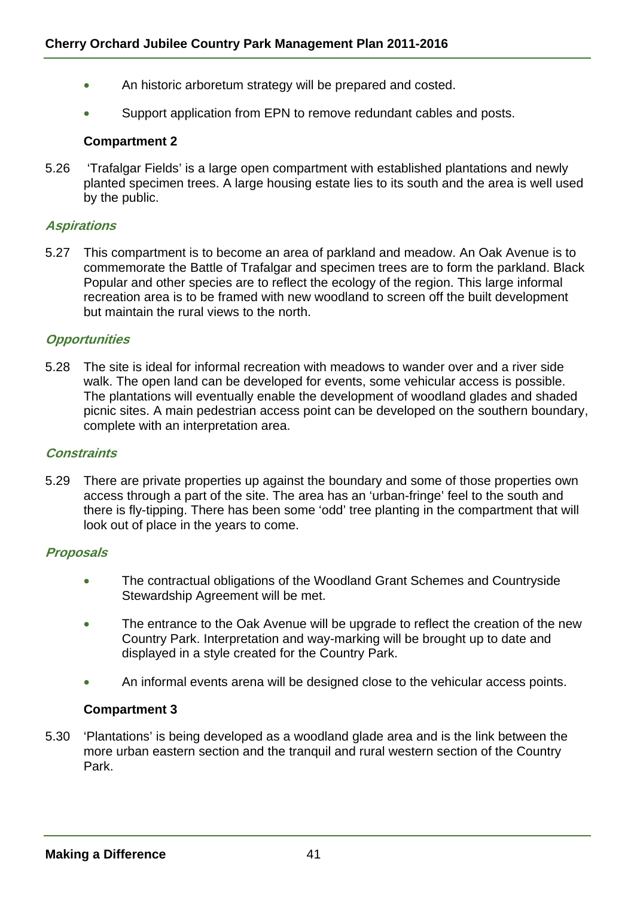- An historic arboretum strategy will be prepared and costed.
- Support application from EPN to remove redundant cables and posts.

**Compartment 2**

5.26 'Trafalgar Fields' is a large open compartment with established plantations and newly planted specimen trees. A large housing estate lies to its south and the area is well used by the public.

### *Aspirations*

5.27 This compartment is to become an area of parkland and meadow. An Oak Avenue is to commemorate the Battle of Trafalgar and specimen trees are to form the parkland. Black Popular and other species are to reflect the ecology of the region. This large informal recreation area is to be framed with new woodland to screen off the built development but maintain the rural views to the north.

### *Opportunities*

5.28 The site is ideal for informal recreation with meadows to wander over and a river side walk. The open land can be developed for events, some vehicular access is possible. The plantations will eventually enable the development of woodland glades and shaded picnic sites. A main pedestrian access point can be developed on the southern boundary, complete with an interpretation area.

### *Constraints*

5.29 There are private properties up against the boundary and some of those properties own access through a part of the site. The area has an 'urban-fringe' feel to the south and there is fly-tipping. There has been some 'odd' tree planting in the compartment that will look out of place in the years to come.

### *Proposals*

- The contractual obligations of the Woodland Grant Schemes and Countryside Stewardship Agreement will be met.
- The entrance to the Oak Avenue will be upgrade to reflect the creation of the new Country Park. Interpretation and way-marking will be brought up to date and displayed in a style created for the Country Park.
- An informal events arena will be designed close to the vehicular access points.

**Compartment 3**

5.30 'Plantations' is being developed as a woodland glade area and is the link between the more urban eastern section and the tranquil and rural western section of the Country Park.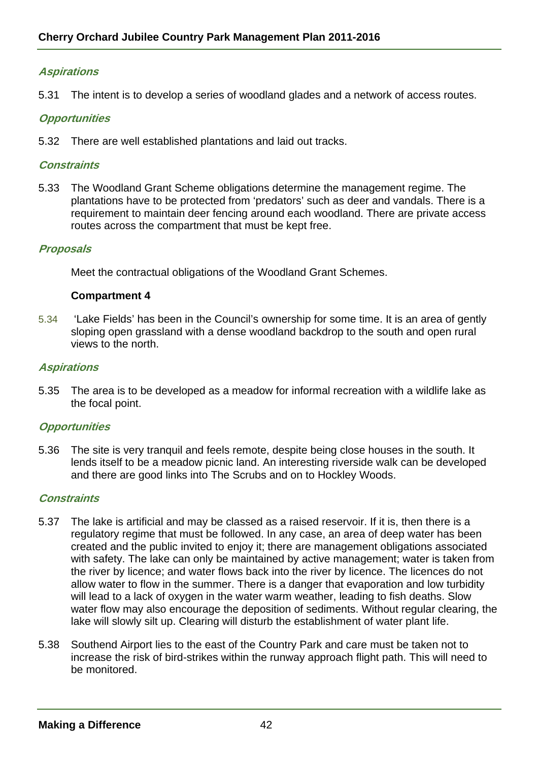***Aspirations***

5.31 The intent is to develop a series of woodland glades and a network of access routes.

***Opportunities***

5.32 There are well established plantations and laid out tracks.

***Constraints***

5.33 The Woodland Grant Scheme obligations determine the management regime. The plantations have to be protected from 'predators' such as deer and vandals. There is a requirement to maintain deer fencing around each woodland. There are private access routes across the compartment that must be kept free.

***Proposals***

Meet the contractual obligations of the Woodland Grant Schemes.

**Compartment 4**

5.34 'Lake Fields' has been in the Council's ownership for some time. It is an area of gently sloping open grassland with a dense woodland backdrop to the south and open rural views to the north.

***Aspirations***

5.35 The area is to be developed as a meadow for informal recreation with a wildlife lake as the focal point.

***Opportunities***

5.36 The site is very tranquil and feels remote, despite being close houses in the south. It lends itself to be a meadow picnic land. An interesting riverside walk can be developed and there are good links into The Scrubs and on to Hockley Woods.

***Constraints***

5.37 The lake is artificial and may be classed as a raised reservoir. If it is, then there is a regulatory regime that must be followed. In any case, an area of deep water has been created and the public invited to enjoy it; there are management obligations associated with safety. The lake can only be maintained by active management; water is taken from the river by licence; and water flows back into the river by licence. The licences do not allow water to flow in the summer. There is a danger that evaporation and low turbidity will lead to a lack of oxygen in the water warm weather, leading to fish deaths. Slow water flow may also encourage the deposition of sediments. Without regular clearing, the lake will slowly silt up. Clearing will disturb the establishment of water plant life.

5.38 Southend Airport lies to the east of the Country Park and care must be taken not to increase the risk of bird-strikes within the runway approach flight path. This will need to be monitored.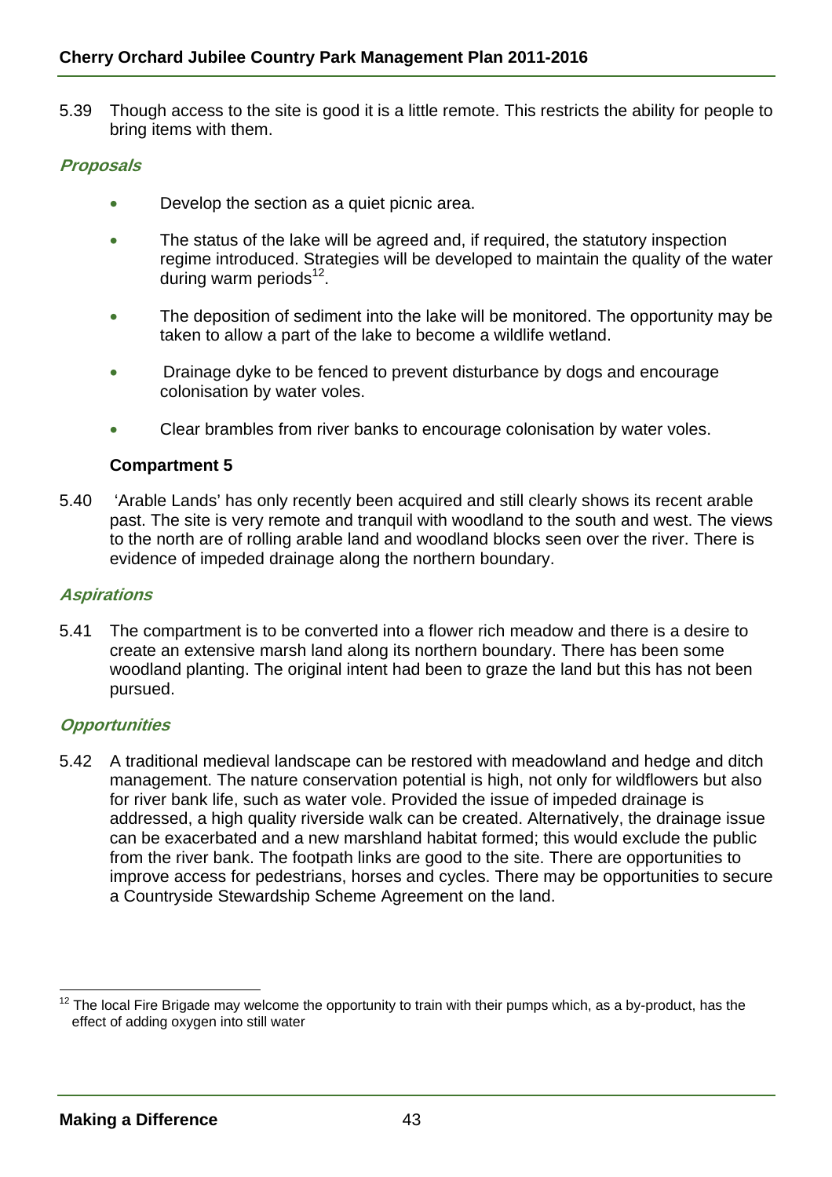5.39 Though access to the site is good it is a little remote. This restricts the ability for people to bring items with them.

### *Proposals*

- Develop the section as a quiet picnic area.
- The status of the lake will be agreed and, if required, the statutory inspection regime introduced. Strategies will be developed to maintain the quality of the water during warm periods[12].
- The deposition of sediment into the lake will be monitored. The opportunity may be taken to allow a part of the lake to become a wildlife wetland.
- Drainage dyke to be fenced to prevent disturbance by dogs and encourage colonisation by water voles.
- Clear brambles from river banks to encourage colonisation by water voles.

**Compartment 5**

5.40 'Arable Lands' has only recently been acquired and still clearly shows its recent arable past. The site is very remote and tranquil with woodland to the south and west. The views to the north are of rolling arable land and woodland blocks seen over the river. There is evidence of impeded drainage along the northern boundary.

### *Aspirations*

5.41 The compartment is to be converted into a flower rich meadow and there is a desire to create an extensive marsh land along its northern boundary. There has been some woodland planting. The original intent had been to graze the land but this has not been pursued.

### *Opportunities*

5.42 A traditional medieval landscape can be restored with meadowland and hedge and ditch management. The nature conservation potential is high, not only for wildflowers but also for river bank life, such as water vole. Provided the issue of impeded drainage is addressed, a high quality riverside walk can be created. Alternatively, the drainage issue can be exacerbated and a new marshland habitat formed; this would exclude the public from the river bank. The footpath links are good to the site. There are opportunities to improve access for pedestrians, horses and cycles. There may be opportunities to secure a Countryside Stewardship Scheme Agreement on the land.

[12] The local Fire Brigade may welcome the opportunity to train with their pumps which, as a by-product, has the effect of adding oxygen into still water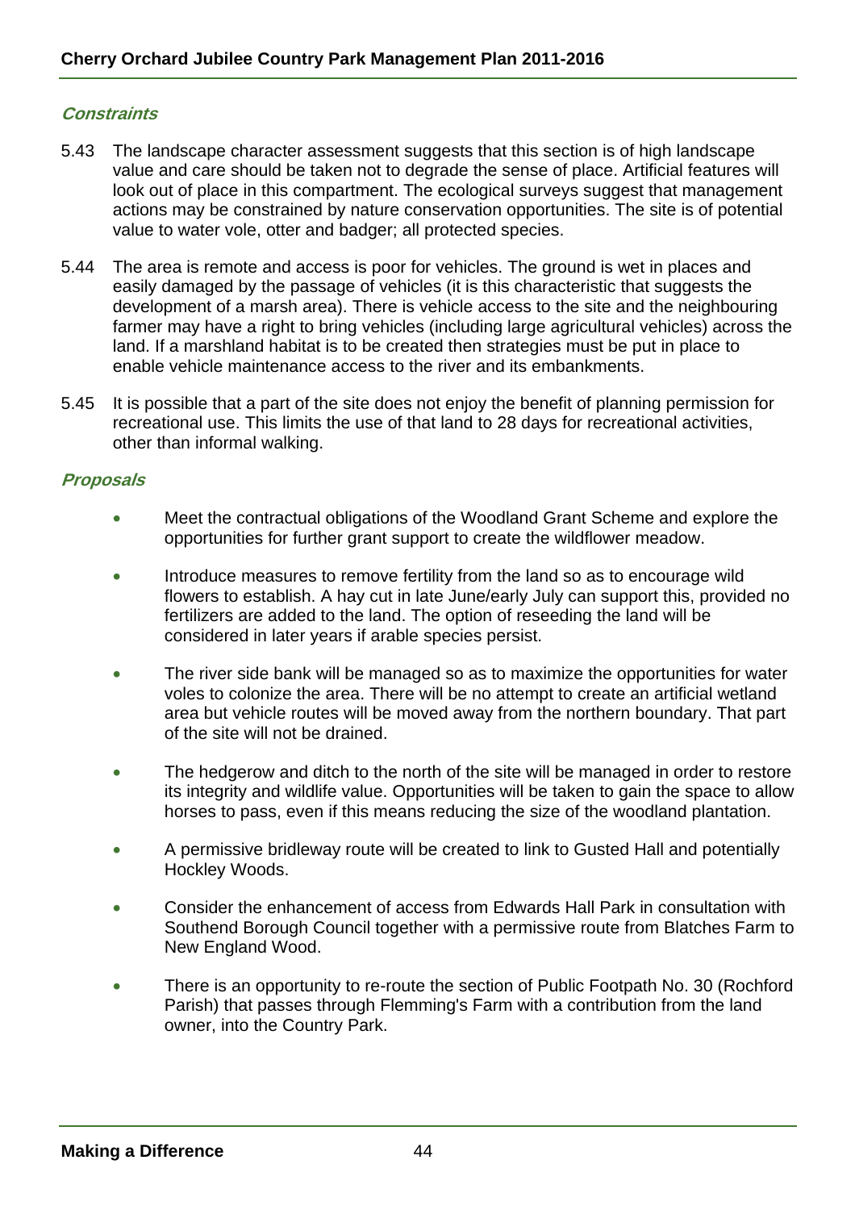### *Constraints*

5.43 The landscape character assessment suggests that this section is of high landscape value and care should be taken not to degrade the sense of place. Artificial features will look out of place in this compartment. The ecological surveys suggest that management actions may be constrained by nature conservation opportunities. The site is of potential value to water vole, otter and badger; all protected species.

5.44 The area is remote and access is poor for vehicles. The ground is wet in places and easily damaged by the passage of vehicles (it is this characteristic that suggests the development of a marsh area). There is vehicle access to the site and the neighbouring farmer may have a right to bring vehicles (including large agricultural vehicles) across the land. If a marshland habitat is to be created then strategies must be put in place to enable vehicle maintenance access to the river and its embankments.

5.45 It is possible that a part of the site does not enjoy the benefit of planning permission for recreational use. This limits the use of that land to 28 days for recreational activities, other than informal walking.

### *Proposals*

- Meet the contractual obligations of the Woodland Grant Scheme and explore the opportunities for further grant support to create the wildflower meadow.
- Introduce measures to remove fertility from the land so as to encourage wild flowers to establish. A hay cut in late June/early July can support this, provided no fertilizers are added to the land. The option of reseeding the land will be considered in later years if arable species persist.
- The river side bank will be managed so as to maximize the opportunities for water voles to colonize the area. There will be no attempt to create an artificial wetland area but vehicle routes will be moved away from the northern boundary. That part of the site will not be drained.
- The hedgerow and ditch to the north of the site will be managed in order to restore its integrity and wildlife value. Opportunities will be taken to gain the space to allow horses to pass, even if this means reducing the size of the woodland plantation.
- A permissive bridleway route will be created to link to Gusted Hall and potentially Hockley Woods.
- Consider the enhancement of access from Edwards Hall Park in consultation with Southend Borough Council together with a permissive route from Blatches Farm to New England Wood.
- There is an opportunity to re-route the section of Public Footpath No. 30 (Rochford Parish) that passes through Flemming's Farm with a contribution from the land owner, into the Country Park.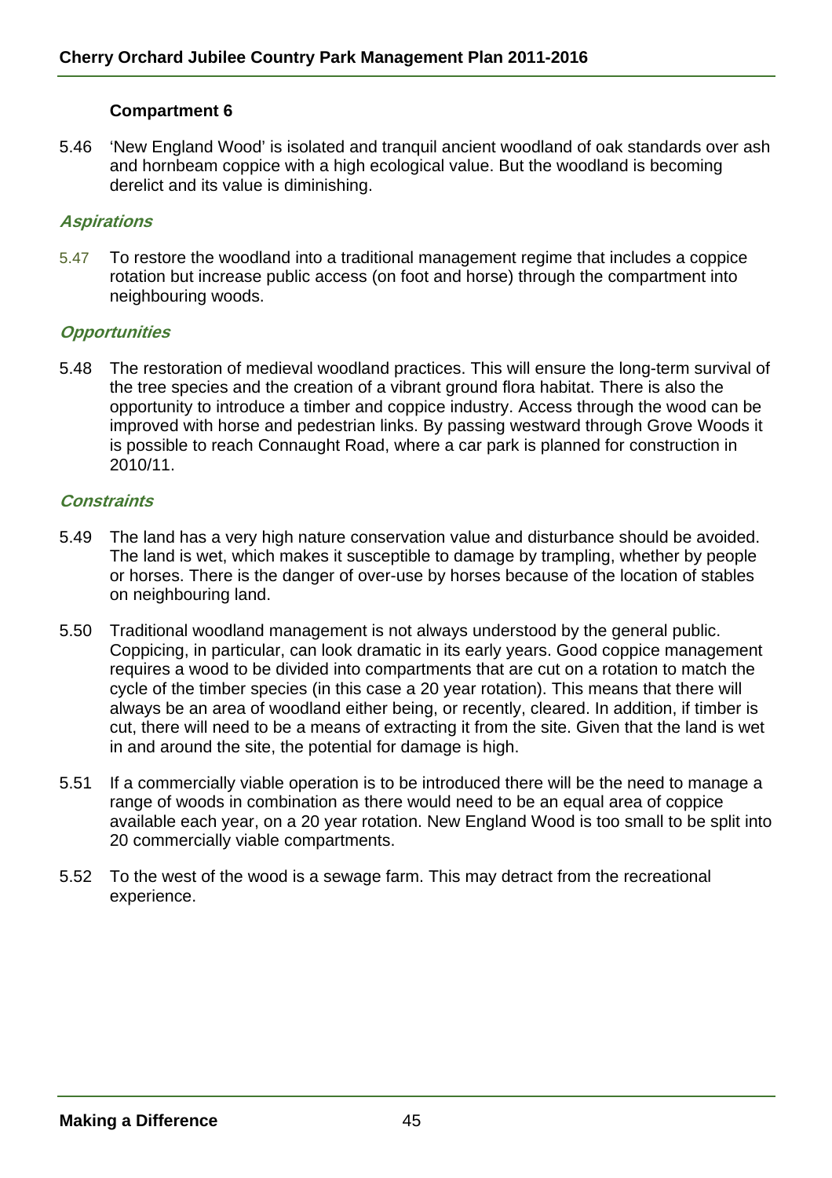**Compartment 6**

5.46 'New England Wood' is isolated and tranquil ancient woodland of oak standards over ash and hornbeam coppice with a high ecological value. But the woodland is becoming derelict and its value is diminishing.

***Aspirations***

5.47 To restore the woodland into a traditional management regime that includes a coppice rotation but increase public access (on foot and horse) through the compartment into neighbouring woods.

***Opportunities***

5.48 The restoration of medieval woodland practices. This will ensure the long-term survival of the tree species and the creation of a vibrant ground flora habitat. There is also the opportunity to introduce a timber and coppice industry. Access through the wood can be improved with horse and pedestrian links. By passing westward through Grove Woods it is possible to reach Connaught Road, where a car park is planned for construction in 2010/11.

***Constraints***

5.49 The land has a very high nature conservation value and disturbance should be avoided. The land is wet, which makes it susceptible to damage by trampling, whether by people or horses. There is the danger of over-use by horses because of the location of stables on neighbouring land.

5.50 Traditional woodland management is not always understood by the general public. Coppicing, in particular, can look dramatic in its early years. Good coppice management requires a wood to be divided into compartments that are cut on a rotation to match the cycle of the timber species (in this case a 20 year rotation). This means that there will always be an area of woodland either being, or recently, cleared. In addition, if timber is cut, there will need to be a means of extracting it from the site. Given that the land is wet in and around the site, the potential for damage is high.

5.51 If a commercially viable operation is to be introduced there will be the need to manage a range of woods in combination as there would need to be an equal area of coppice available each year, on a 20 year rotation. New England Wood is too small to be split into 20 commercially viable compartments.

5.52 To the west of the wood is a sewage farm. This may detract from the recreational experience.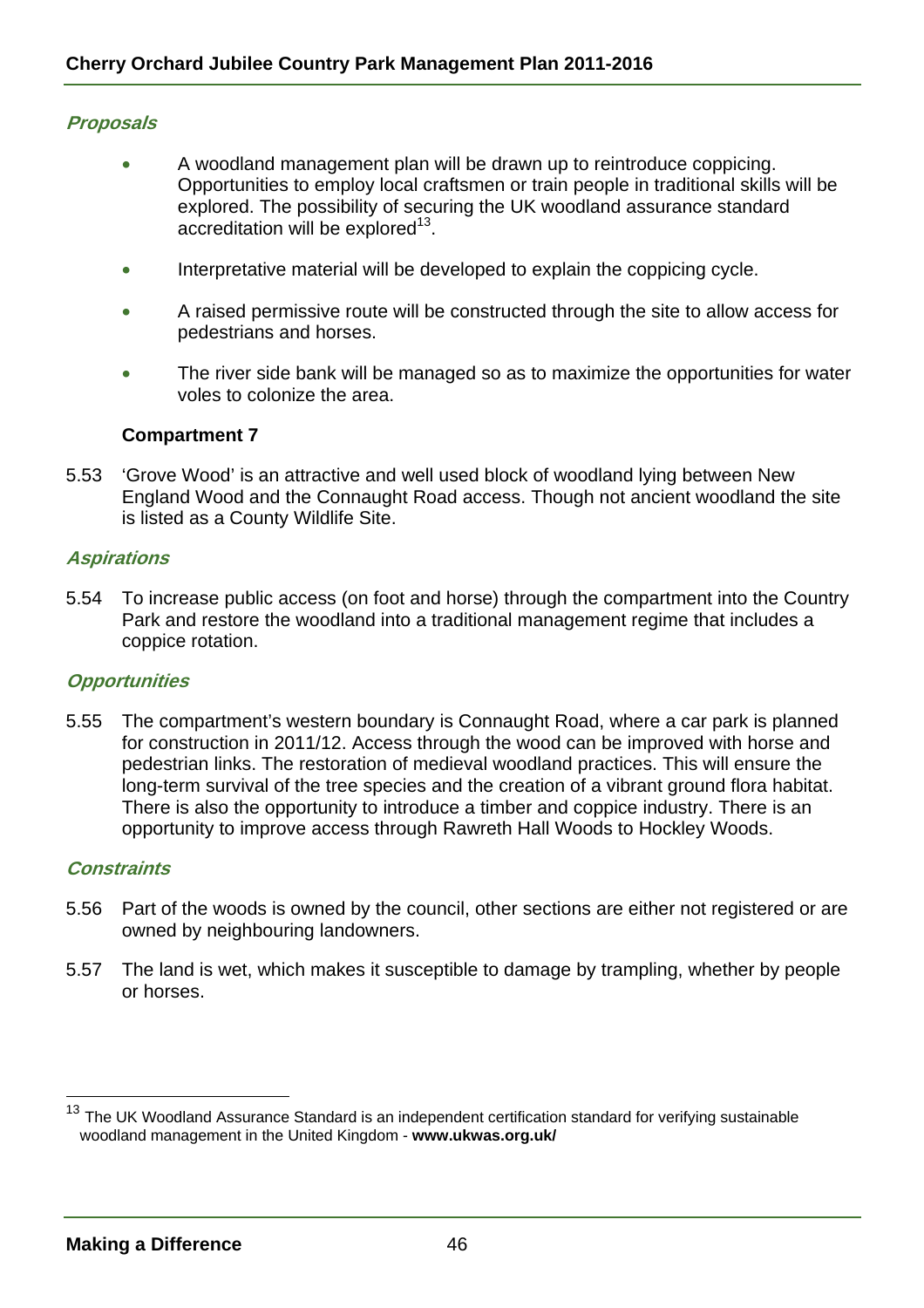### *Proposals*

- A woodland management plan will be drawn up to reintroduce coppicing. Opportunities to employ local craftsmen or train people in traditional skills will be explored. The possibility of securing the UK woodland assurance standard accreditation will be explored[13].
- Interpretative material will be developed to explain the coppicing cycle.
- A raised permissive route will be constructed through the site to allow access for pedestrians and horses.
- The river side bank will be managed so as to maximize the opportunities for water voles to colonize the area.

**Compartment 7**

5.53 'Grove Wood' is an attractive and well used block of woodland lying between New England Wood and the Connaught Road access. Though not ancient woodland the site is listed as a County Wildlife Site.

### *Aspirations*

5.54 To increase public access (on foot and horse) through the compartment into the Country Park and restore the woodland into a traditional management regime that includes a coppice rotation.

### *Opportunities*

5.55 The compartment's western boundary is Connaught Road, where a car park is planned for construction in 2011/12. Access through the wood can be improved with horse and pedestrian links. The restoration of medieval woodland practices. This will ensure the long-term survival of the tree species and the creation of a vibrant ground flora habitat. There is also the opportunity to introduce a timber and coppice industry. There is an opportunity to improve access through Rawreth Hall Woods to Hockley Woods.

### *Constraints*

5.56 Part of the woods is owned by the council, other sections are either not registered or are owned by neighbouring landowners.

5.57 The land is wet, which makes it susceptible to damage by trampling, whether by people or horses.

---

[13] The UK Woodland Assurance Standard is an independent certification standard for verifying sustainable woodland management in the United Kingdom - **www.ukwas.org.uk/**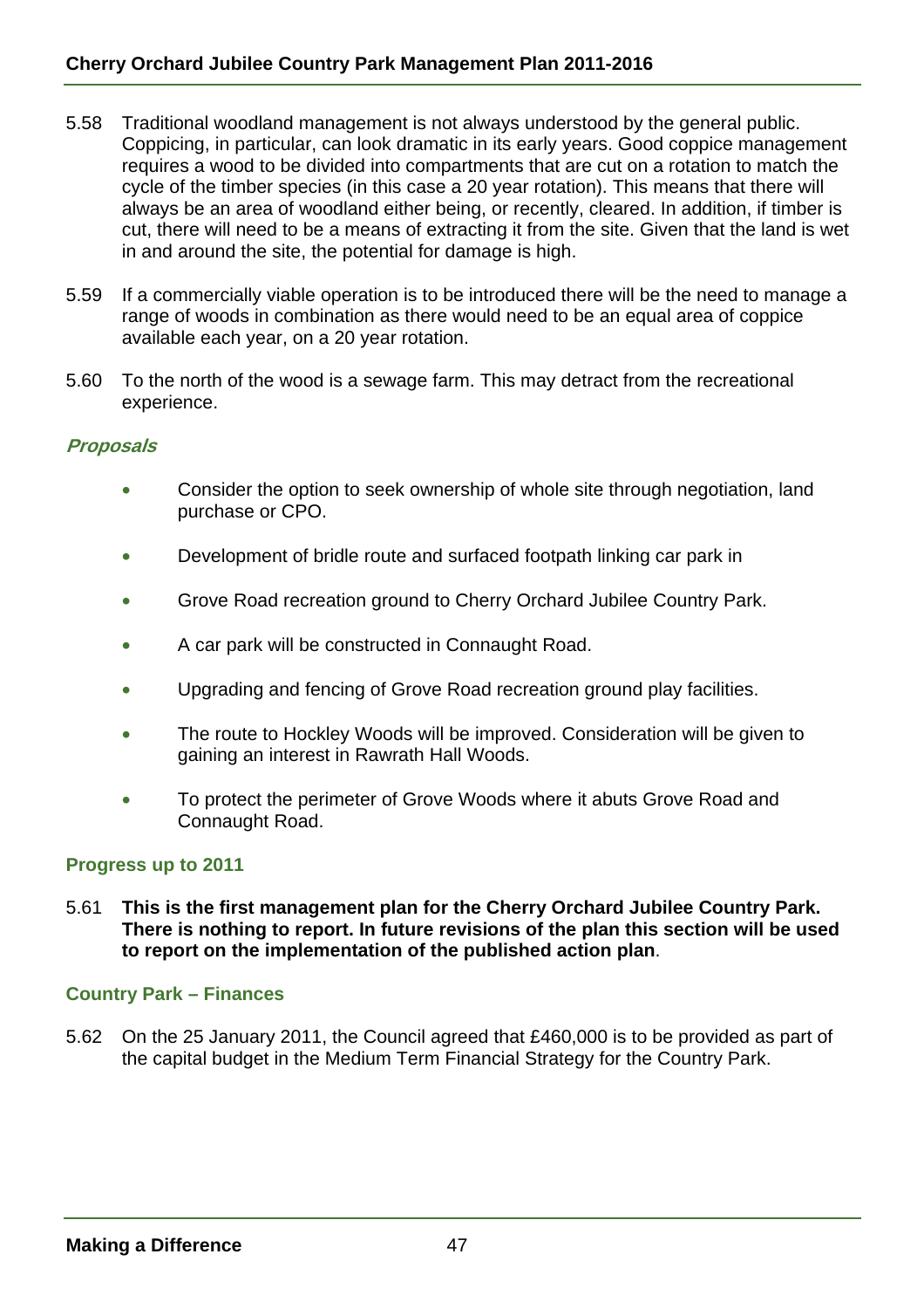5.58 Traditional woodland management is not always understood by the general public. Coppicing, in particular, can look dramatic in its early years. Good coppice management requires a wood to be divided into compartments that are cut on a rotation to match the cycle of the timber species (in this case a 20 year rotation). This means that there will always be an area of woodland either being, or recently, cleared. In addition, if timber is cut, there will need to be a means of extracting it from the site. Given that the land is wet in and around the site, the potential for damage is high.

5.59 If a commercially viable operation is to be introduced there will be the need to manage a range of woods in combination as there would need to be an equal area of coppice available each year, on a 20 year rotation.

5.60 To the north of the wood is a sewage farm. This may detract from the recreational experience.

### *Proposals*

- Consider the option to seek ownership of whole site through negotiation, land purchase or CPO.
- Development of bridle route and surfaced footpath linking car park in
- Grove Road recreation ground to Cherry Orchard Jubilee Country Park.
- A car park will be constructed in Connaught Road.
- Upgrading and fencing of Grove Road recreation ground play facilities.
- The route to Hockley Woods will be improved. Consideration will be given to gaining an interest in Rawrath Hall Woods.
- To protect the perimeter of Grove Woods where it abuts Grove Road and Connaught Road.

### Progress up to 2011

5.61 **This is the first management plan for the Cherry Orchard Jubilee Country Park. There is nothing to report. In future revisions of the plan this section will be used to report on the implementation of the published action plan**.

### Country Park – Finances

5.62 On the 25 January 2011, the Council agreed that £460,000 is to be provided as part of the capital budget in the Medium Term Financial Strategy for the Country Park.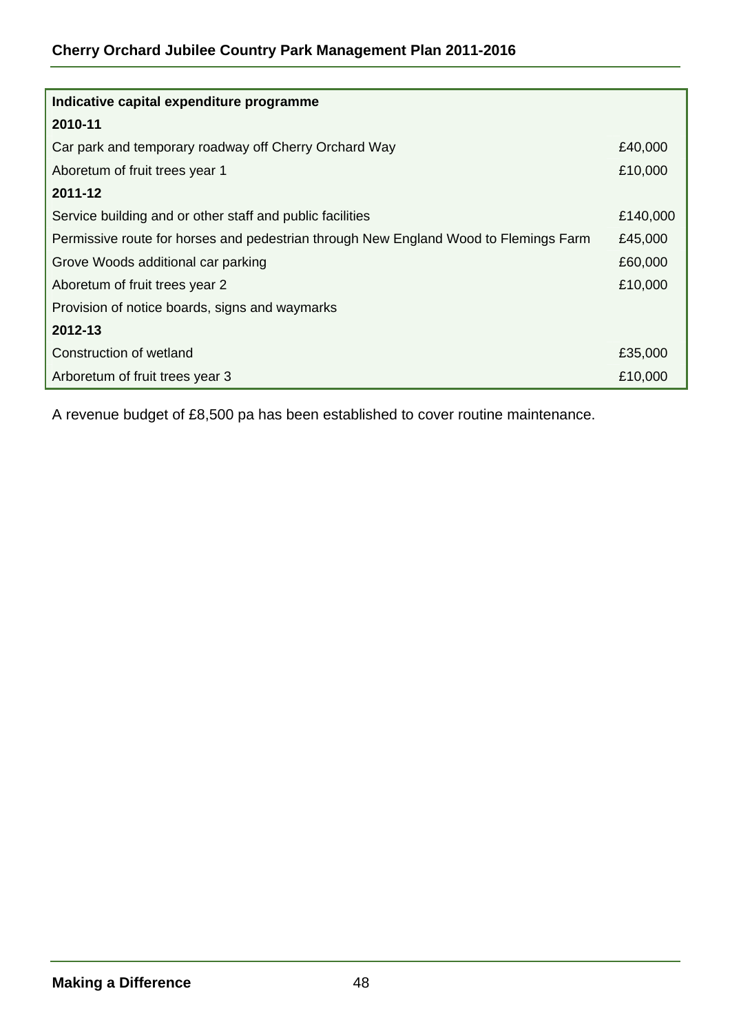| Indicative capital expenditure programme | |
|---|---|
| **2010-11** | |
| Car park and temporary roadway off Cherry Orchard Way | £40,000 |
| Aboretum of fruit trees year 1 | £10,000 |
| **2011-12** | |
| Service building and or other staff and public facilities | £140,000 |
| Permissive route for horses and pedestrian through New England Wood to Flemings Farm | £45,000 |
| Grove Woods additional car parking | £60,000 |
| Aboretum of fruit trees year 2 | £10,000 |
| Provision of notice boards, signs and waymarks | |
| **2012-13** | |
| Construction of wetland | £35,000 |
| Arboretum of fruit trees year 3 | £10,000 |

A revenue budget of £8,500 pa has been established to cover routine maintenance.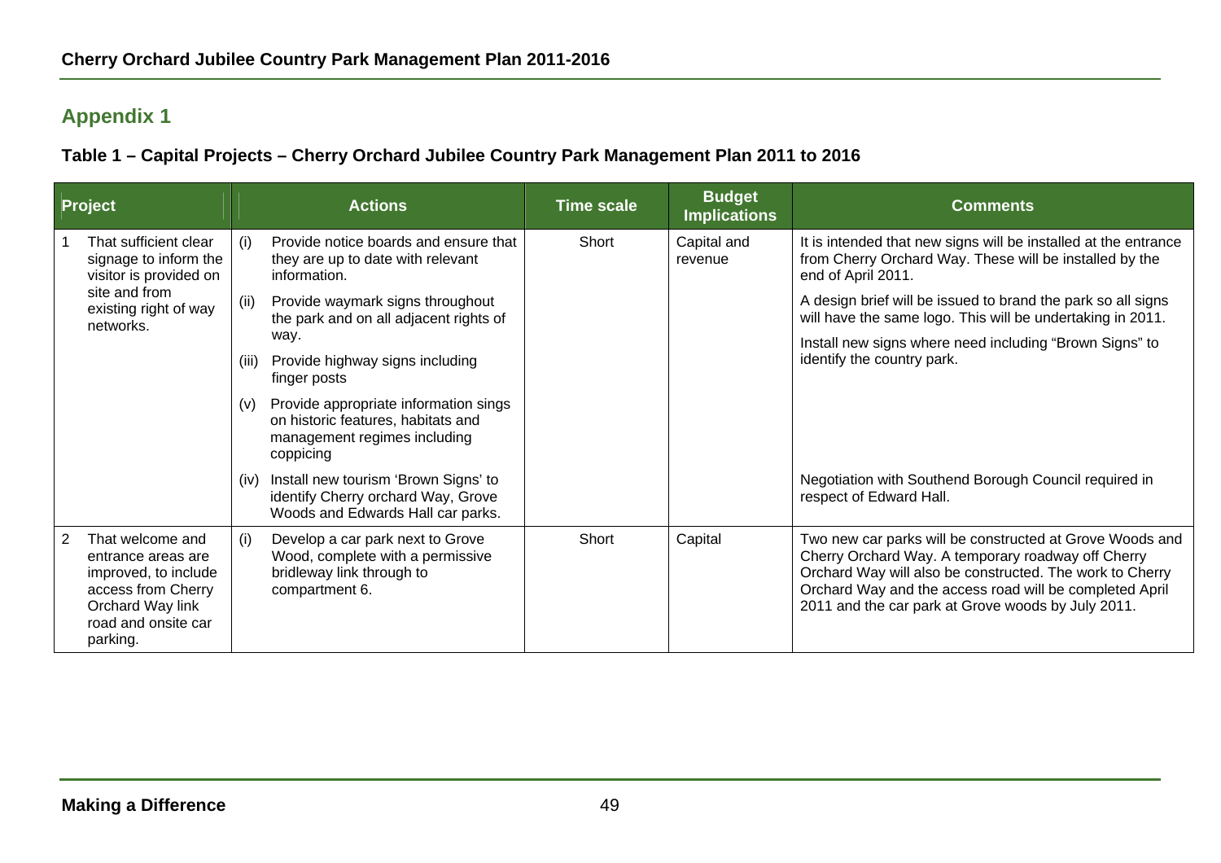## Appendix 1

**Table 1 – Capital Projects – Cherry Orchard Jubilee Country Park Management Plan 2011 to 2016**

| Project | Actions | Time scale | Budget Implications | Comments |
|---|---|---|---|---|
| 1 That sufficient clear signage to inform the visitor is provided on site and from existing right of way networks. | (i) Provide notice boards and ensure that they are up to date with relevant information.<br>(ii) Provide waymark signs throughout the park and on all adjacent rights of way.<br>(iii) Provide highway signs including finger posts<br>(v) Provide appropriate information sings on historic features, habitats and management regimes including coppicing<br>(iv) Install new tourism 'Brown Signs' to identify Cherry orchard Way, Grove Woods and Edwards Hall car parks. | Short | Capital and revenue | It is intended that new signs will be installed at the entrance from Cherry Orchard Way. These will be installed by the end of April 2011.<br>A design brief will be issued to brand the park so all signs will have the same logo. This will be undertaking in 2011.<br>Install new signs where need including "Brown Signs" to identify the country park.<br>Negotiation with Southend Borough Council required in respect of Edward Hall. |
| 2 That welcome and entrance areas are improved, to include access from Cherry Orchard Way link road and onsite car parking. | (i) Develop a car park next to Grove Wood, complete with a permissive bridleway link through to compartment 6. | Short | Capital | Two new car parks will be constructed at Grove Woods and Cherry Orchard Way. A temporary roadway off Cherry Orchard Way will also be constructed. The work to Cherry Orchard Way and the access road will be completed April 2011 and the car park at Grove woods by July 2011. |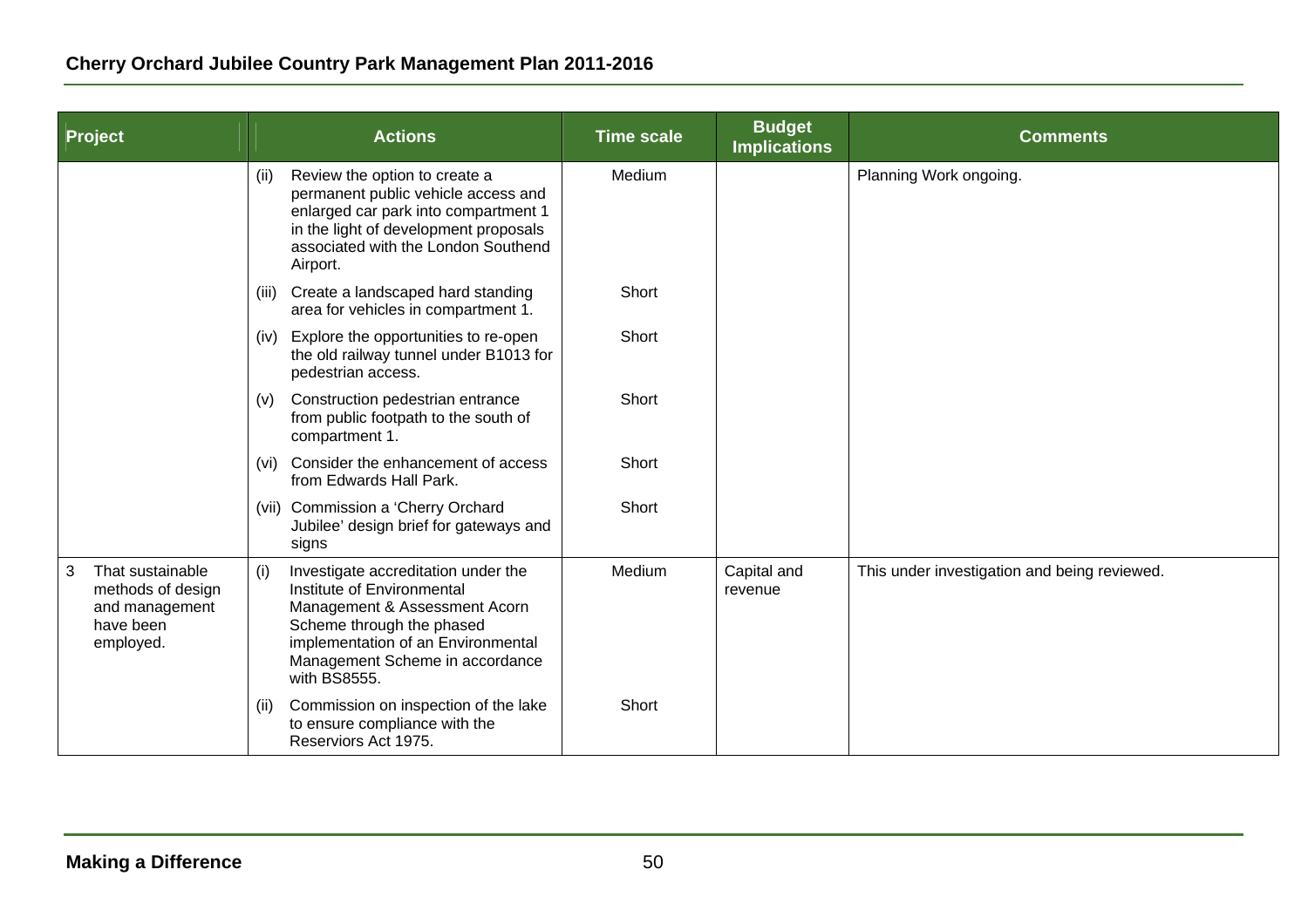| Project | Actions | Time scale | Budget Implications | Comments |
|---|---|---|---|---|
| | (ii) Review the option to create a permanent public vehicle access and enlarged car park into compartment 1 in the light of development proposals associated with the London Southend Airport. | Medium | | Planning Work ongoing. |
| | (iii) Create a landscaped hard standing area for vehicles in compartment 1. | Short | | |
| | (iv) Explore the opportunities to re-open the old railway tunnel under B1013 for pedestrian access. | Short | | |
| | (v) Construction pedestrian entrance from public footpath to the south of compartment 1. | Short | | |
| | (vi) Consider the enhancement of access from Edwards Hall Park. | Short | | |
| | (vii) Commission a 'Cherry Orchard Jubilee' design brief for gateways and signs | Short | | |
| 3 That sustainable methods of design and management have been employed. | (i) Investigate accreditation under the Institute of Environmental Management & Assessment Acorn Scheme through the phased implementation of an Environmental Management Scheme in accordance with BS8555. | Medium | Capital and revenue | This under investigation and being reviewed. |
| | (ii) Commission on inspection of the lake to ensure compliance with the Reserviors Act 1975. | Short | | |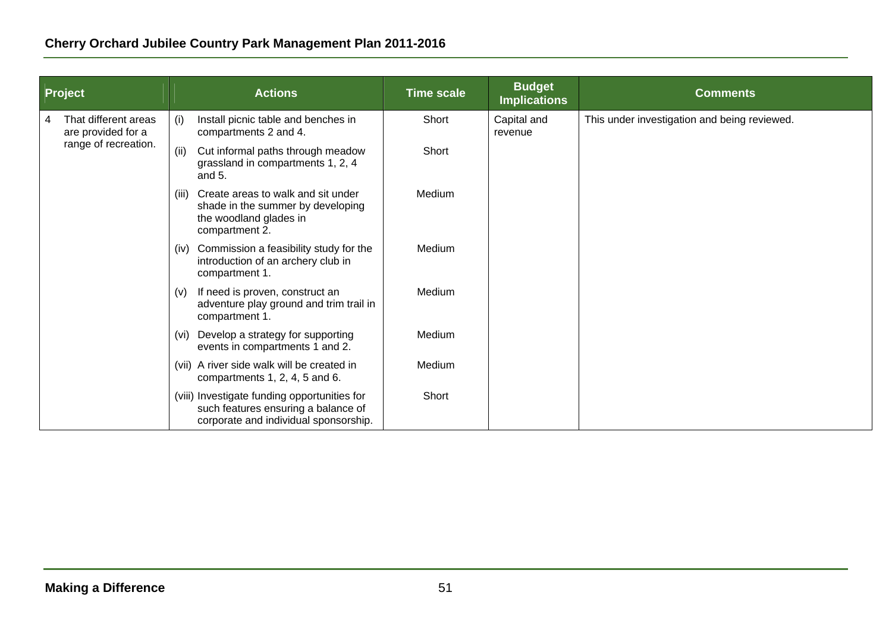| Project | Actions | Time scale | Budget Implications | Comments |
|---|---|---|---|---|
| 4 That different areas are provided for a range of recreation. | (i) Install picnic table and benches in compartments 2 and 4. | Short | Capital and revenue | This under investigation and being reviewed. |
| | (ii) Cut informal paths through meadow grassland in compartments 1, 2, 4 and 5. | Short | | |
| | (iii) Create areas to walk and sit under shade in the summer by developing the woodland glades in compartment 2. | Medium | | |
| | (iv) Commission a feasibility study for the introduction of an archery club in compartment 1. | Medium | | |
| | (v) If need is proven, construct an adventure play ground and trim trail in compartment 1. | Medium | | |
| | (vi) Develop a strategy for supporting events in compartments 1 and 2. | Medium | | |
| | (vii) A river side walk will be created in compartments 1, 2, 4, 5 and 6. | Medium | | |
| | (viii) Investigate funding opportunities for such features ensuring a balance of corporate and individual sponsorship. | Short | | |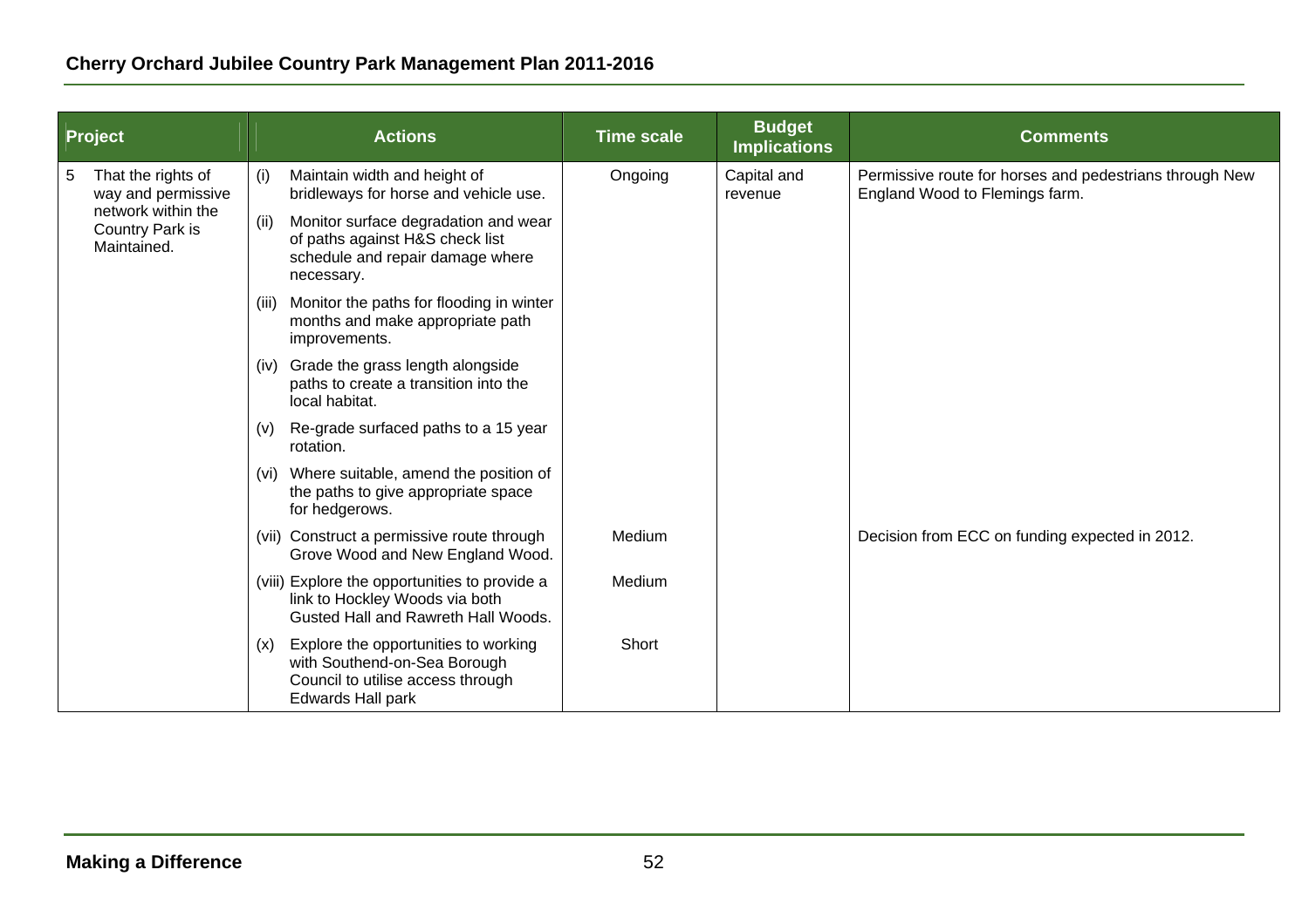| Project | Actions | Time scale | Budget Implications | Comments |
|---|---|---|---|---|
| 5 That the rights of way and permissive network within the Country Park is Maintained. | (i) Maintain width and height of bridleways for horse and vehicle use. | Ongoing | Capital and revenue | Permissive route for horses and pedestrians through New England Wood to Flemings farm. |
| | (ii) Monitor surface degradation and wear of paths against H&S check list schedule and repair damage where necessary. | | | |
| | (iii) Monitor the paths for flooding in winter months and make appropriate path improvements. | | | |
| | (iv) Grade the grass length alongside paths to create a transition into the local habitat. | | | |
| | (v) Re-grade surfaced paths to a 15 year rotation. | | | |
| | (vi) Where suitable, amend the position of the paths to give appropriate space for hedgerows. | | | |
| | (vii) Construct a permissive route through Grove Wood and New England Wood. | Medium | | Decision from ECC on funding expected in 2012. |
| | (viii) Explore the opportunities to provide a link to Hockley Woods via both Gusted Hall and Rawreth Hall Woods. | Medium | | |
| | (x) Explore the opportunities to working with Southend-on-Sea Borough Council to utilise access through Edwards Hall park | Short | | |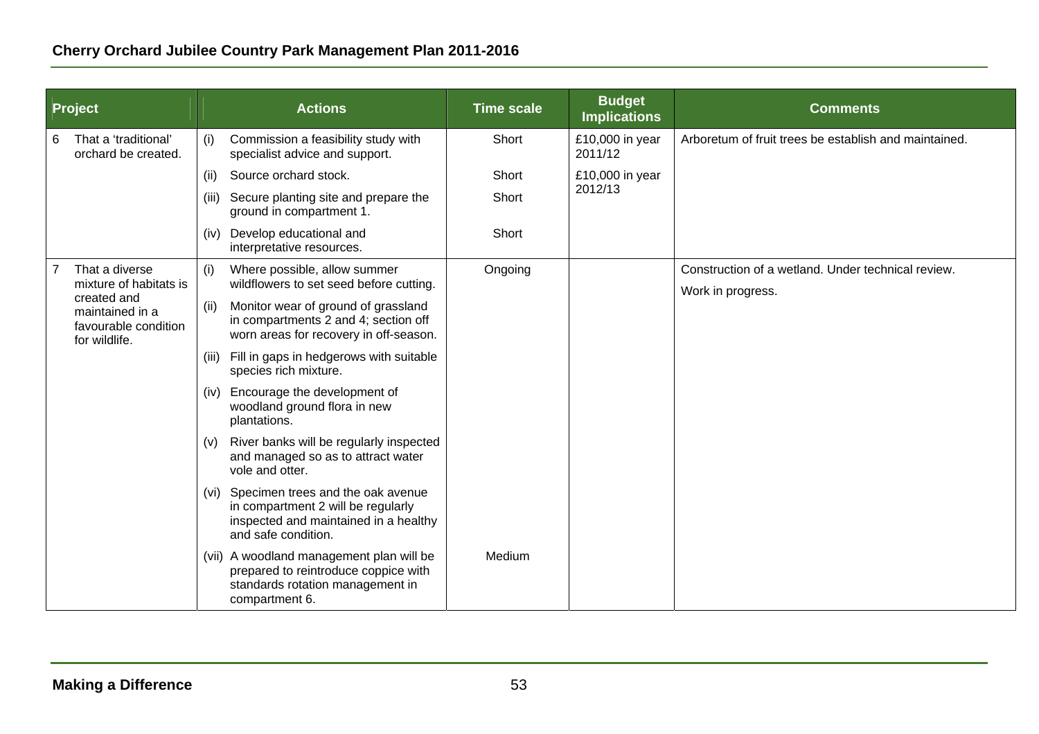| Project | Actions | Time scale | Budget Implications | Comments |
|---|---|---|---|---|
| 6 That a 'traditional' orchard be created. | (i) Commission a feasibility study with specialist advice and support. | Short | £10,000 in year 2011/12 | Arboretum of fruit trees be establish and maintained. |
| | (ii) Source orchard stock. | Short | £10,000 in year 2012/13 | |
| | (iii) Secure planting site and prepare the ground in compartment 1. | Short | | |
| | (iv) Develop educational and interpretative resources. | Short | | |
| 7 That a diverse mixture of habitats is created and maintained in a favourable condition for wildlife. | (i) Where possible, allow summer wildflowers to set seed before cutting. | Ongoing | | Construction of a wetland. Under technical review.<br>Work in progress. |
| | (ii) Monitor wear of ground of grassland in compartments 2 and 4; section off worn areas for recovery in off-season. | | | |
| | (iii) Fill in gaps in hedgerows with suitable species rich mixture. | | | |
| | (iv) Encourage the development of woodland ground flora in new plantations. | | | |
| | (v) River banks will be regularly inspected and managed so as to attract water vole and otter. | | | |
| | (vi) Specimen trees and the oak avenue in compartment 2 will be regularly inspected and maintained in a healthy and safe condition. | | | |
| | (vii) A woodland management plan will be prepared to reintroduce coppice with standards rotation management in compartment 6. | Medium | | |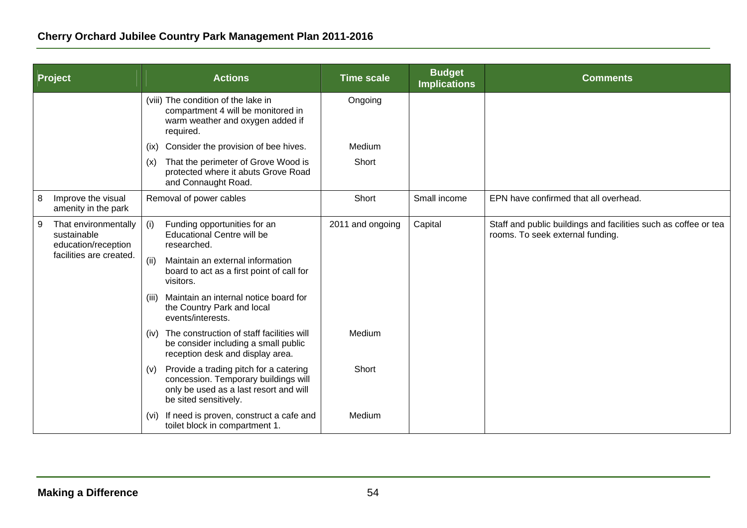| Project | Actions | Time scale | Budget Implications | Comments |
|---|---|---|---|---|
| | (viii) The condition of the lake in compartment 4 will be monitored in warm weather and oxygen added if required. | Ongoing | | |
| | (ix) Consider the provision of bee hives. | Medium | | |
| | (x) That the perimeter of Grove Wood is protected where it abuts Grove Road and Connaught Road. | Short | | |
| 8 Improve the visual amenity in the park | Removal of power cables | Short | Small income | EPN have confirmed that all overhead. |
| 9 That environmentally sustainable education/reception facilities are created. | (i) Funding opportunities for an Educational Centre will be researched. | 2011 and ongoing | Capital | Staff and public buildings and facilities such as coffee or tea rooms. To seek external funding. |
| | (ii) Maintain an external information board to act as a first point of call for visitors. | | | |
| | (iii) Maintain an internal notice board for the Country Park and local events/interests. | | | |
| | (iv) The construction of staff facilities will be consider including a small public reception desk and display area. | Medium | | |
| | (v) Provide a trading pitch for a catering concession. Temporary buildings will only be used as a last resort and will be sited sensitively. | Short | | |
| | (vi) If need is proven, construct a cafe and toilet block in compartment 1. | Medium | | |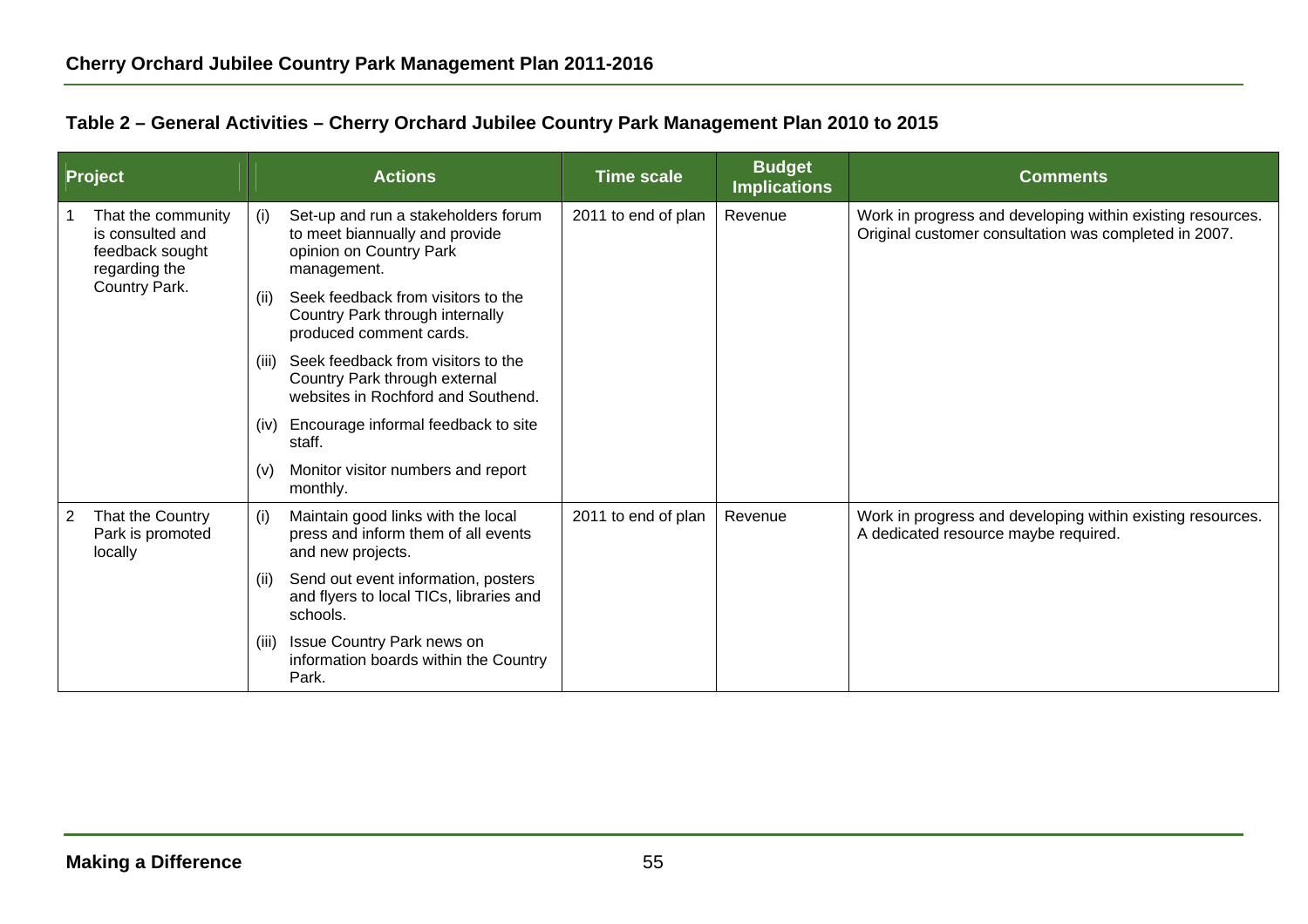**Table 2 – General Activities – Cherry Orchard Jubilee Country Park Management Plan 2010 to 2015**

| Project | Actions | Time scale | Budget Implications | Comments |
|---|---|---|---|---|
| 1 That the community is consulted and feedback sought regarding the Country Park. | (i) Set-up and run a stakeholders forum to meet biannually and provide opinion on Country Park management.<br>(ii) Seek feedback from visitors to the Country Park through internally produced comment cards.<br>(iii) Seek feedback from visitors to the Country Park through external websites in Rochford and Southend.<br>(iv) Encourage informal feedback to site staff.<br>(v) Monitor visitor numbers and report monthly. | 2011 to end of plan | Revenue | Work in progress and developing within existing resources. Original customer consultation was completed in 2007. |
| 2 That the Country Park is promoted locally | (i) Maintain good links with the local press and inform them of all events and new projects.<br>(ii) Send out event information, posters and flyers to local TICs, libraries and schools.<br>(iii) Issue Country Park news on information boards within the Country Park. | 2011 to end of plan | Revenue | Work in progress and developing within existing resources. A dedicated resource maybe required. |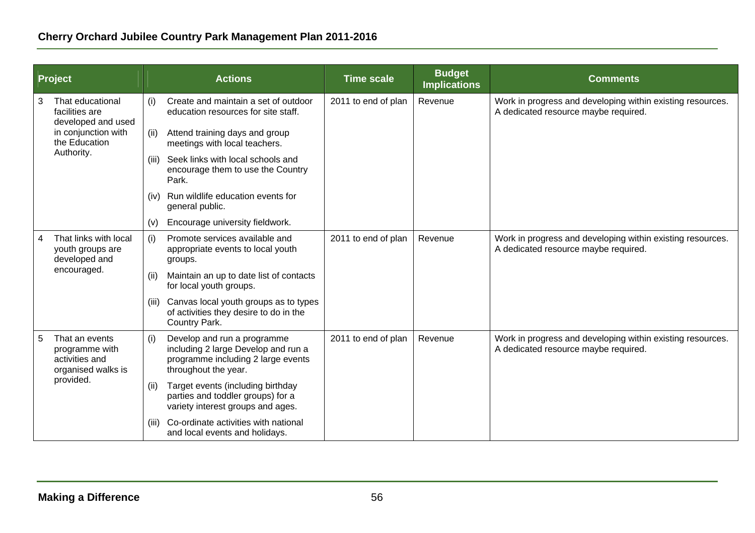| Project | Actions | Time scale | Budget Implications | Comments |
|---|---|---|---|---|
| 3 That educational facilities are developed and used in conjunction with the Education Authority. | (i) Create and maintain a set of outdoor education resources for site staff.<br>(ii) Attend training days and group meetings with local teachers.<br>(iii) Seek links with local schools and encourage them to use the Country Park.<br>(iv) Run wildlife education events for general public.<br>(v) Encourage university fieldwork. | 2011 to end of plan | Revenue | Work in progress and developing within existing resources. A dedicated resource maybe required. |
| 4 That links with local youth groups are developed and encouraged. | (i) Promote services available and appropriate events to local youth groups.<br>(ii) Maintain an up to date list of contacts for local youth groups.<br>(iii) Canvas local youth groups as to types of activities they desire to do in the Country Park. | 2011 to end of plan | Revenue | Work in progress and developing within existing resources. A dedicated resource maybe required. |
| 5 That an events programme with activities and organised walks is provided. | (i) Develop and run a programme including 2 large Develop and run a programme including 2 large events throughout the year.<br>(ii) Target events (including birthday parties and toddler groups) for a variety interest groups and ages.<br>(iii) Co-ordinate activities with national and local events and holidays. | 2011 to end of plan | Revenue | Work in progress and developing within existing resources. A dedicated resource maybe required. |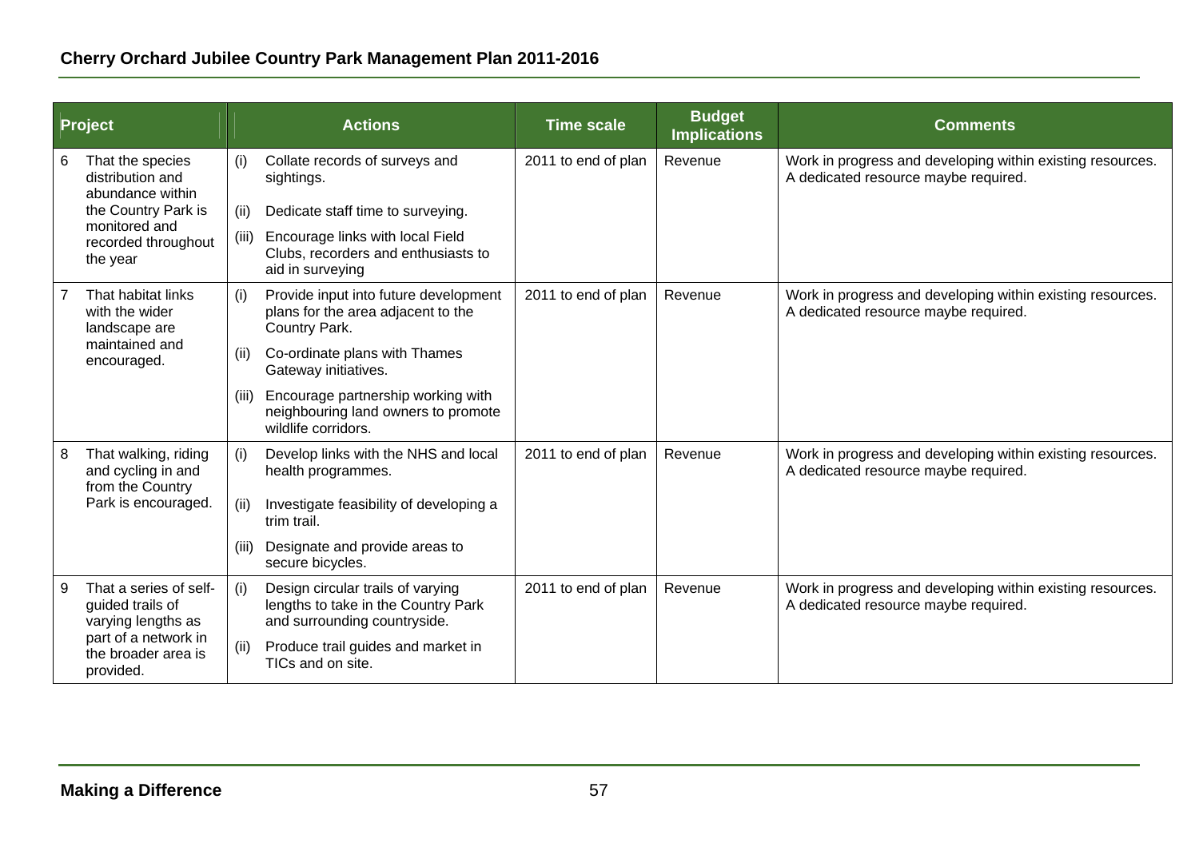| Project | Actions | Time scale | Budget Implications | Comments |
|---|---|---|---|---|
| 6 That the species distribution and abundance within the Country Park is monitored and recorded throughout the year | (i) Collate records of surveys and sightings.<br>(ii) Dedicate staff time to surveying.<br>(iii) Encourage links with local Field Clubs, recorders and enthusiasts to aid in surveying | 2011 to end of plan | Revenue | Work in progress and developing within existing resources. A dedicated resource maybe required. |
| 7 That habitat links with the wider landscape are maintained and encouraged. | (i) Provide input into future development plans for the area adjacent to the Country Park.<br>(ii) Co-ordinate plans with Thames Gateway initiatives.<br>(iii) Encourage partnership working with neighbouring land owners to promote wildlife corridors. | 2011 to end of plan | Revenue | Work in progress and developing within existing resources. A dedicated resource maybe required. |
| 8 That walking, riding and cycling in and from the Country Park is encouraged. | (i) Develop links with the NHS and local health programmes.<br>(ii) Investigate feasibility of developing a trim trail.<br>(iii) Designate and provide areas to secure bicycles. | 2011 to end of plan | Revenue | Work in progress and developing within existing resources. A dedicated resource maybe required. |
| 9 That a series of self-guided trails of varying lengths as part of a network in the broader area is provided. | (i) Design circular trails of varying lengths to take in the Country Park and surrounding countryside.<br>(ii) Produce trail guides and market in TICs and on site. | 2011 to end of plan | Revenue | Work in progress and developing within existing resources. A dedicated resource maybe required. |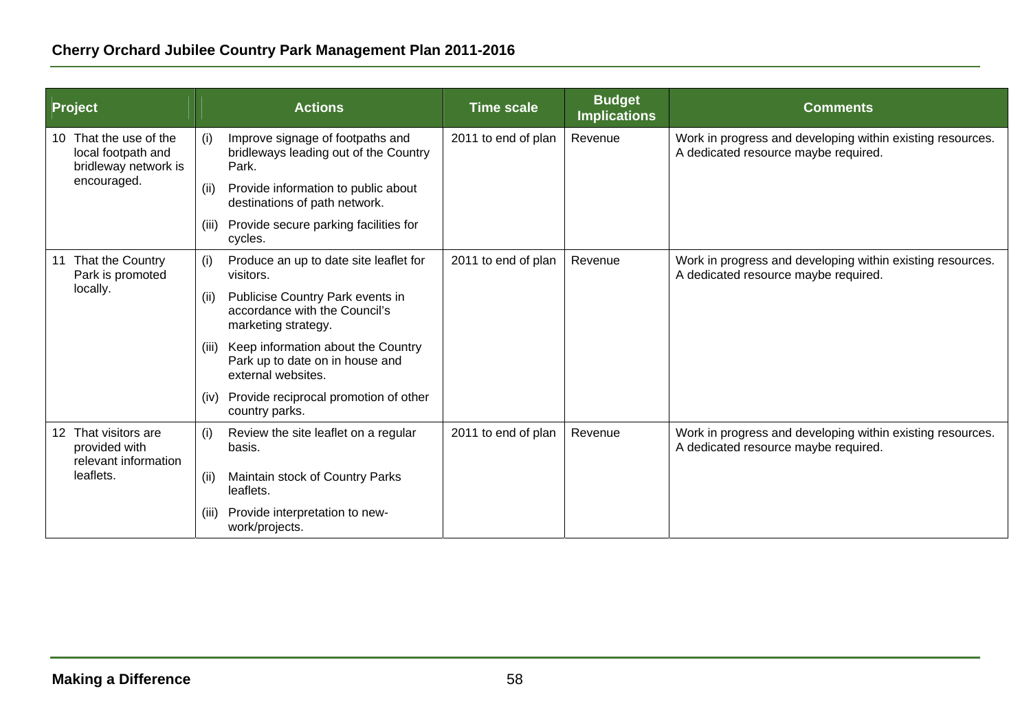| Project | Actions | Time scale | Budget Implications | Comments |
|---|---|---|---|---|
| 10 That the use of the local footpath and bridleway network is encouraged. | (i) Improve signage of footpaths and bridleways leading out of the Country Park.<br>(ii) Provide information to public about destinations of path network.<br>(iii) Provide secure parking facilities for cycles. | 2011 to end of plan | Revenue | Work in progress and developing within existing resources. A dedicated resource maybe required. |
| 11 That the Country Park is promoted locally. | (i) Produce an up to date site leaflet for visitors.<br>(ii) Publicise Country Park events in accordance with the Council's marketing strategy.<br>(iii) Keep information about the Country Park up to date on in house and external websites.<br>(iv) Provide reciprocal promotion of other country parks. | 2011 to end of plan | Revenue | Work in progress and developing within existing resources. A dedicated resource maybe required. |
| 12 That visitors are provided with relevant information leaflets. | (i) Review the site leaflet on a regular basis.<br>(ii) Maintain stock of Country Parks leaflets.<br>(iii) Provide interpretation to new-work/projects. | 2011 to end of plan | Revenue | Work in progress and developing within existing resources. A dedicated resource maybe required. |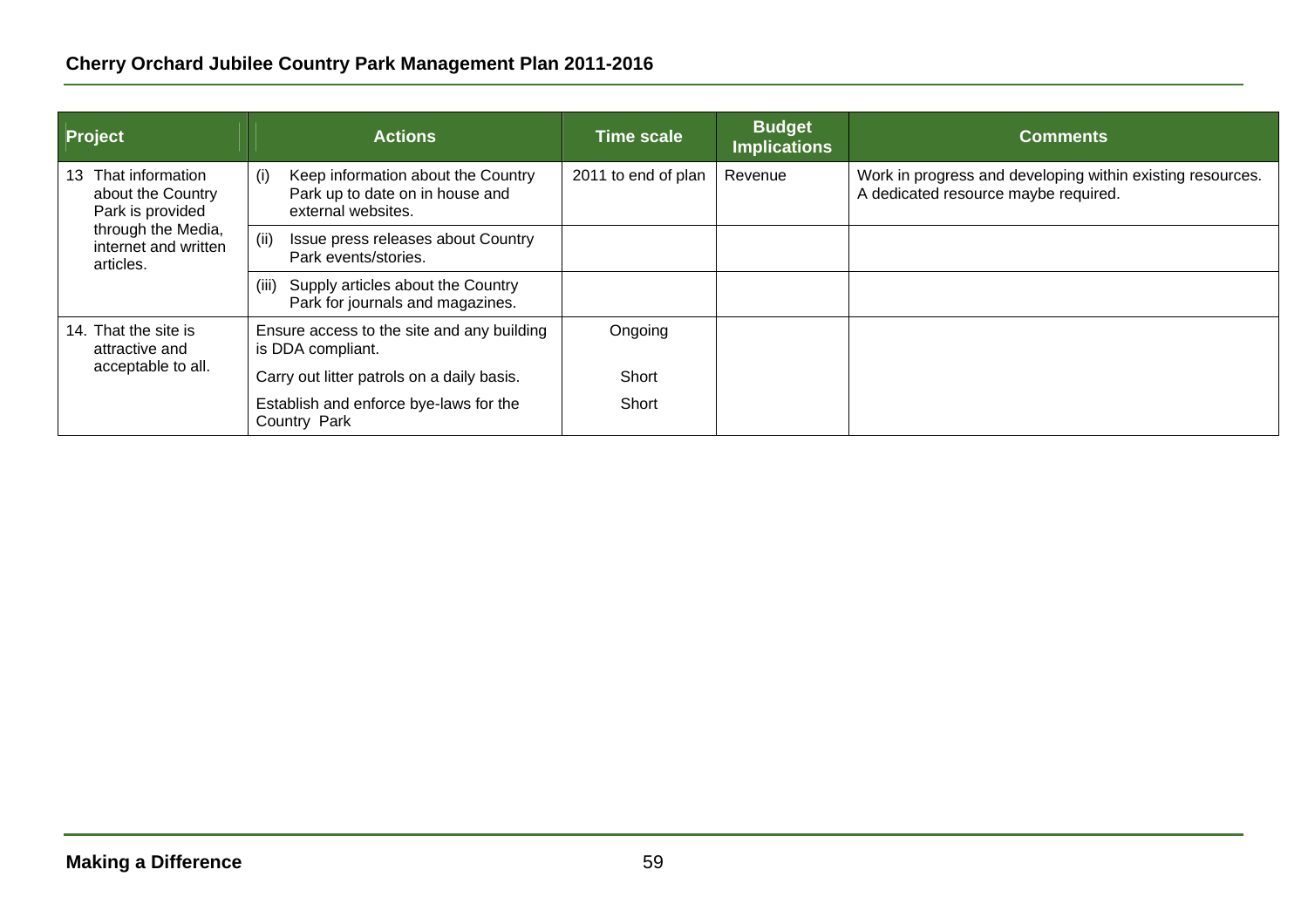| Project | Actions | Time scale | Budget Implications | Comments |
|---|---|---|---|---|
| 13 That information about the Country Park is provided through the Media, internet and written articles. | (i) Keep information about the Country Park up to date on in house and external websites. | 2011 to end of plan | Revenue | Work in progress and developing within existing resources. A dedicated resource maybe required. |
| | (ii) Issue press releases about Country Park events/stories. | | | |
| | (iii) Supply articles about the Country Park for journals and magazines. | | | |
| 14. That the site is attractive and acceptable to all. | Ensure access to the site and any building is DDA compliant. | Ongoing | | |
| | Carry out litter patrols on a daily basis. | Short | | |
| | Establish and enforce bye-laws for the Country Park | Short | | |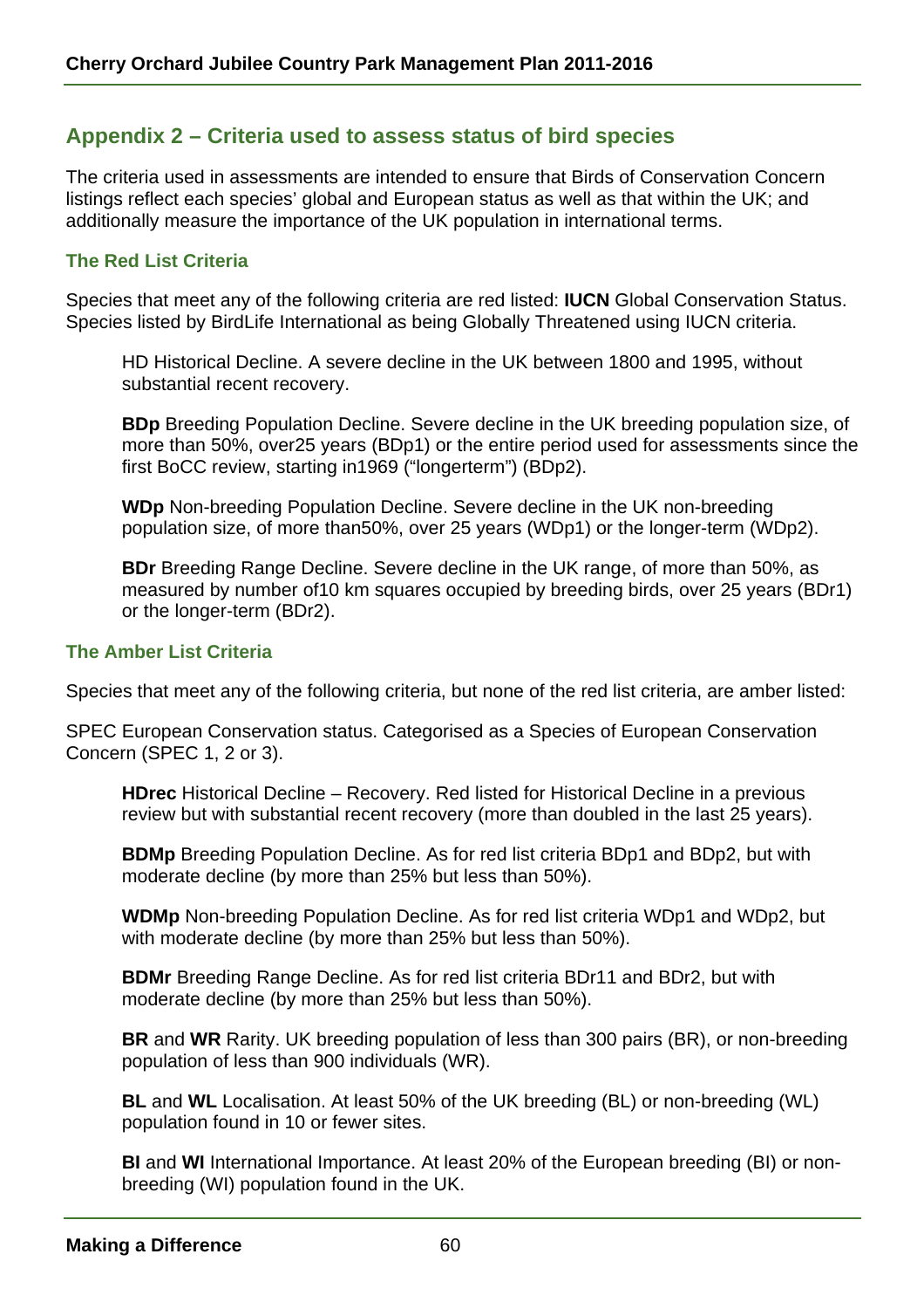## Appendix 2 – Criteria used to assess status of bird species

The criteria used in assessments are intended to ensure that Birds of Conservation Concern listings reflect each species' global and European status as well as that within the UK; and additionally measure the importance of the UK population in international terms.

### The Red List Criteria

Species that meet any of the following criteria are red listed: **IUCN** Global Conservation Status. Species listed by BirdLife International as being Globally Threatened using IUCN criteria.

HD Historical Decline. A severe decline in the UK between 1800 and 1995, without substantial recent recovery.

**BDp** Breeding Population Decline. Severe decline in the UK breeding population size, of more than 50%, over25 years (BDp1) or the entire period used for assessments since the first BoCC review, starting in1969 ("longerterm") (BDp2).

**WDp** Non-breeding Population Decline. Severe decline in the UK non-breeding population size, of more than50%, over 25 years (WDp1) or the longer-term (WDp2).

**BDr** Breeding Range Decline. Severe decline in the UK range, of more than 50%, as measured by number of10 km squares occupied by breeding birds, over 25 years (BDr1) or the longer-term (BDr2).

### The Amber List Criteria

Species that meet any of the following criteria, but none of the red list criteria, are amber listed:

SPEC European Conservation status. Categorised as a Species of European Conservation Concern (SPEC 1, 2 or 3).

**HDrec** Historical Decline – Recovery. Red listed for Historical Decline in a previous review but with substantial recent recovery (more than doubled in the last 25 years).

**BDMp** Breeding Population Decline. As for red list criteria BDp1 and BDp2, but with moderate decline (by more than 25% but less than 50%).

**WDMp** Non-breeding Population Decline. As for red list criteria WDp1 and WDp2, but with moderate decline (by more than 25% but less than 50%).

**BDMr** Breeding Range Decline. As for red list criteria BDr11 and BDr2, but with moderate decline (by more than 25% but less than 50%).

**BR** and **WR** Rarity. UK breeding population of less than 300 pairs (BR), or non-breeding population of less than 900 individuals (WR).

**BL** and **WL** Localisation. At least 50% of the UK breeding (BL) or non-breeding (WL) population found in 10 or fewer sites.

**BI** and **WI** International Importance. At least 20% of the European breeding (BI) or non-breeding (WI) population found in the UK.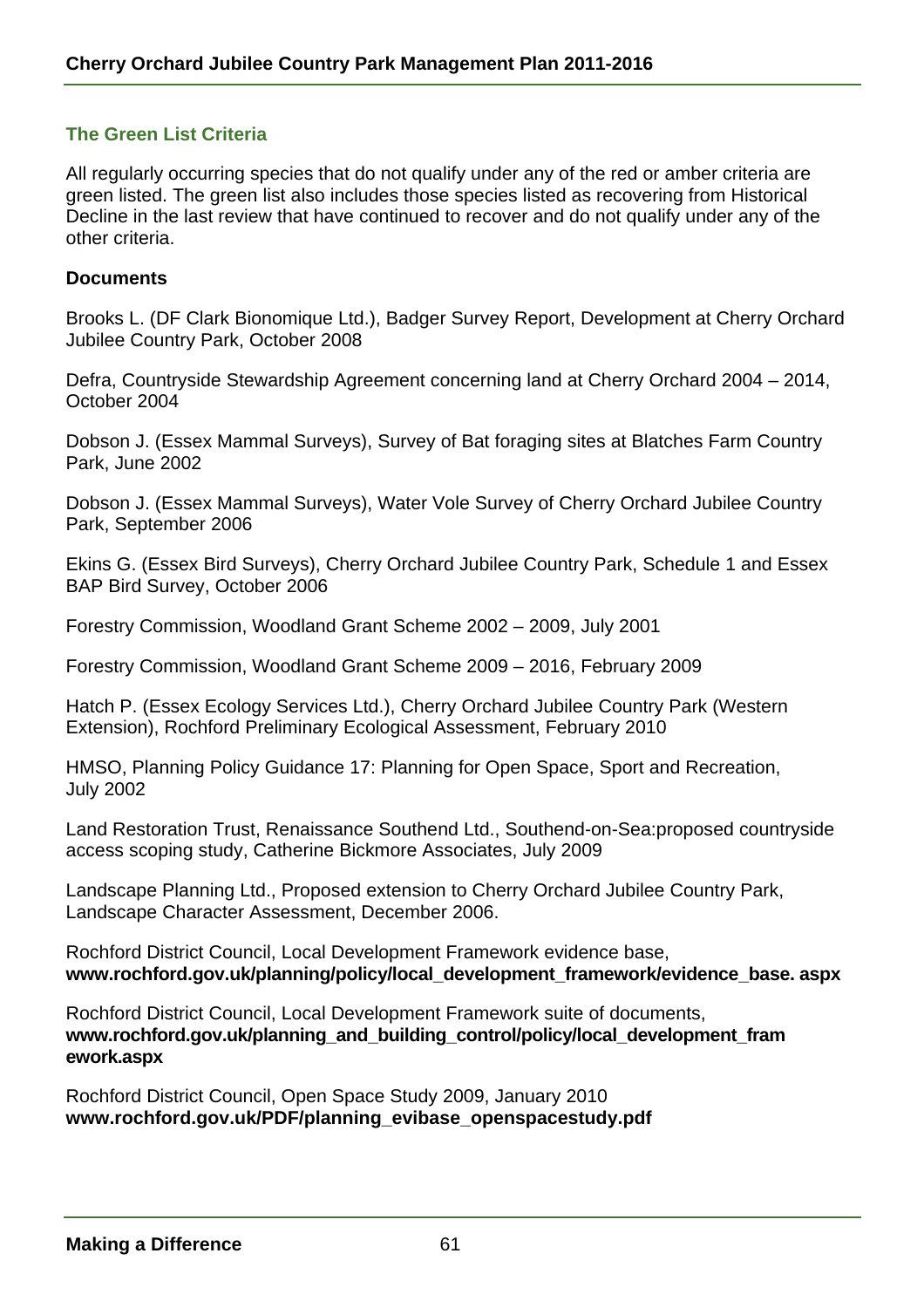### The Green List Criteria

All regularly occurring species that do not qualify under any of the red or amber criteria are green listed. The green list also includes those species listed as recovering from Historical Decline in the last review that have continued to recover and do not qualify under any of the other criteria.

**Documents**

Brooks L. (DF Clark Bionomique Ltd.), Badger Survey Report, Development at Cherry Orchard Jubilee Country Park, October 2008

Defra, Countryside Stewardship Agreement concerning land at Cherry Orchard 2004 – 2014, October 2004

Dobson J. (Essex Mammal Surveys), Survey of Bat foraging sites at Blatches Farm Country Park, June 2002

Dobson J. (Essex Mammal Surveys), Water Vole Survey of Cherry Orchard Jubilee Country Park, September 2006

Ekins G. (Essex Bird Surveys), Cherry Orchard Jubilee Country Park, Schedule 1 and Essex BAP Bird Survey, October 2006

Forestry Commission, Woodland Grant Scheme 2002 – 2009, July 2001

Forestry Commission, Woodland Grant Scheme 2009 – 2016, February 2009

Hatch P. (Essex Ecology Services Ltd.), Cherry Orchard Jubilee Country Park (Western Extension), Rochford Preliminary Ecological Assessment, February 2010

HMSO, Planning Policy Guidance 17: Planning for Open Space, Sport and Recreation, July 2002

Land Restoration Trust, Renaissance Southend Ltd., Southend-on-Sea:proposed countryside access scoping study, Catherine Bickmore Associates, July 2009

Landscape Planning Ltd., Proposed extension to Cherry Orchard Jubilee Country Park, Landscape Character Assessment, December 2006.

Rochford District Council, Local Development Framework evidence base, **www.rochford.gov.uk/planning/policy/local_development_framework/evidence_base. aspx**

Rochford District Council, Local Development Framework suite of documents, **www.rochford.gov.uk/planning_and_building_control/policy/local_development_framework.aspx**

Rochford District Council, Open Space Study 2009, January 2010 **www.rochford.gov.uk/PDF/planning_evibase_openspacestudy.pdf**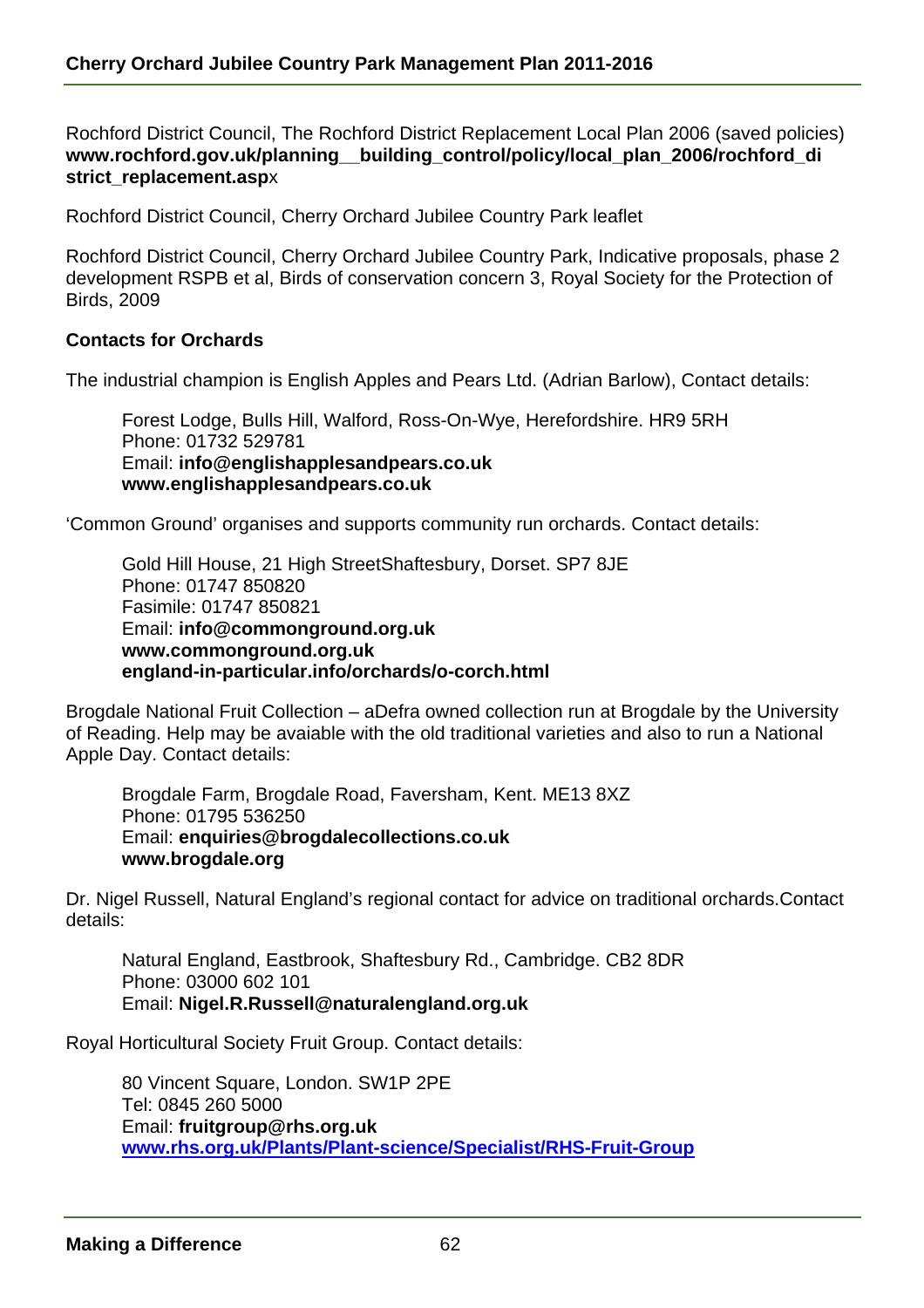Rochford District Council, The Rochford District Replacement Local Plan 2006 (saved policies) **www.rochford.gov.uk/planning__building_control/policy/local_plan_2006/rochford_district_replacement.asp**x

Rochford District Council, Cherry Orchard Jubilee Country Park leaflet

Rochford District Council, Cherry Orchard Jubilee Country Park, Indicative proposals, phase 2 development RSPB et al, Birds of conservation concern 3, Royal Society for the Protection of Birds, 2009

**Contacts for Orchards**

The industrial champion is English Apples and Pears Ltd. (Adrian Barlow), Contact details:

> Forest Lodge, Bulls Hill, Walford, Ross-On-Wye, Herefordshire. HR9 5RH
> Phone: 01732 529781
> Email: **info@englishapplesandpears.co.uk**
> **www.englishapplesandpears.co.uk**

'Common Ground' organises and supports community run orchards. Contact details:

> Gold Hill House, 21 High StreetShaftesbury, Dorset. SP7 8JE
> Phone: 01747 850820
> Fasimile: 01747 850821
> Email: **info@commonground.org.uk**
> **www.commonground.org.uk**
> **england-in-particular.info/orchards/o-corch.html**

Brogdale National Fruit Collection – aDefra owned collection run at Brogdale by the University of Reading. Help may be avaiable with the old traditional varieties and also to run a National Apple Day. Contact details:

> Brogdale Farm, Brogdale Road, Faversham, Kent. ME13 8XZ
> Phone: 01795 536250
> Email: **enquiries@brogdalecollections.co.uk**
> **www.brogdale.org**

Dr. Nigel Russell, Natural England's regional contact for advice on traditional orchards.Contact details:

> Natural England, Eastbrook, Shaftesbury Rd., Cambridge. CB2 8DR
> Phone: 03000 602 101
> Email: **Nigel.R.Russell@naturalengland.org.uk**

Royal Horticultural Society Fruit Group. Contact details:

> 80 Vincent Square, London. SW1P 2PE
> Tel: 0845 260 5000
> Email: **fruitgroup@rhs.org.uk**
> **www.rhs.org.uk/Plants/Plant-science/Specialist/RHS-Fruit-Group**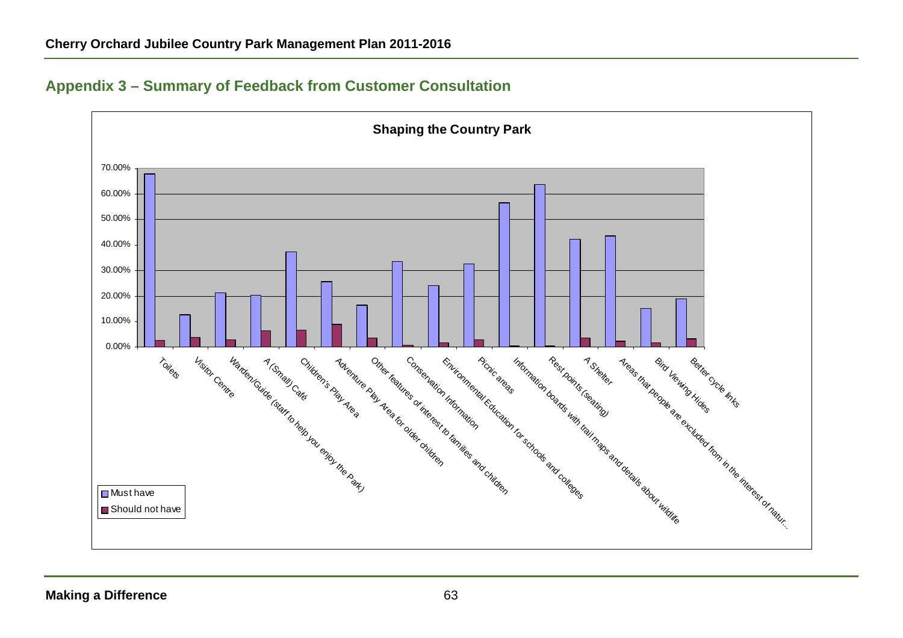## Appendix 3 – Summary of Feedback from Customer Consultation

**Shaping the Country Park**

| Feature | Must have | Should not have |
|---|---|---|
| Toilets | 67.8% | 2.6% |
| Visitor Centre | 12.7% | 3.8% |
| Warden/Guide (staff to help you enjoy the Park) | 21.2% | 2.8% |
| A (Small) Café | 20.3% | 6.4% |
| Children's Play Area | 37.3% | 6.6% |
| Adventure Play Area for older children | 25.6% | 8.9% |
| Other features of interest to families and children | 16.4% | 3.5% |
| Conservation Information | 33.5% | 0.7% |
| Environmental Education for schools and colleges | 24.1% | 1.7% |
| Picnic areas | 32.5% | 2.8% |
| Information boards with trail maps and details about wildlife | 56.5% | 0.4% |
| Rest points (seating) | 63.7% | 0.4% |
| A Shelter | 42.2% | 3.5% |
| Areas that people are excluded from in the interest of natur... | 43.5% | 2.3% |
| Bird Viewing Hides | 15.1% | 1.7% |
| Better cycle links | 18.9% | 3.2% |

*Values are approximate readings from the bar chart.*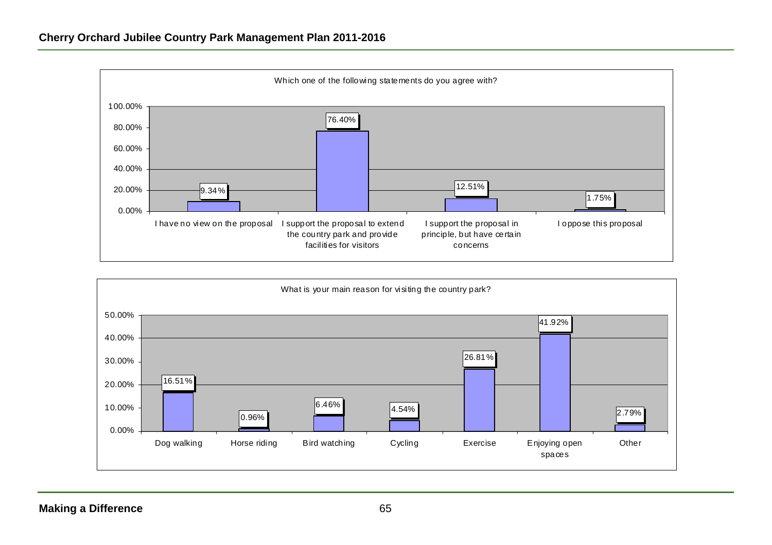Which one of the following statements do you agree with?

| Statement | Percentage |
| --- | --- |
| I have no view on the proposal | 9.34% |
| I support the proposal to extend the country park and provide facilities for visitors | 76.40% |
| I support the proposal in principle, but have certain concerns | 12.51% |
| I oppose this proposal | 1.75% |

What is your main reason for visiting the country park?

| Reason | Percentage |
| --- | --- |
| Dog walking | 16.51% |
| Horse riding | 0.96% |
| Bird watching | 6.46% |
| Cycling | 4.54% |
| Exercise | 26.81% |
| Enjoying open spaces | 41.92% |
| Other | 2.79% |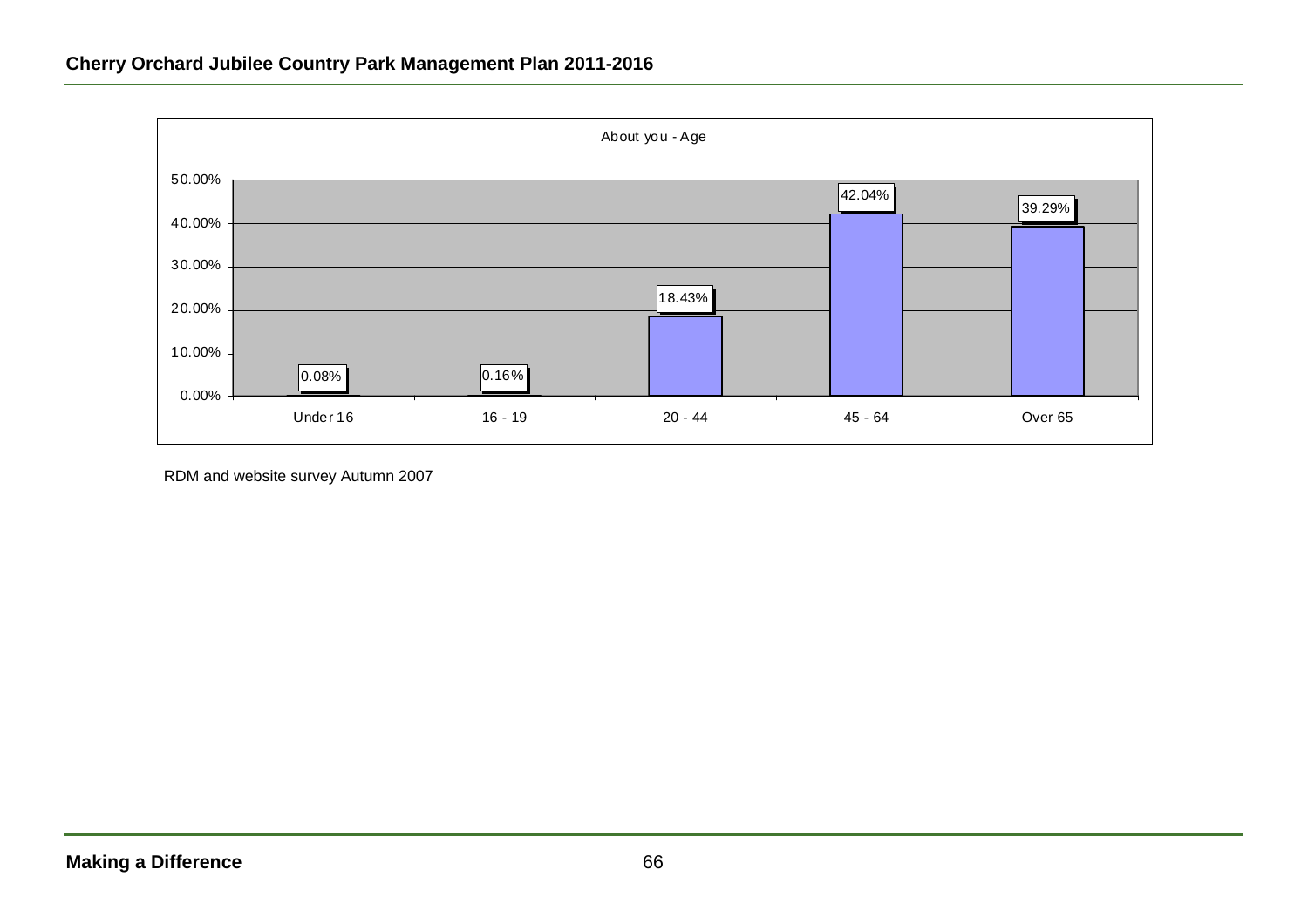About you - Age

| Age | Percentage |
| --- | --- |
| Under 16 | 0.08% |
| 16 - 19 | 0.16% |
| 20 - 44 | 18.43% |
| 45 - 64 | 42.04% |
| Over 65 | 39.29% |

RDM and website survey Autumn 2007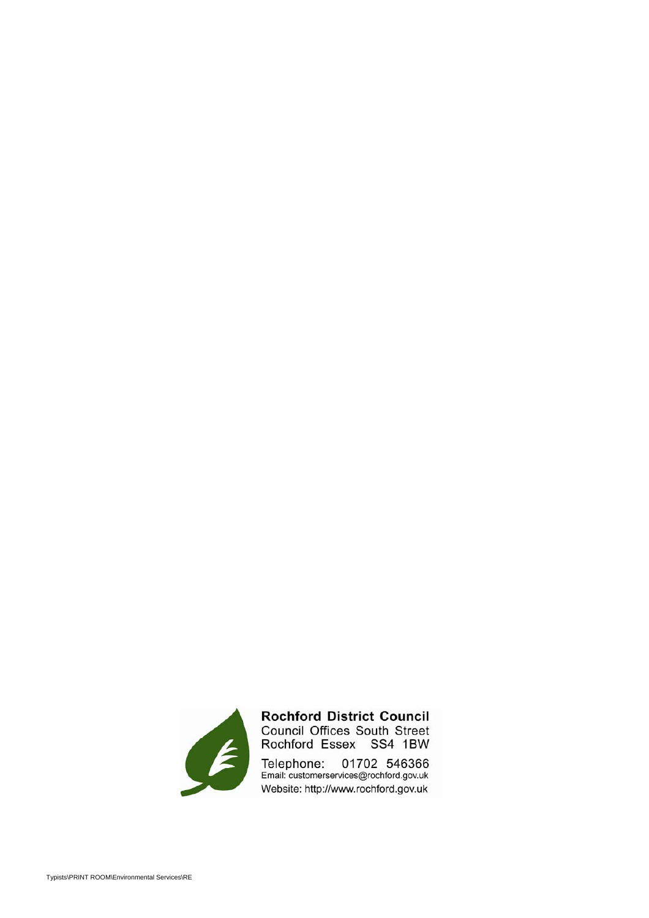**Rochford District Council**
Council Offices South Street
Rochford Essex SS4 1BW

Telephone: 01702 546366
Email: customerservices@rochford.gov.uk
Website: http://www.rochford.gov.uk

Typists\PRINT ROOM\Environmental Services\RE